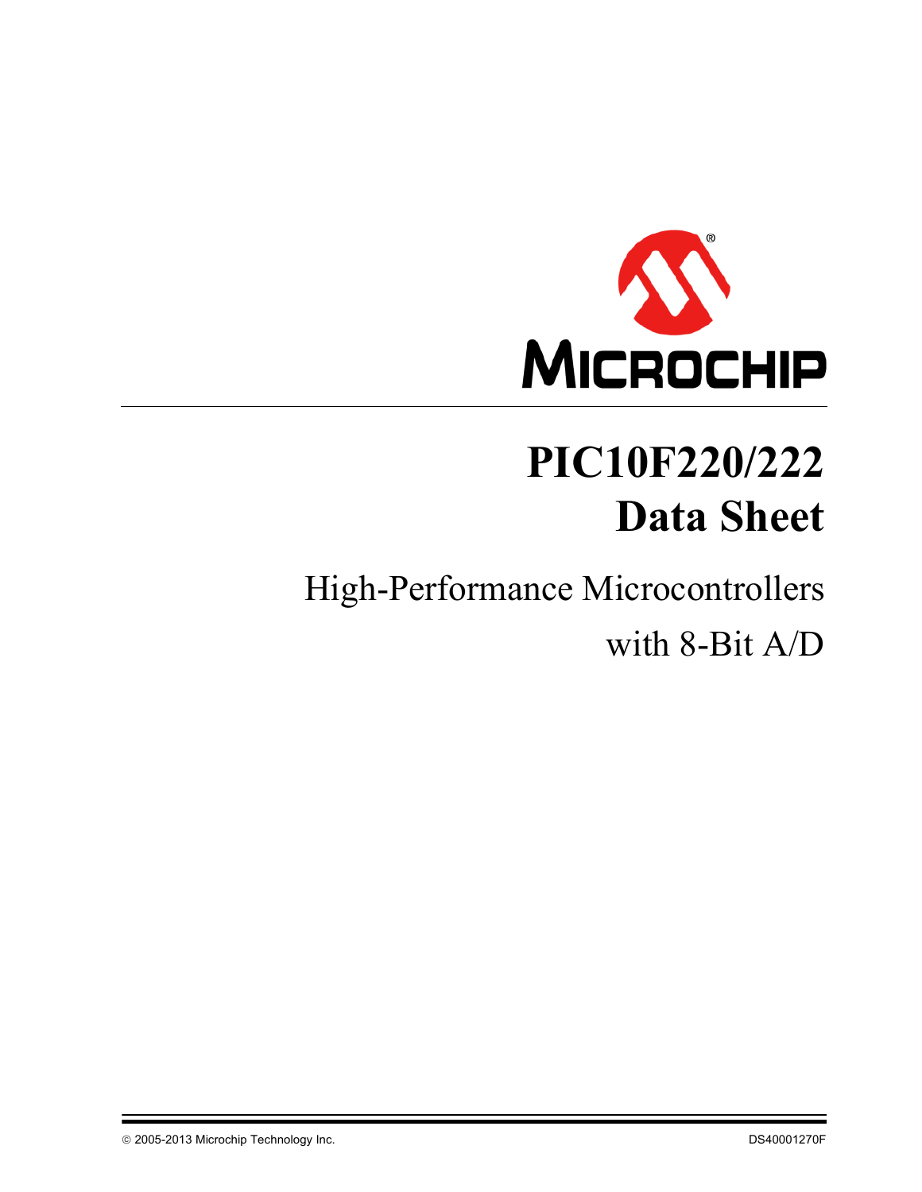# PIC10F220/222 Data Sheet

High-Performance Microcontrollers with 8-Bit A/D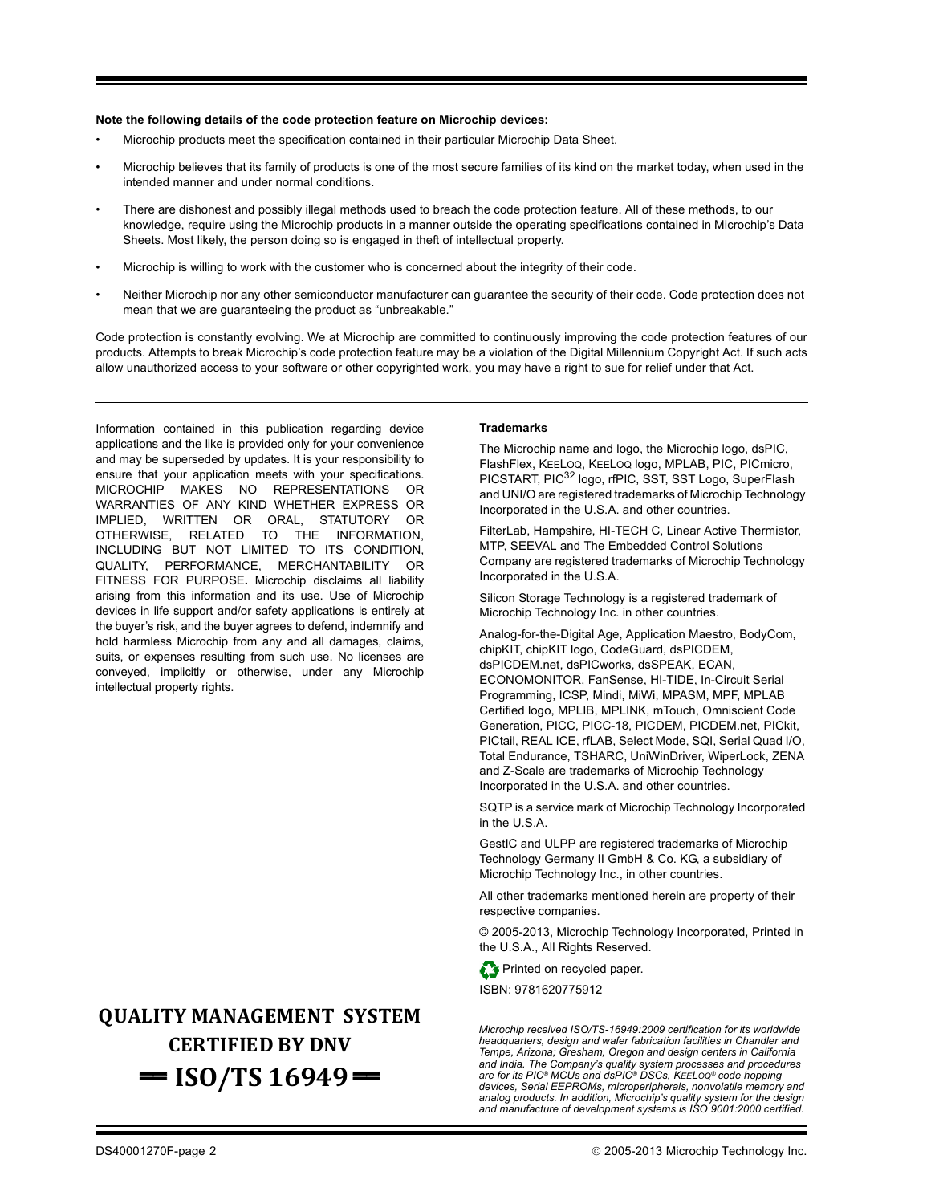**Note the following details of the code protection feature on Microchip devices:**

- Microchip products meet the specification contained in their particular Microchip Data Sheet.
- Microchip believes that its family of products is one of the most secure families of its kind on the market today, when used in the intended manner and under normal conditions.
- There are dishonest and possibly illegal methods used to breach the code protection feature. All of these methods, to our knowledge, require using the Microchip products in a manner outside the operating specifications contained in Microchip's Data Sheets. Most likely, the person doing so is engaged in theft of intellectual property.
- Microchip is willing to work with the customer who is concerned about the integrity of their code.
- Neither Microchip nor any other semiconductor manufacturer can guarantee the security of their code. Code protection does not mean that we are guaranteeing the product as "unbreakable."

Code protection is constantly evolving. We at Microchip are committed to continuously improving the code protection features of our products. Attempts to break Microchip's code protection feature may be a violation of the Digital Millennium Copyright Act. If such acts allow unauthorized access to your software or other copyrighted work, you may have a right to sue for relief under that Act.

---

Information contained in this publication regarding device applications and the like is provided only for your convenience and may be superseded by updates. It is your responsibility to ensure that your application meets with your specifications. MICROCHIP MAKES NO REPRESENTATIONS OR WARRANTIES OF ANY KIND WHETHER EXPRESS OR IMPLIED, WRITTEN OR ORAL, STATUTORY OR OTHERWISE, RELATED TO THE INFORMATION, INCLUDING BUT NOT LIMITED TO ITS CONDITION, QUALITY, PERFORMANCE, MERCHANTABILITY OR FITNESS FOR PURPOSE**.** Microchip disclaims all liability arising from this information and its use. Use of Microchip devices in life support and/or safety applications is entirely at the buyer's risk, and the buyer agrees to defend, indemnify and hold harmless Microchip from any and all damages, claims, suits, or expenses resulting from such use. No licenses are conveyed, implicitly or otherwise, under any Microchip intellectual property rights.

**QUALITY MANAGEMENT SYSTEM CERTIFIED BY DNV**
**== ISO/TS 16949 ==**

**Trademarks**

The Microchip name and logo, the Microchip logo, dsPIC, FlashFlex, KEELOQ, KEELOQ logo, MPLAB, PIC, PICmicro, PICSTART, PIC32 logo, rfPIC, SST, SST Logo, SuperFlash and UNI/O are registered trademarks of Microchip Technology Incorporated in the U.S.A. and other countries.

FilterLab, Hampshire, HI-TECH C, Linear Active Thermistor, MTP, SEEVAL and The Embedded Control Solutions Company are registered trademarks of Microchip Technology Incorporated in the U.S.A.

Silicon Storage Technology is a registered trademark of Microchip Technology Inc. in other countries.

Analog-for-the-Digital Age, Application Maestro, BodyCom, chipKIT, chipKIT logo, CodeGuard, dsPICDEM, dsPICDEM.net, dsPICworks, dsSPEAK, ECAN, ECONOMONITOR, FanSense, HI-TIDE, In-Circuit Serial Programming, ICSP, Mindi, MiWi, MPASM, MPF, MPLAB Certified logo, MPLIB, MPLINK, mTouch, Omniscient Code Generation, PICC, PICC-18, PICDEM, PICDEM.net, PICkit, PICtail, REAL ICE, rfLAB, Select Mode, SQI, Serial Quad I/O, Total Endurance, TSHARC, UniWinDriver, WiperLock, ZENA and Z-Scale are trademarks of Microchip Technology Incorporated in the U.S.A. and other countries.

SQTP is a service mark of Microchip Technology Incorporated in the U.S.A.

GestIC and ULPP are registered trademarks of Microchip Technology Germany II GmbH & Co. KG, a subsidiary of Microchip Technology Inc., in other countries.

All other trademarks mentioned herein are property of their respective companies.

© 2005-2013, Microchip Technology Incorporated, Printed in the U.S.A., All Rights Reserved.

Printed on recycled paper.

ISBN: 9781620775912

*Microchip received ISO/TS-16949:2009 certification for its worldwide headquarters, design and wafer fabrication facilities in Chandler and Tempe, Arizona; Gresham, Oregon and design centers in California and India. The Company's quality system processes and procedures are for its PIC® MCUs and dsPIC® DSCs, KEELOQ® code hopping devices, Serial EEPROMs, microperipherals, nonvolatile memory and analog products. In addition, Microchip's quality system for the design and manufacture of development systems is ISO 9001:2000 certified.*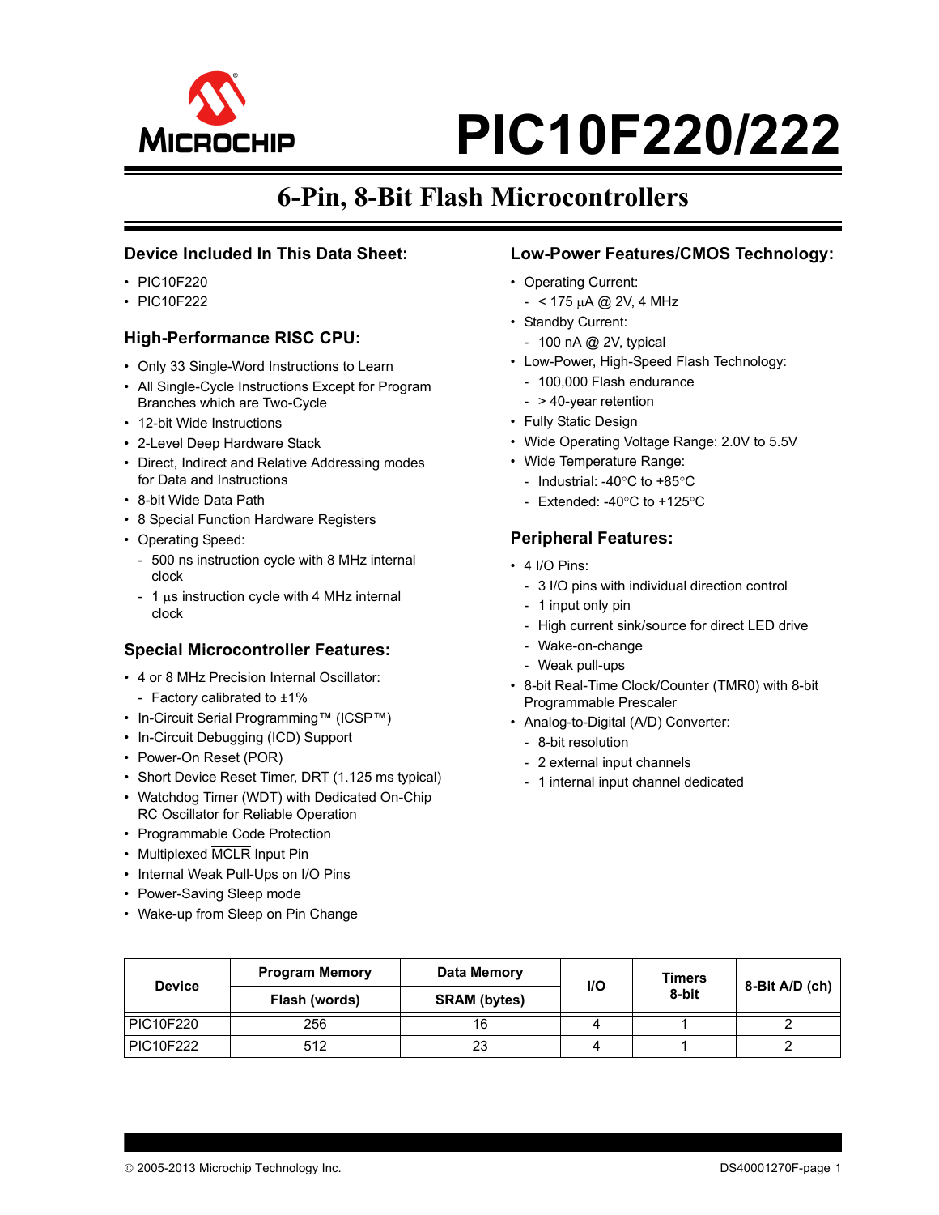# PIC10F220/222

## 6-Pin, 8-Bit Flash Microcontrollers

### Device Included In This Data Sheet:

- PIC10F220
- PIC10F222

### High-Performance RISC CPU:

- Only 33 Single-Word Instructions to Learn
- All Single-Cycle Instructions Except for Program Branches which are Two-Cycle
- 12-bit Wide Instructions
- 2-Level Deep Hardware Stack
- Direct, Indirect and Relative Addressing modes for Data and Instructions
- 8-bit Wide Data Path
- 8 Special Function Hardware Registers
- Operating Speed:
  - 500 ns instruction cycle with 8 MHz internal clock
  - 1 μs instruction cycle with 4 MHz internal clock

### Special Microcontroller Features:

- 4 or 8 MHz Precision Internal Oscillator:
  - Factory calibrated to ±1%
- In-Circuit Serial Programming™ (ICSP™)
- In-Circuit Debugging (ICD) Support
- Power-On Reset (POR)
- Short Device Reset Timer, DRT (1.125 ms typical)
- Watchdog Timer (WDT) with Dedicated On-Chip RC Oscillator for Reliable Operation
- Programmable Code Protection
- Multiplexed $\overline{\text{MCLR}}$ Input Pin
- Internal Weak Pull-Ups on I/O Pins
- Power-Saving Sleep mode
- Wake-up from Sleep on Pin Change

### Low-Power Features/CMOS Technology:

- Operating Current:
  - < 175 μA @ 2V, 4 MHz
- Standby Current:
  - 100 nA @ 2V, typical
- Low-Power, High-Speed Flash Technology:
  - 100,000 Flash endurance
  - > 40-year retention
- Fully Static Design
- Wide Operating Voltage Range: 2.0V to 5.5V
- Wide Temperature Range:
  - Industrial: -40°C to +85°C
  - Extended: -40°C to +125°C

### Peripheral Features:

- 4 I/O Pins:
  - 3 I/O pins with individual direction control
  - 1 input only pin
  - High current sink/source for direct LED drive
  - Wake-on-change
  - Weak pull-ups
- 8-bit Real-Time Clock/Counter (TMR0) with 8-bit Programmable Prescaler
- Analog-to-Digital (A/D) Converter:
  - 8-bit resolution
  - 2 external input channels
  - 1 internal input channel dedicated

| Device | Program Memory | Data Memory | I/O | Timers 8-bit | 8-Bit A/D (ch) |
|---|---|---|---|---|---|
| | Flash (words) | SRAM (bytes) | | | |
| PIC10F220 | 256 | 16 | 4 | 1 | 2 |
| PIC10F222 | 512 | 23 | 4 | 1 | 2 |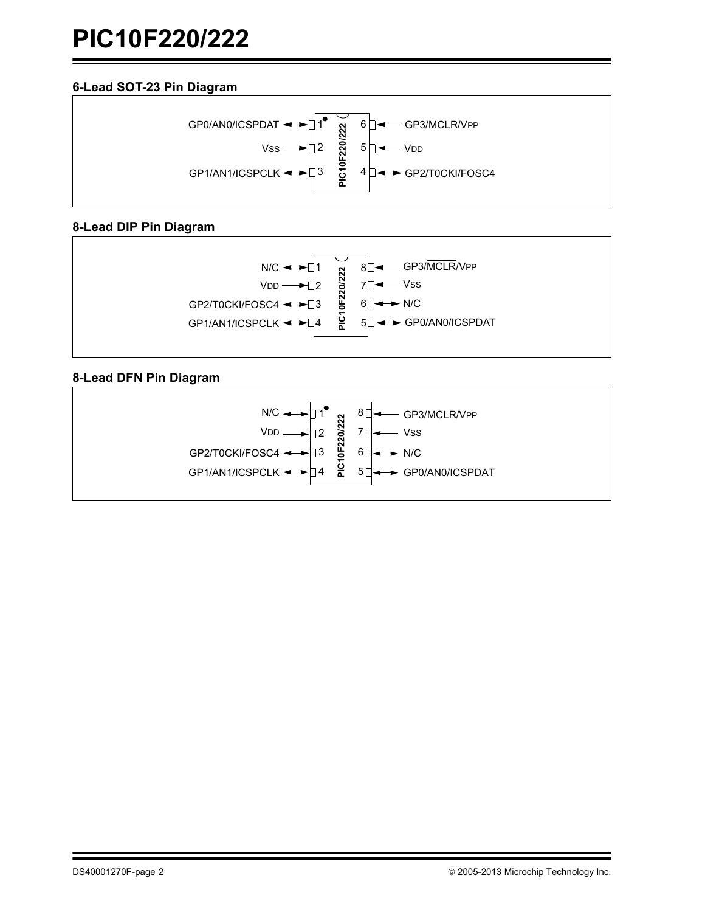### 6-Lead SOT-23 Pin Diagram

| Pin | Function | Pin | Function |
|---|---|---|---|
| 1 | GP0/AN0/ICSPDAT | 6 | GP3/$\overline{MCLR}$/VPP |
| 2 | VSS | 5 | VDD |
| 3 | GP1/AN1/ICSPCLK | 4 | GP2/T0CKI/FOSC4 |

PIC10F220/222

### 8-Lead DIP Pin Diagram

| Pin | Function | Pin | Function |
|---|---|---|---|
| 1 | N/C | 8 | GP3/$\overline{MCLR}$/VPP |
| 2 | VDD | 7 | VSS |
| 3 | GP2/T0CKI/FOSC4 | 6 | N/C |
| 4 | GP1/AN1/ICSPCLK | 5 | GP0/AN0/ICSPDAT |

PIC10F220/222

### 8-Lead DFN Pin Diagram

| Pin | Function | Pin | Function |
|---|---|---|---|
| 1 | N/C | 8 | GP3/$\overline{MCLR}$/VPP |
| 2 | VDD | 7 | VSS |
| 3 | GP2/T0CKI/FOSC4 | 6 | N/C |
| 4 | GP1/AN1/ICSPCLK | 5 | GP0/AN0/ICSPDAT |

PIC10F220/222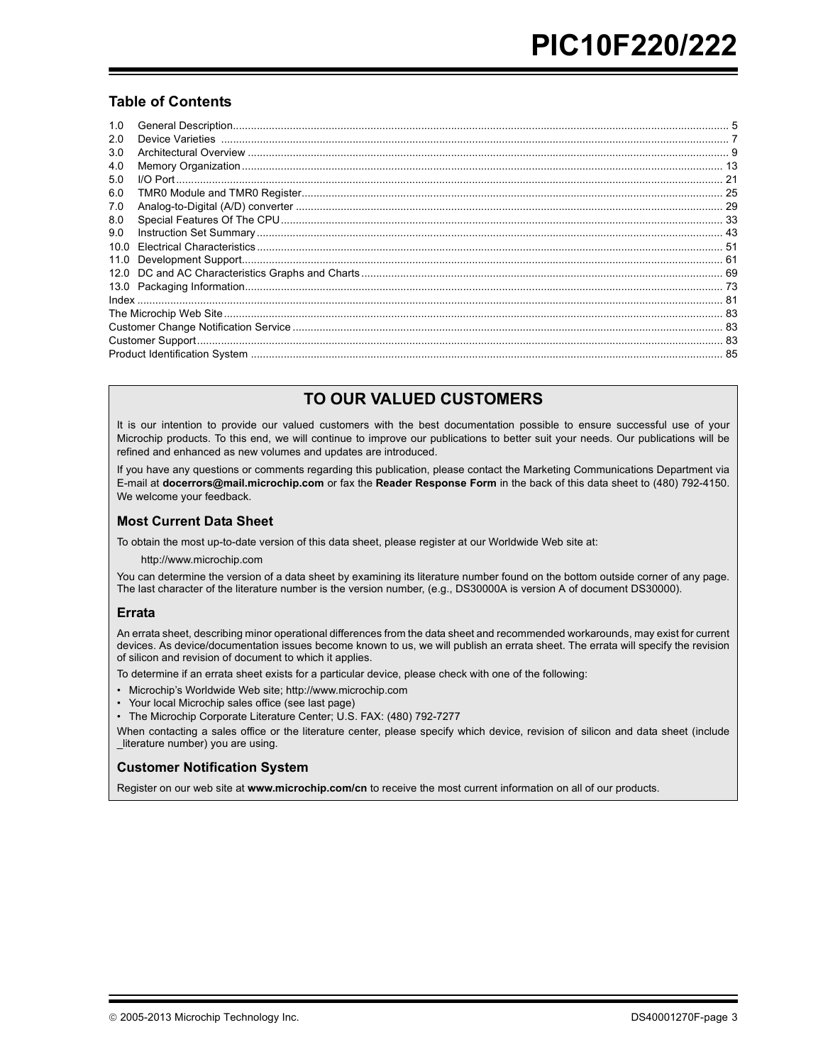## Table of Contents

| | | |
|---|---|---|
| 1.0 | General Description | 5 |
| 2.0 | Device Varieties | 7 |
| 3.0 | Architectural Overview | 9 |
| 4.0 | Memory Organization | 13 |
| 5.0 | I/O Port | 21 |
| 6.0 | TMR0 Module and TMR0 Register | 25 |
| 7.0 | Analog-to-Digital (A/D) converter | 29 |
| 8.0 | Special Features Of The CPU | 33 |
| 9.0 | Instruction Set Summary | 43 |
| 10.0 | Electrical Characteristics | 51 |
| 11.0 | Development Support | 61 |
| 12.0 | DC and AC Characteristics Graphs and Charts | 69 |
| 13.0 | Packaging Information | 73 |
| Index | | 81 |
| The Microchip Web Site | | 83 |
| Customer Change Notification Service | | 83 |
| Customer Support | | 83 |
| Product Identification System | | 85 |

## TO OUR VALUED CUSTOMERS

It is our intention to provide our valued customers with the best documentation possible to ensure successful use of your Microchip products. To this end, we will continue to improve our publications to better suit your needs. Our publications will be refined and enhanced as new volumes and updates are introduced.

If you have any questions or comments regarding this publication, please contact the Marketing Communications Department via E-mail at **docerrors@mail.microchip.com** or fax the **Reader Response Form** in the back of this data sheet to (480) 792-4150. We welcome your feedback.

### Most Current Data Sheet

To obtain the most up-to-date version of this data sheet, please register at our Worldwide Web site at:

http://www.microchip.com

You can determine the version of a data sheet by examining its literature number found on the bottom outside corner of any page. The last character of the literature number is the version number, (e.g., DS30000A is version A of document DS30000).

### Errata

An errata sheet, describing minor operational differences from the data sheet and recommended workarounds, may exist for current devices. As device/documentation issues become known to us, we will publish an errata sheet. The errata will specify the revision of silicon and revision of document to which it applies.

To determine if an errata sheet exists for a particular device, please check with one of the following:

- Microchip's Worldwide Web site; http://www.microchip.com
- Your local Microchip sales office (see last page)
- The Microchip Corporate Literature Center; U.S. FAX: (480) 792-7277

When contacting a sales office or the literature center, please specify which device, revision of silicon and data sheet (include _literature number) you are using.

### Customer Notification System

Register on our web site at **www.microchip.com/cn** to receive the most current information on all of our products.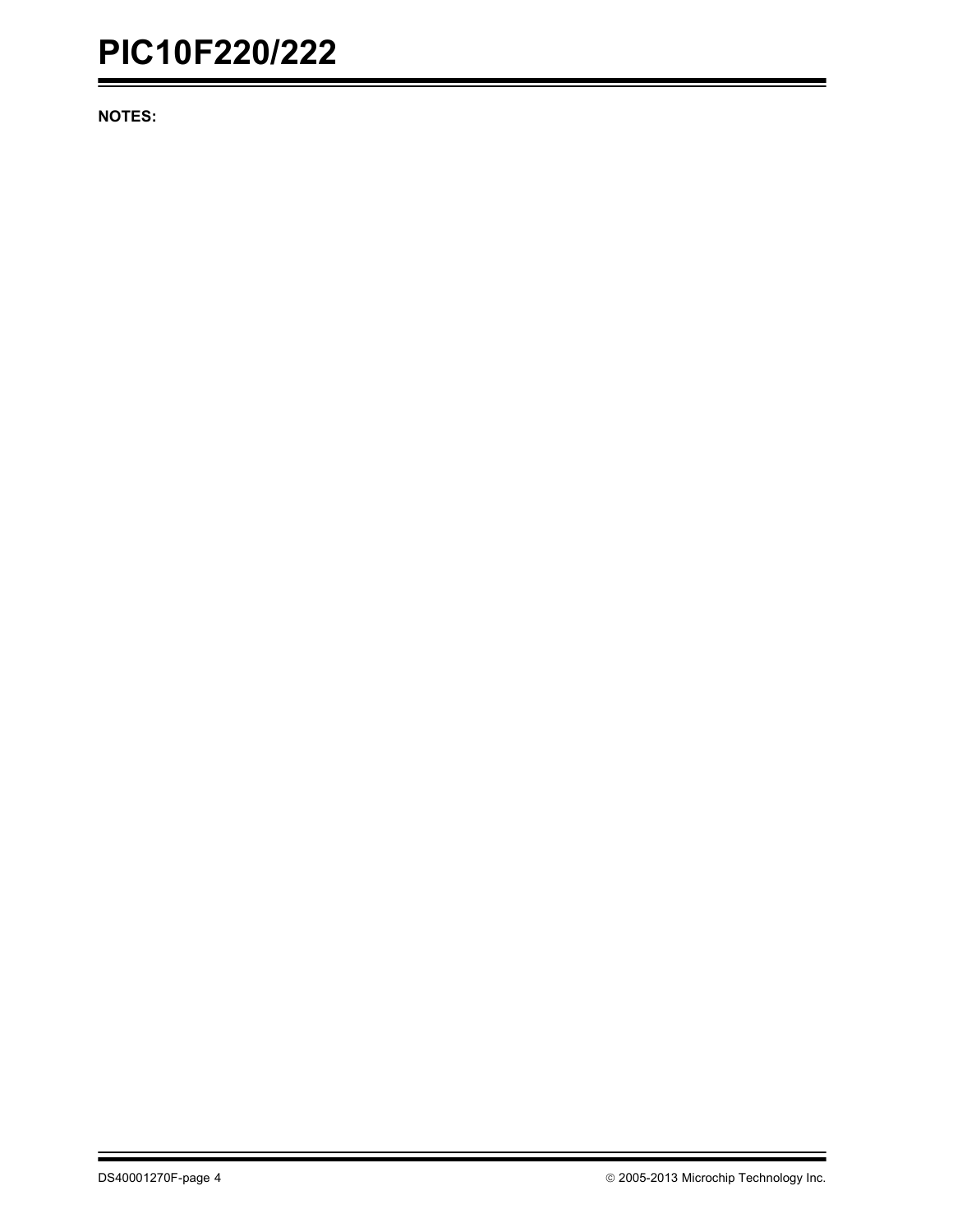**NOTES:**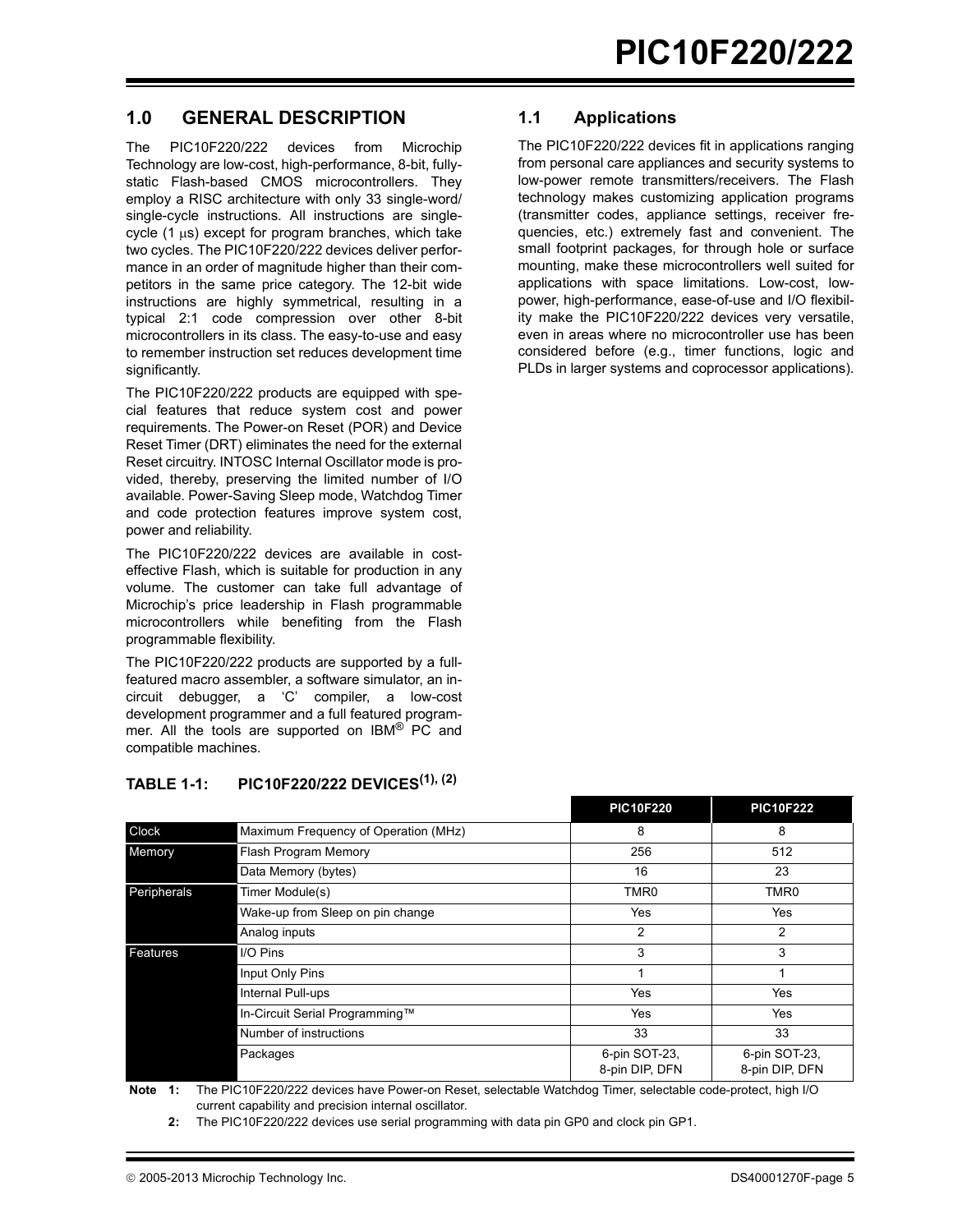## 1.0 GENERAL DESCRIPTION

The PIC10F220/222 devices from Microchip Technology are low-cost, high-performance, 8-bit, fully-static Flash-based CMOS microcontrollers. They employ a RISC architecture with only 33 single-word/single-cycle instructions. All instructions are single-cycle (1 μs) except for program branches, which take two cycles. The PIC10F220/222 devices deliver performance in an order of magnitude higher than their competitors in the same price category. The 12-bit wide instructions are highly symmetrical, resulting in a typical 2:1 code compression over other 8-bit microcontrollers in its class. The easy-to-use and easy to remember instruction set reduces development time significantly.

The PIC10F220/222 products are equipped with special features that reduce system cost and power requirements. The Power-on Reset (POR) and Device Reset Timer (DRT) eliminates the need for the external Reset circuitry. INTOSC Internal Oscillator mode is provided, thereby, preserving the limited number of I/O available. Power-Saving Sleep mode, Watchdog Timer and code protection features improve system cost, power and reliability.

The PIC10F220/222 devices are available in cost-effective Flash, which is suitable for production in any volume. The customer can take full advantage of Microchip's price leadership in Flash programmable microcontrollers while benefiting from the Flash programmable flexibility.

The PIC10F220/222 products are supported by a full-featured macro assembler, a software simulator, an in-circuit debugger, a 'C' compiler, a low-cost development programmer and a full featured programmer. All the tools are supported on IBM® PC and compatible machines.

## 1.1 Applications

The PIC10F220/222 devices fit in applications ranging from personal care appliances and security systems to low-power remote transmitters/receivers. The Flash technology makes customizing application programs (transmitter codes, appliance settings, receiver frequencies, etc.) extremely fast and convenient. The small footprint packages, for through hole or surface mounting, make these microcontrollers well suited for applications with space limitations. Low-cost, low-power, high-performance, ease-of-use and I/O flexibility make the PIC10F220/222 devices very versatile, even in areas where no microcontroller use has been considered before (e.g., timer functions, logic and PLDs in larger systems and coprocessor applications).

**TABLE 1-1: PIC10F220/222 DEVICES(1), (2)**

| | | PIC10F220 | PIC10F222 |
|---|---|---|---|
| Clock | Maximum Frequency of Operation (MHz) | 8 | 8 |
| Memory | Flash Program Memory | 256 | 512 |
| | Data Memory (bytes) | 16 | 23 |
| Peripherals | Timer Module(s) | TMR0 | TMR0 |
| | Wake-up from Sleep on pin change | Yes | Yes |
| | Analog inputs | 2 | 2 |
| Features | I/O Pins | 3 | 3 |
| | Input Only Pins | 1 | 1 |
| | Internal Pull-ups | Yes | Yes |
| | In-Circuit Serial Programming™ | Yes | Yes |
| | Number of instructions | 33 | 33 |
| | Packages | 6-pin SOT-23, 8-pin DIP, DFN | 6-pin SOT-23, 8-pin DIP, DFN |

**Note 1:** The PIC10F220/222 devices have Power-on Reset, selectable Watchdog Timer, selectable code-protect, high I/O current capability and precision internal oscillator.

**2:** The PIC10F220/222 devices use serial programming with data pin GP0 and clock pin GP1.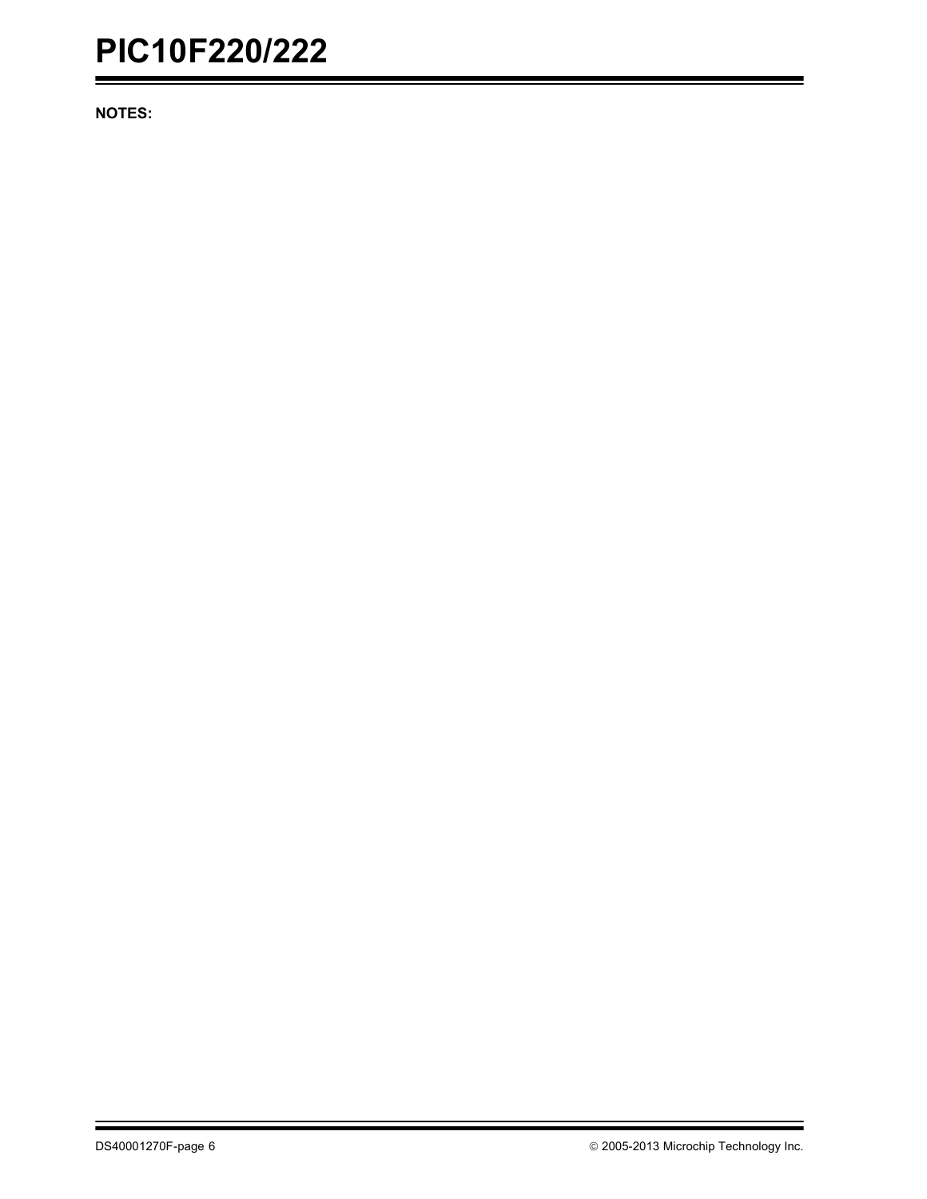**NOTES:**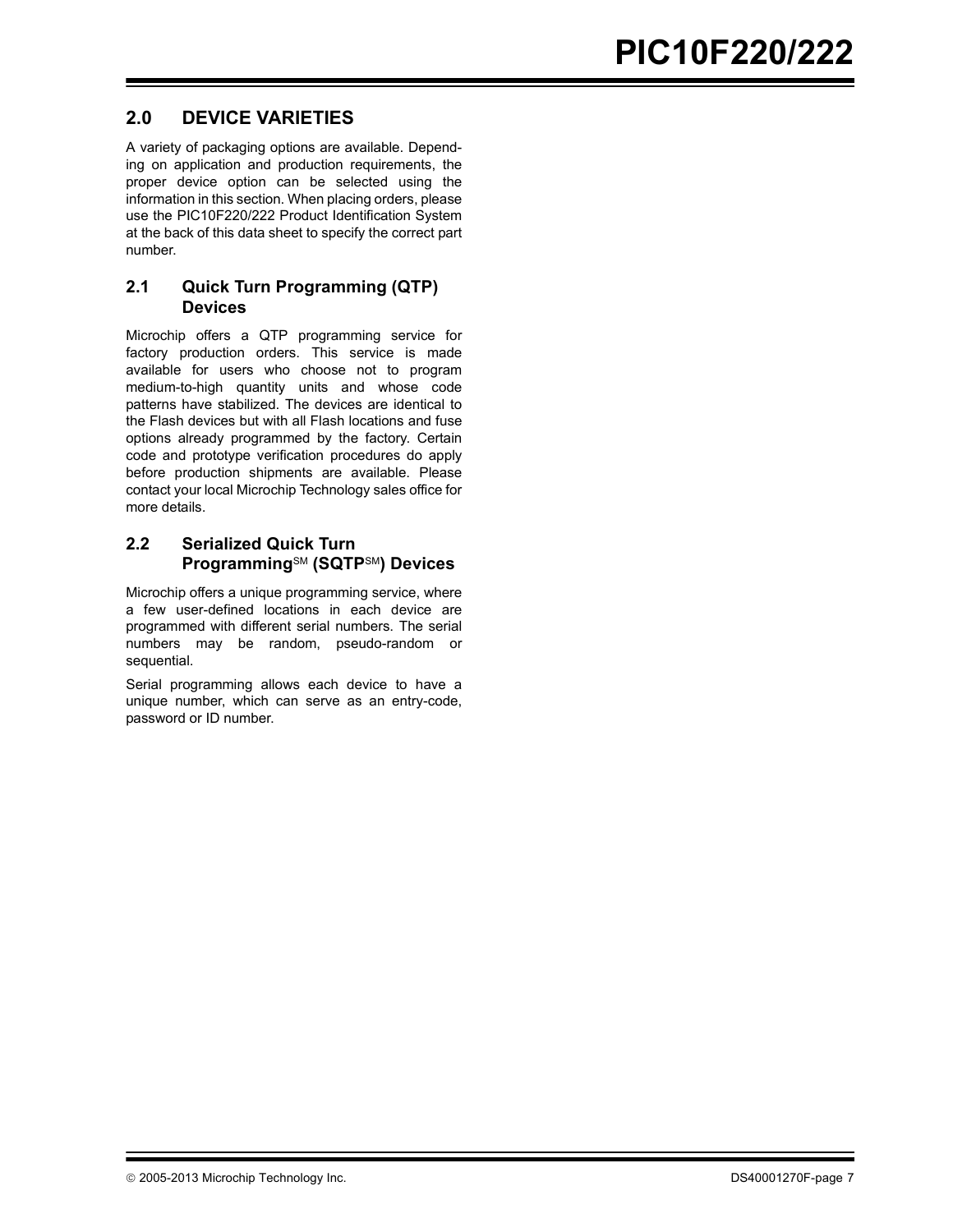## 2.0 DEVICE VARIETIES

A variety of packaging options are available. Depending on application and production requirements, the proper device option can be selected using the information in this section. When placing orders, please use the PIC10F220/222 Product Identification System at the back of this data sheet to specify the correct part number.

### 2.1 Quick Turn Programming (QTP) Devices

Microchip offers a QTP programming service for factory production orders. This service is made available for users who choose not to program medium-to-high quantity units and whose code patterns have stabilized. The devices are identical to the Flash devices but with all Flash locations and fuse options already programmed by the factory. Certain code and prototype verification procedures do apply before production shipments are available. Please contact your local Microchip Technology sales office for more details.

### 2.2 Serialized Quick Turn Programming℠ (SQTP℠) Devices

Microchip offers a unique programming service, where a few user-defined locations in each device are programmed with different serial numbers. The serial numbers may be random, pseudo-random or sequential.

Serial programming allows each device to have a unique number, which can serve as an entry-code, password or ID number.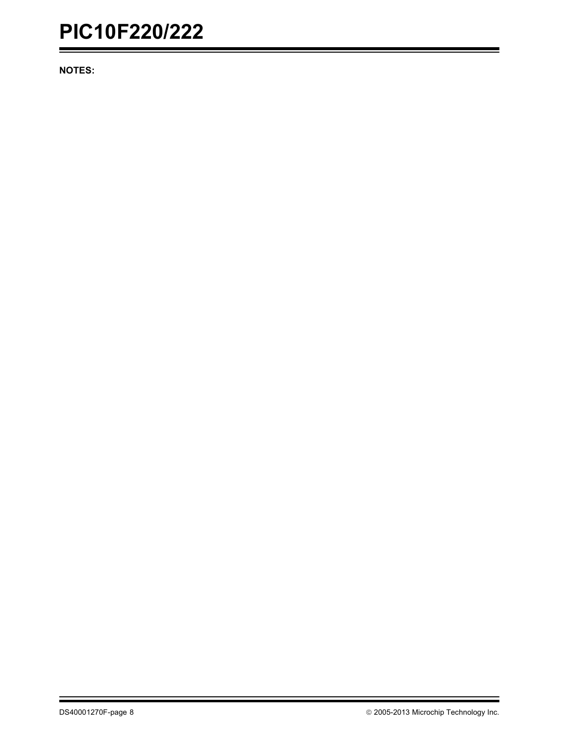**NOTES:**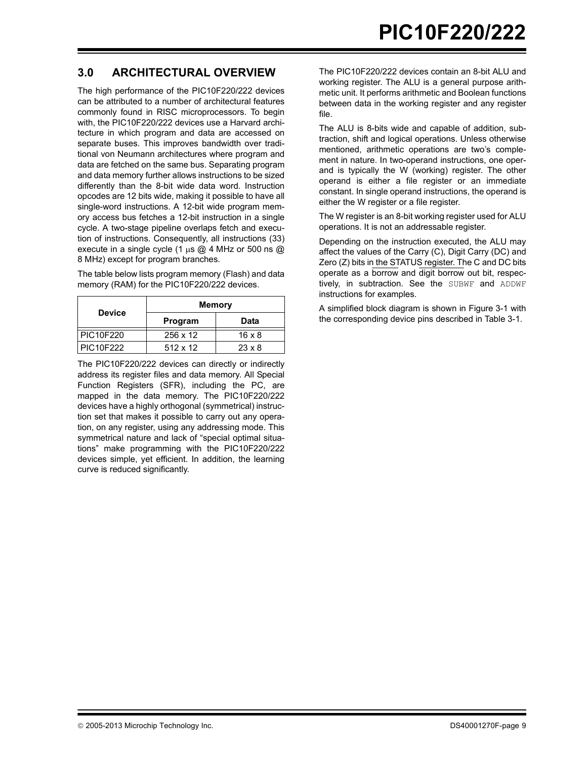## 3.0 ARCHITECTURAL OVERVIEW

The high performance of the PIC10F220/222 devices can be attributed to a number of architectural features commonly found in RISC microprocessors. To begin with, the PIC10F220/222 devices use a Harvard architecture in which program and data are accessed on separate buses. This improves bandwidth over traditional von Neumann architectures where program and data are fetched on the same bus. Separating program and data memory further allows instructions to be sized differently than the 8-bit wide data word. Instruction opcodes are 12 bits wide, making it possible to have all single-word instructions. A 12-bit wide program memory access bus fetches a 12-bit instruction in a single cycle. A two-stage pipeline overlaps fetch and execution of instructions. Consequently, all instructions (33) execute in a single cycle (1 μs @ 4 MHz or 500 ns @ 8 MHz) except for program branches.

The table below lists program memory (Flash) and data memory (RAM) for the PIC10F220/222 devices.

| Device | Memory | |
|---|---|---|
| | **Program** | **Data** |
| PIC10F220 | 256 x 12 | 16 x 8 |
| PIC10F222 | 512 x 12 | 23 x 8 |

The PIC10F220/222 devices can directly or indirectly address its register files and data memory. All Special Function Registers (SFR), including the PC, are mapped in the data memory. The PIC10F220/222 devices have a highly orthogonal (symmetrical) instruction set that makes it possible to carry out any operation, on any register, using any addressing mode. This symmetrical nature and lack of "special optimal situations" make programming with the PIC10F220/222 devices simple, yet efficient. In addition, the learning curve is reduced significantly.

The PIC10F220/222 devices contain an 8-bit ALU and working register. The ALU is a general purpose arithmetic unit. It performs arithmetic and Boolean functions between data in the working register and any register file.

The ALU is 8-bits wide and capable of addition, subtraction, shift and logical operations. Unless otherwise mentioned, arithmetic operations are two's complement in nature. In two-operand instructions, one operand is typically the W (working) register. The other operand is either a file register or an immediate constant. In single operand instructions, the operand is either the W register or a file register.

The W register is an 8-bit working register used for ALU operations. It is not an addressable register.

Depending on the instruction executed, the ALU may affect the values of the Carry (C), Digit Carry (DC) and Zero (Z) bits in the STATUS register. The C and DC bits operate as a $\overline{\text{borrow}}$ and $\overline{\text{digit borrow}}$ out bit, respectively, in subtraction. See the `SUBWF` and `ADDWF` instructions for examples.

A simplified block diagram is shown in Figure 3-1 with the corresponding device pins described in Table 3-1.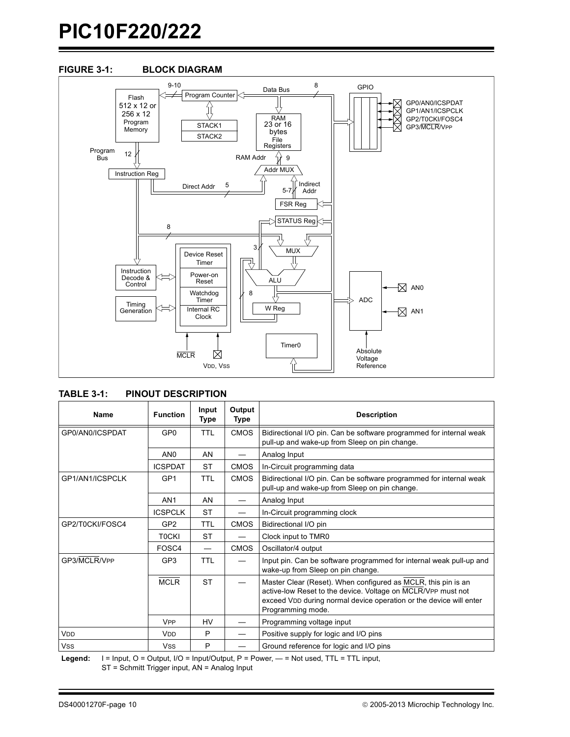**FIGURE 3-1: BLOCK DIAGRAM**

**TABLE 3-1: PINOUT DESCRIPTION**

| Name | Function | Input Type | Output Type | Description |
|---|---|---|---|---|
| GP0/AN0/ICSPDAT | GP0 | TTL | CMOS | Bidirectional I/O pin. Can be software programmed for internal weak pull-up and wake-up from Sleep on pin change. |
| | AN0 | AN | — | Analog Input |
| | ICSPDAT | ST | CMOS | In-Circuit programming data |
| GP1/AN1/ICSPCLK | GP1 | TTL | CMOS | Bidirectional I/O pin. Can be software programmed for internal weak pull-up and wake-up from Sleep on pin change. |
| | AN1 | AN | — | Analog Input |
| | ICSPCLK | ST | — | In-Circuit programming clock |
| GP2/T0CKI/FOSC4 | GP2 | TTL | CMOS | Bidirectional I/O pin |
| | T0CKI | ST | — | Clock input to TMR0 |
| | FOSC4 | — | CMOS | Oscillator/4 output |
| GP3/$\overline{MCLR}$/VPP | GP3 | TTL | — | Input pin. Can be software programmed for internal weak pull-up and wake-up from Sleep on pin change. |
| | $\overline{MCLR}$ | ST | — | Master Clear (Reset). When configured as $\overline{MCLR}$, this pin is an active-low Reset to the device. Voltage on $\overline{MCLR}$/VPP must not exceed VDD during normal device operation or the device will enter Programming mode. |
| | VPP | HV | — | Programming voltage input |
| VDD | VDD | P | — | Positive supply for logic and I/O pins |
| VSS | VSS | P | — | Ground reference for logic and I/O pins |

**Legend:** I = Input, O = Output, I/O = Input/Output, P = Power, — = Not used, TTL = TTL input, ST = Schmitt Trigger input, AN = Analog Input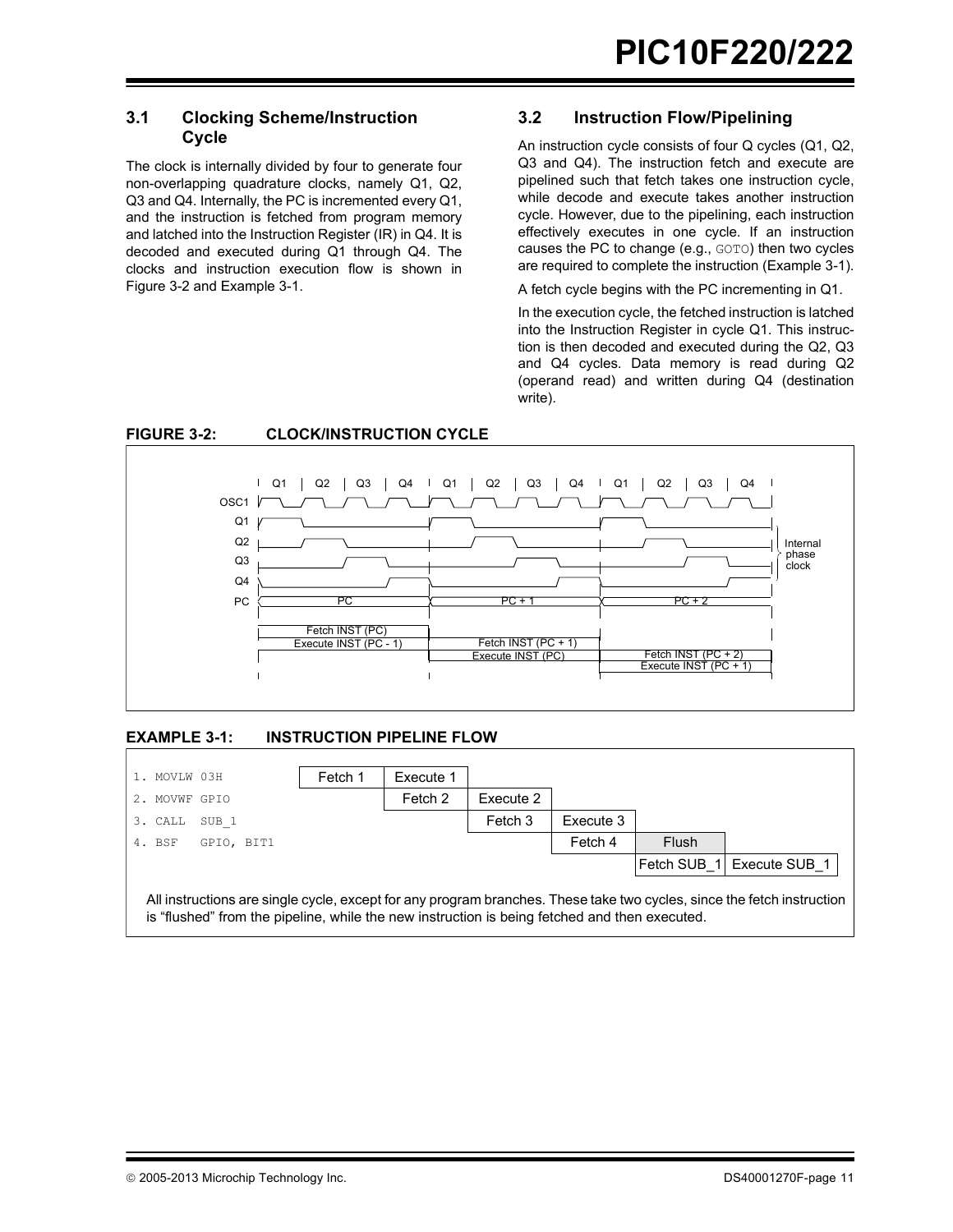## 3.1 Clocking Scheme/Instruction Cycle

The clock is internally divided by four to generate four non-overlapping quadrature clocks, namely Q1, Q2, Q3 and Q4. Internally, the PC is incremented every Q1, and the instruction is fetched from program memory and latched into the Instruction Register (IR) in Q4. It is decoded and executed during Q1 through Q4. The clocks and instruction execution flow is shown in Figure 3-2 and Example 3-1.

## 3.2 Instruction Flow/Pipelining

An instruction cycle consists of four Q cycles (Q1, Q2, Q3 and Q4). The instruction fetch and execute are pipelined such that fetch takes one instruction cycle, while decode and execute takes another instruction cycle. However, due to the pipelining, each instruction effectively executes in one cycle. If an instruction causes the PC to change (e.g., `GOTO`) then two cycles are required to complete the instruction (Example 3-1).

A fetch cycle begins with the PC incrementing in Q1.

In the execution cycle, the fetched instruction is latched into the Instruction Register in cycle Q1. This instruction is then decoded and executed during the Q2, Q3 and Q4 cycles. Data memory is read during Q2 (operand read) and written during Q4 (destination write).

**FIGURE 3-2: CLOCK/INSTRUCTION CYCLE**

| | Q1 Q2 Q3 Q4 | Q1 Q2 Q3 Q4 | Q1 Q2 Q3 Q4 |
|---|---|---|---|
| PC | PC | PC + 1 | PC + 2 |
| | Fetch INST (PC)<br>Execute INST (PC - 1) | Fetch INST (PC + 1)<br>Execute INST (PC) | Fetch INST (PC + 2)<br>Execute INST (PC + 1) |

Signals: OSC1, Q1, Q2, Q3, Q4 (Internal phase clock), PC

**EXAMPLE 3-1: INSTRUCTION PIPELINE FLOW**

| Instruction | | | | | | |
|---|---|---|---|---|---|---|
| 1. MOVLW 03H | Fetch 1 | Execute 1 | | | | |
| 2. MOVWF GPIO | | Fetch 2 | Execute 2 | | | |
| 3. CALL SUB_1 | | | Fetch 3 | Execute 3 | | |
| 4. BSF GPIO, BIT1 | | | | Fetch 4 | Flush | |
| | | | | | Fetch SUB_1 | Execute SUB_1 |

All instructions are single cycle, except for any program branches. These take two cycles, since the fetch instruction is "flushed" from the pipeline, while the new instruction is being fetched and then executed.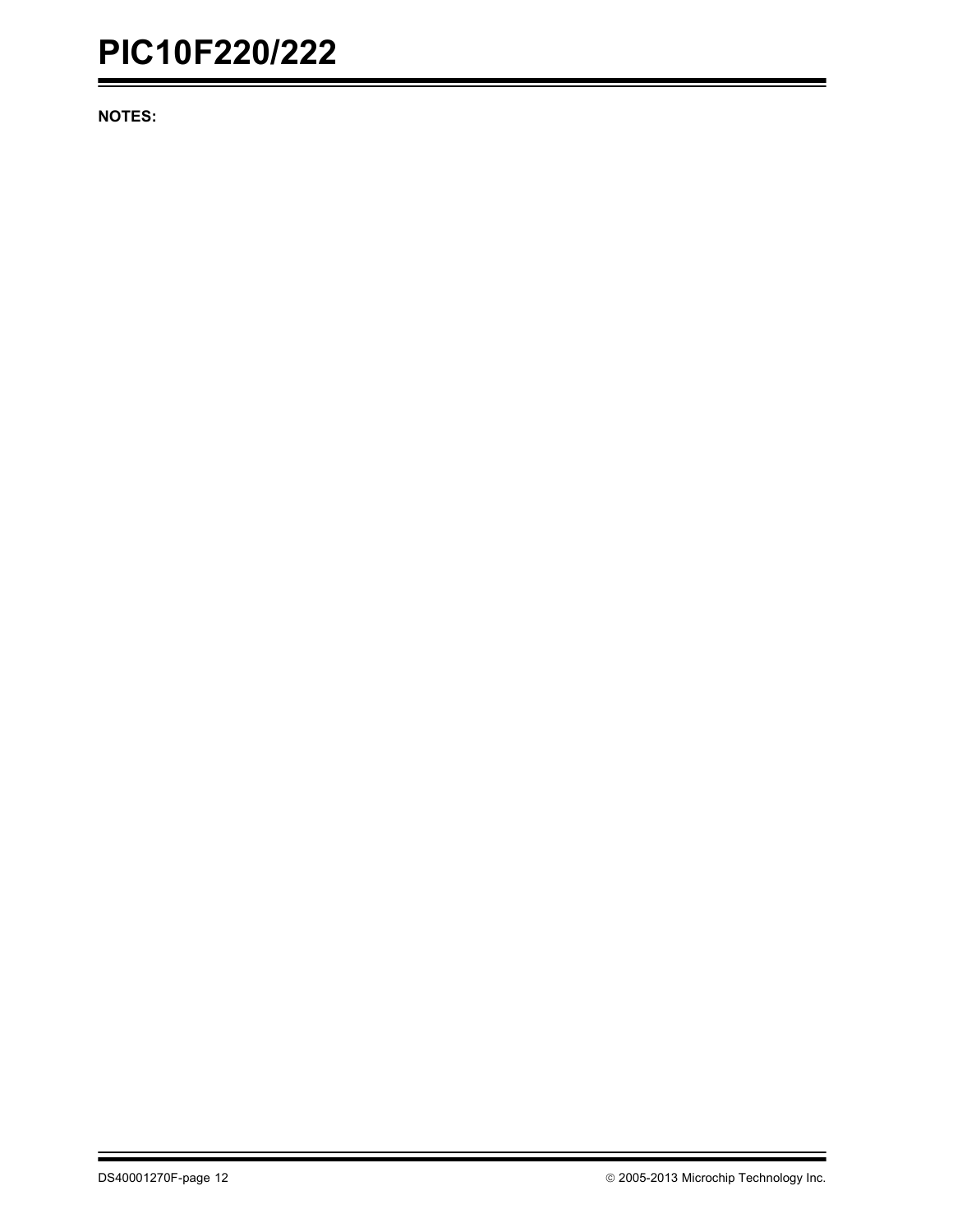**NOTES:**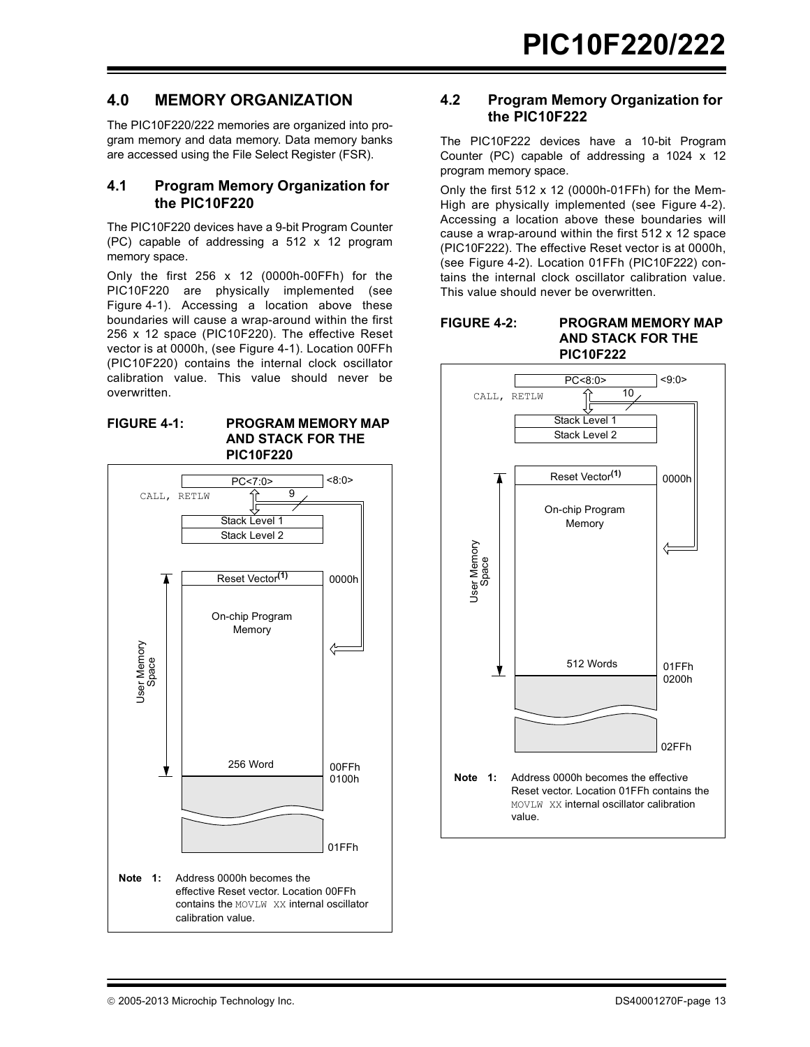## 4.0 MEMORY ORGANIZATION

The PIC10F220/222 memories are organized into program memory and data memory. Data memory banks are accessed using the File Select Register (FSR).

### 4.1 Program Memory Organization for the PIC10F220

The PIC10F220 devices have a 9-bit Program Counter (PC) capable of addressing a 512 x 12 program memory space.

Only the first 256 x 12 (0000h-00FFh) for the PIC10F220 are physically implemented (see Figure 4-1). Accessing a location above these boundaries will cause a wrap-around within the first 256 x 12 space (PIC10F220). The effective Reset vector is at 0000h, (see Figure 4-1). Location 00FFh (PIC10F220) contains the internal clock oscillator calibration value. This value should never be overwritten.

**FIGURE 4-1: PROGRAM MEMORY MAP AND STACK FOR THE PIC10F220**

PC<7:0> <8:0>
CALL, RETLW 9
Stack Level 1
Stack Level 2
Reset Vector(1) 0000h
On-chip Program Memory
User Memory Space
256 Word 00FFh
0100h
01FFh

**Note 1:** Address 0000h becomes the effective Reset vector. Location 00FFh contains the `MOVLW XX` internal oscillator calibration value.

### 4.2 Program Memory Organization for the PIC10F222

The PIC10F222 devices have a 10-bit Program Counter (PC) capable of addressing a 1024 x 12 program memory space.

Only the first 512 x 12 (0000h-01FFh) for the Mem-High are physically implemented (see Figure 4-2). Accessing a location above these boundaries will cause a wrap-around within the first 512 x 12 space (PIC10F222). The effective Reset vector is at 0000h, (see Figure 4-2). Location 01FFh (PIC10F222) contains the internal clock oscillator calibration value. This value should never be overwritten.

**FIGURE 4-2: PROGRAM MEMORY MAP AND STACK FOR THE PIC10F222**

PC<8:0> <9:0>
CALL, RETLW 10
Stack Level 1
Stack Level 2
Reset Vector(1) 0000h
On-chip Program Memory
User Memory Space
512 Words 01FFh
0200h
02FFh

**Note 1:** Address 0000h becomes the effective Reset vector. Location 01FFh contains the `MOVLW XX` internal oscillator calibration value.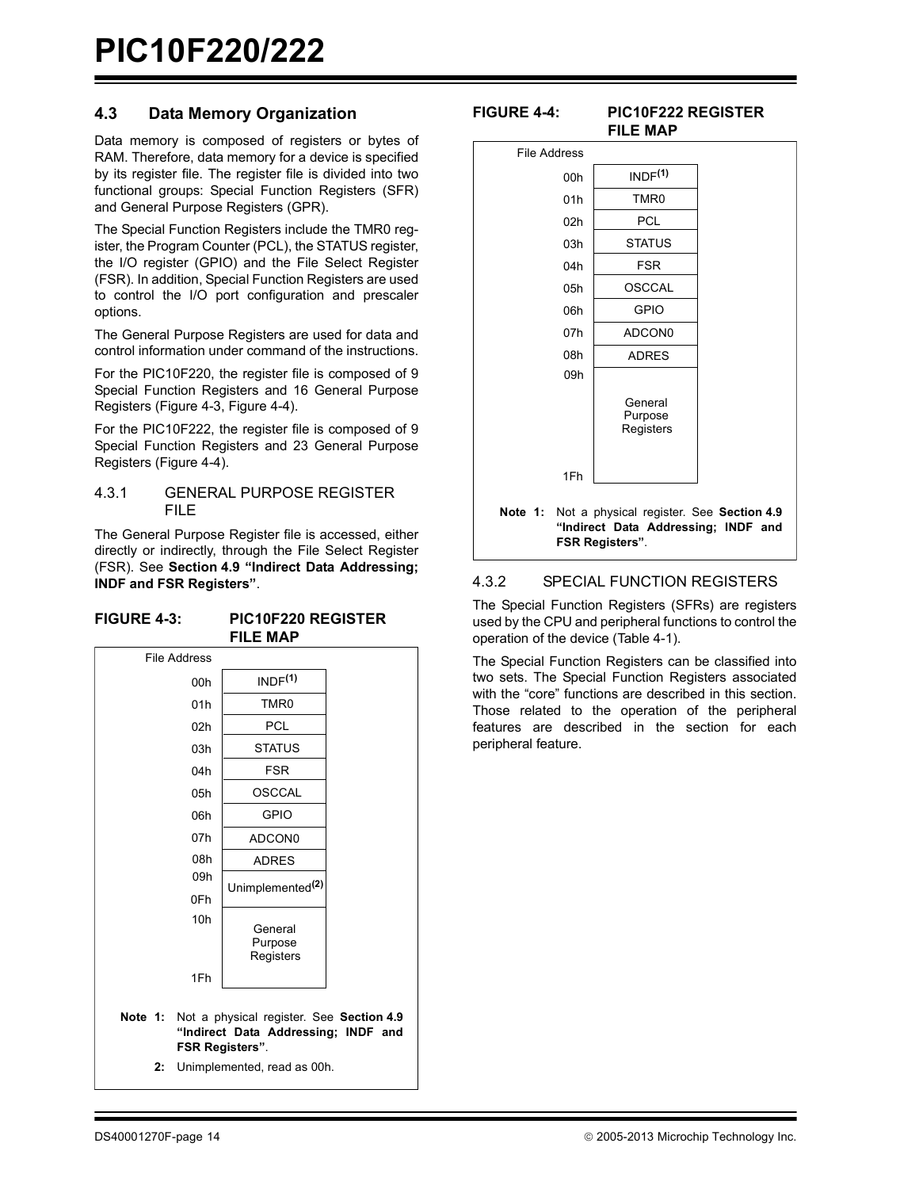## 4.3 Data Memory Organization

Data memory is composed of registers or bytes of RAM. Therefore, data memory for a device is specified by its register file. The register file is divided into two functional groups: Special Function Registers (SFR) and General Purpose Registers (GPR).

The Special Function Registers include the TMR0 register, the Program Counter (PCL), the STATUS register, the I/O register (GPIO) and the File Select Register (FSR). In addition, Special Function Registers are used to control the I/O port configuration and prescaler options.

The General Purpose Registers are used for data and control information under command of the instructions.

For the PIC10F220, the register file is composed of 9 Special Function Registers and 16 General Purpose Registers (Figure 4-3, Figure 4-4).

For the PIC10F222, the register file is composed of 9 Special Function Registers and 23 General Purpose Registers (Figure 4-4).

### 4.3.1 GENERAL PURPOSE REGISTER FILE

The General Purpose Register file is accessed, either directly or indirectly, through the File Select Register (FSR). See **Section 4.9 "Indirect Data Addressing; INDF and FSR Registers"**.

**FIGURE 4-3: PIC10F220 REGISTER FILE MAP**

| File Address | |
|---|---|
| 00h | INDF(1) |
| 01h | TMR0 |
| 02h | PCL |
| 03h | STATUS |
| 04h | FSR |
| 05h | OSCCAL |
| 06h | GPIO |
| 07h | ADCON0 |
| 08h | ADRES |
| 09h–0Fh | Unimplemented(2) |
| 10h–1Fh | General Purpose Registers |

**Note 1:** Not a physical register. See **Section 4.9 "Indirect Data Addressing; INDF and FSR Registers"**.

**2:** Unimplemented, read as 00h.

**FIGURE 4-4: PIC10F222 REGISTER FILE MAP**

| File Address | |
|---|---|
| 00h | INDF(1) |
| 01h | TMR0 |
| 02h | PCL |
| 03h | STATUS |
| 04h | FSR |
| 05h | OSCCAL |
| 06h | GPIO |
| 07h | ADCON0 |
| 08h | ADRES |
| 09h–1Fh | General Purpose Registers |

**Note 1:** Not a physical register. See **Section 4.9 "Indirect Data Addressing; INDF and FSR Registers"**.

### 4.3.2 SPECIAL FUNCTION REGISTERS

The Special Function Registers (SFRs) are registers used by the CPU and peripheral functions to control the operation of the device (Table 4-1).

The Special Function Registers can be classified into two sets. The Special Function Registers associated with the "core" functions are described in this section. Those related to the operation of the peripheral features are described in the section for each peripheral feature.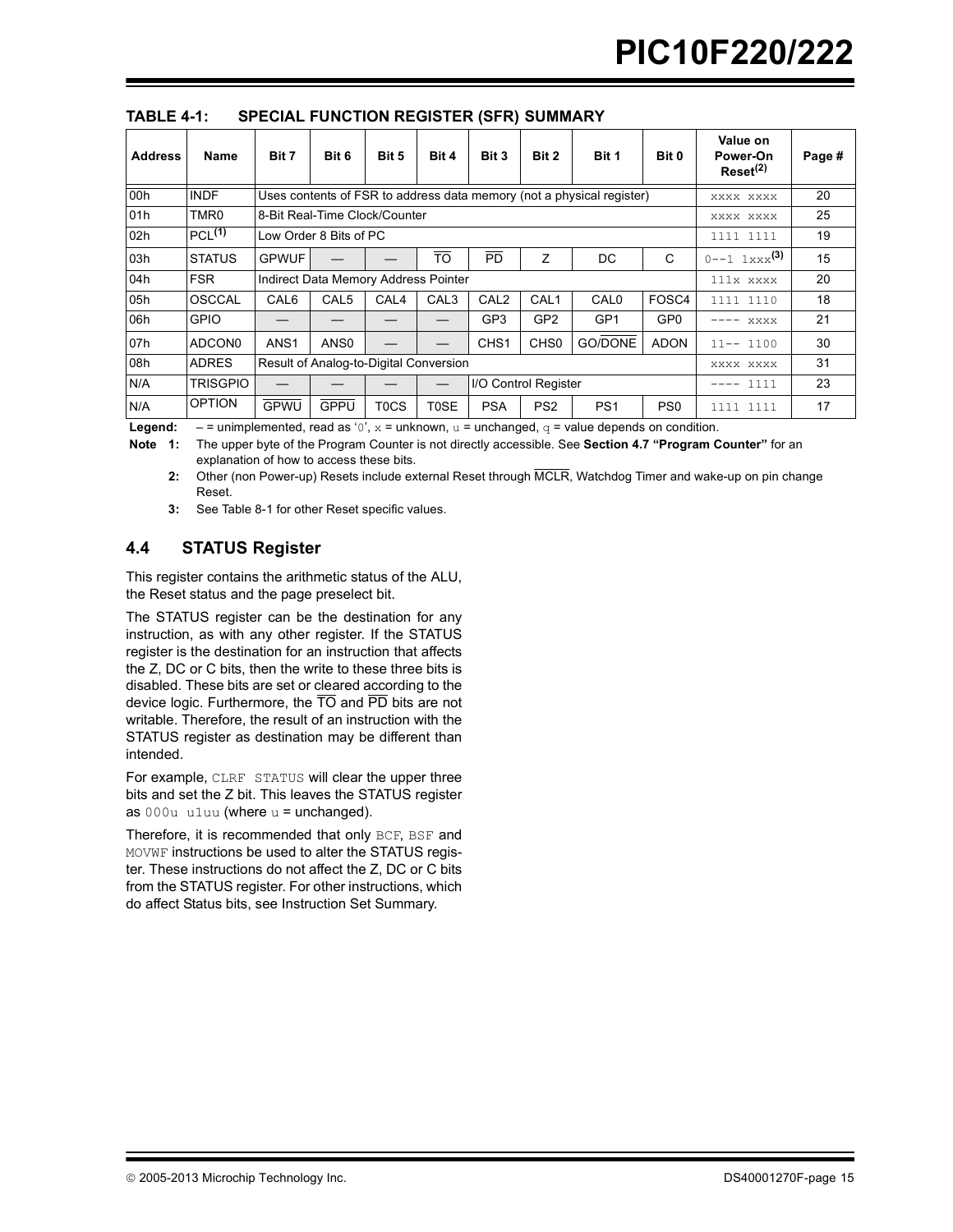**TABLE 4-1: SPECIAL FUNCTION REGISTER (SFR) SUMMARY**

| Address | Name | Bit 7 | Bit 6 | Bit 5 | Bit 4 | Bit 3 | Bit 2 | Bit 1 | Bit 0 | Value on Power-On Reset[(2)] | Page # |
|---|---|---|---|---|---|---|---|---|---|---|---|
| 00h | INDF | Uses contents of FSR to address data memory (not a physical register) | | | | | | | | xxxx xxxx | 20 |
| 01h | TMR0 | 8-Bit Real-Time Clock/Counter | | | | | | | | xxxx xxxx | 25 |
| 02h | PCL[(1)] | Low Order 8 Bits of PC | | | | | | | | 1111 1111 | 19 |
| 03h | STATUS | GPWUF | — | — | $\overline{TO}$ | $\overline{PD}$ | Z | DC | C | 0--1 1xxx[(3)] | 15 |
| 04h | FSR | Indirect Data Memory Address Pointer | | | | | | | | 111x xxxx | 20 |
| 05h | OSCCAL | CAL6 | CAL5 | CAL4 | CAL3 | CAL2 | CAL1 | CAL0 | FOSC4 | 1111 1110 | 18 |
| 06h | GPIO | — | — | — | — | GP3 | GP2 | GP1 | GP0 | ---- xxxx | 21 |
| 07h | ADCON0 | ANS1 | ANS0 | — | — | CHS1 | CHS0 | GO/$\overline{DONE}$ | ADON | 11-- 1100 | 30 |
| 08h | ADRES | Result of Analog-to-Digital Conversion | | | | | | | | xxxx xxxx | 31 |
| N/A | TRISGPIO | — | — | — | — | I/O Control Register | | | | ---- 1111 | 23 |
| N/A | OPTION | $\overline{GPWU}$ | $\overline{GPPU}$ | T0CS | T0SE | PSA | PS2 | PS1 | PS0 | 1111 1111 | 17 |

**Legend:** – = unimplemented, read as '0', x = unknown, u = unchanged, q = value depends on condition.

**Note 1:** The upper byte of the Program Counter is not directly accessible. See **Section 4.7 "Program Counter"** for an explanation of how to access these bits.

**2:** Other (non Power-up) Resets include external Reset through $\overline{MCLR}$, Watchdog Timer and wake-up on pin change Reset.

**3:** See Table 8-1 for other Reset specific values.

## 4.4 STATUS Register

This register contains the arithmetic status of the ALU, the Reset status and the page preselect bit.

The STATUS register can be the destination for any instruction, as with any other register. If the STATUS register is the destination for an instruction that affects the Z, DC or C bits, then the write to these three bits is disabled. These bits are set or cleared according to the device logic. Furthermore, the $\overline{TO}$ and $\overline{PD}$ bits are not writable. Therefore, the result of an instruction with the STATUS register as destination may be different than intended.

For example, `CLRF STATUS` will clear the upper three bits and set the Z bit. This leaves the STATUS register as `000u u1uu` (where u = unchanged).

Therefore, it is recommended that only `BCF`, `BSF` and `MOVWF` instructions be used to alter the STATUS register. These instructions do not affect the Z, DC or C bits from the STATUS register. For other instructions, which do affect Status bits, see Instruction Set Summary.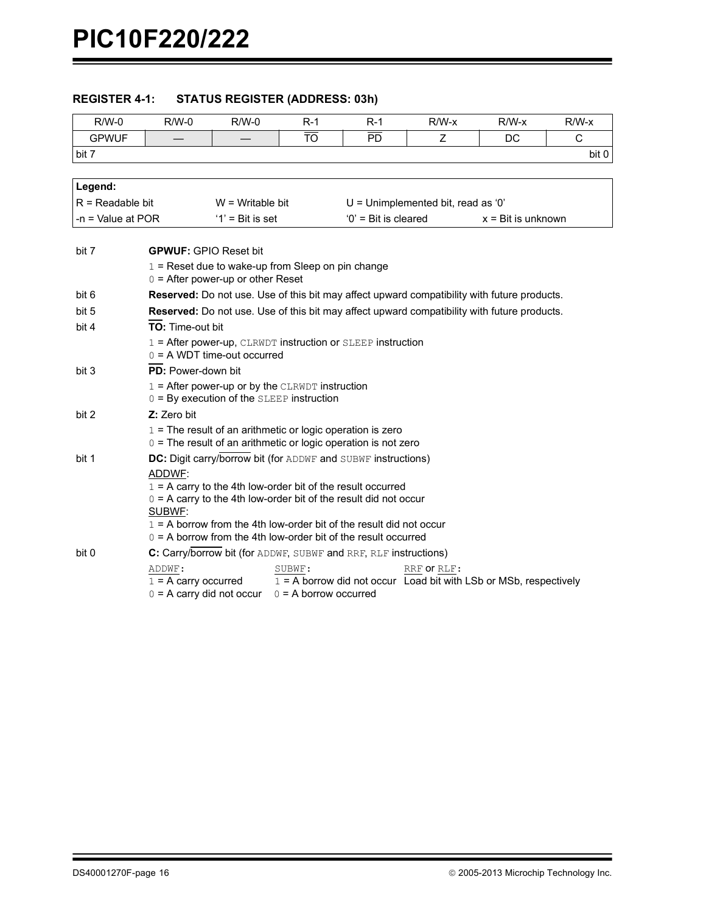### REGISTER 4-1: STATUS REGISTER (ADDRESS: 03h)

| R/W-0 | R/W-0 | R/W-0 | R-1 | R-1 | R/W-x | R/W-x | R/W-x |
|---|---|---|---|---|---|---|---|
| GPWUF | — | — | $\overline{TO}$ | $\overline{PD}$ | Z | DC | C |
| bit 7 | | | | | | | bit 0 |

| Legend: | | | |
|---|---|---|---|
| R = Readable bit | W = Writable bit | U = Unimplemented bit, read as '0' | |
| -n = Value at POR | '1' = Bit is set | '0' = Bit is cleared | x = Bit is unknown |

bit 7 **GPWUF:** GPIO Reset bit
- 1 = Reset due to wake-up from Sleep on pin change
- 0 = After power-up or other Reset

bit 6 **Reserved:** Do not use. Use of this bit may affect upward compatibility with future products.

bit 5 **Reserved:** Do not use. Use of this bit may affect upward compatibility with future products.

bit 4 **$\overline{TO}$:** Time-out bit
- 1 = After power-up, `CLRWDT` instruction or `SLEEP` instruction
- 0 = A WDT time-out occurred

bit 3 **$\overline{PD}$:** Power-down bit
- 1 = After power-up or by the `CLRWDT` instruction
- 0 = By execution of the `SLEEP` instruction

bit 2 **Z:** Zero bit
- 1 = The result of an arithmetic or logic operation is zero
- 0 = The result of an arithmetic or logic operation is not zero

bit 1 **DC:** Digit carry/$\overline{\text{borrow}}$ bit (for `ADDWF` and `SUBWF` instructions)

ADDWF:
- 1 = A carry to the 4th low-order bit of the result occurred
- 0 = A carry to the 4th low-order bit of the result did not occur

SUBWF:
- 1 = A borrow from the 4th low-order bit of the result did not occur
- 0 = A borrow from the 4th low-order bit of the result occurred

bit 0 **C:** Carry/$\overline{\text{borrow}}$ bit (for `ADDWF`, `SUBWF` and `RRF`, `RLF` instructions)

| `ADDWF`: | `SUBWF`: | `RRF` or `RLF`: |
|---|---|---|
| 1 = A carry occurred | 1 = A borrow did not occur | Load bit with LSb or MSb, respectively |
| 0 = A carry did not occur | 0 = A borrow occurred | |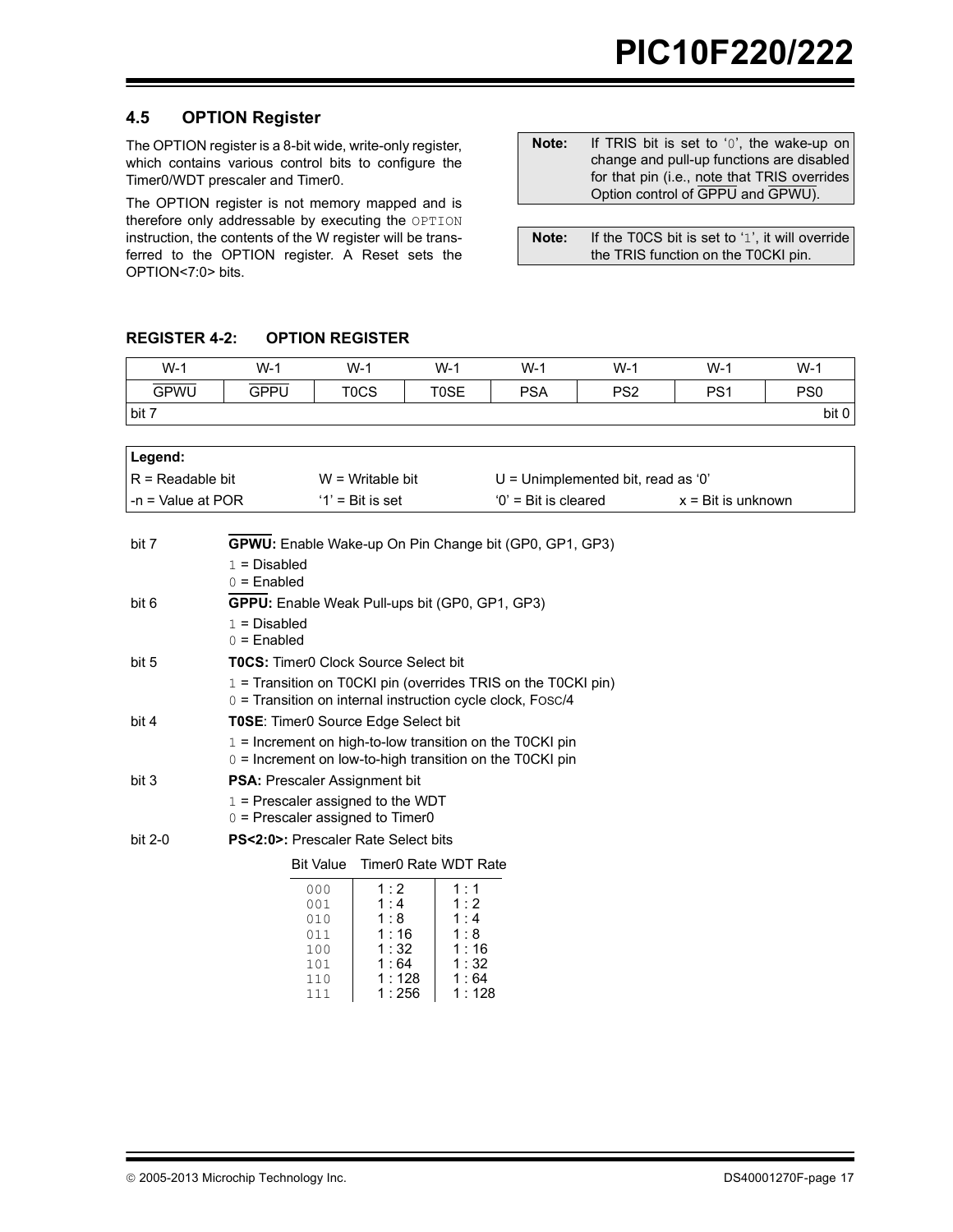## 4.5 OPTION Register

The OPTION register is a 8-bit wide, write-only register, which contains various control bits to configure the Timer0/WDT prescaler and Timer0.

The OPTION register is not memory mapped and is therefore only addressable by executing the OPTION instruction, the contents of the W register will be transferred to the OPTION register. A Reset sets the OPTION<7:0> bits.

| **Note:** | If TRIS bit is set to '0', the wake-up on change and pull-up functions are disabled for that pin (i.e., note that TRIS overrides Option control of $\overline{\text{GPPU}}$ and $\overline{\text{GPWU}}$). |
|---|---|

| **Note:** | If the T0CS bit is set to '1', it will override the TRIS function on the T0CKI pin. |
|---|---|

### REGISTER 4-2: OPTION REGISTER

| W-1 | W-1 | W-1 | W-1 | W-1 | W-1 | W-1 | W-1 |
|---|---|---|---|---|---|---|---|
| $\overline{\text{GPWU}}$ | $\overline{\text{GPPU}}$ | T0CS | T0SE | PSA | PS2 | PS1 | PS0 |
| bit 7 | | | | | | | bit 0 |

| **Legend:** | | | |
|---|---|---|---|
| R = Readable bit | W = Writable bit | U = Unimplemented bit, read as '0' | |
| -n = Value at POR | '1' = Bit is set | '0' = Bit is cleared | x = Bit is unknown |

bit 7 **$\overline{\text{GPWU}}$:** Enable Wake-up On Pin Change bit (GP0, GP1, GP3)
- 1 = Disabled
- 0 = Enabled

bit 6 **$\overline{\text{GPPU}}$:** Enable Weak Pull-ups bit (GP0, GP1, GP3)
- 1 = Disabled
- 0 = Enabled

bit 5 **T0CS:** Timer0 Clock Source Select bit
- 1 = Transition on T0CKI pin (overrides TRIS on the T0CKI pin)
- 0 = Transition on internal instruction cycle clock, FOSC/4

bit 4 **T0SE**: Timer0 Source Edge Select bit
- 1 = Increment on high-to-low transition on the T0CKI pin
- 0 = Increment on low-to-high transition on the T0CKI pin

bit 3 **PSA:** Prescaler Assignment bit
- 1 = Prescaler assigned to the WDT
- 0 = Prescaler assigned to Timer0

bit 2-0 **PS<2:0>:** Prescaler Rate Select bits

| Bit Value | Timer0 Rate | WDT Rate |
|---|---|---|
| 000 | 1 : 2 | 1 : 1 |
| 001 | 1 : 4 | 1 : 2 |
| 010 | 1 : 8 | 1 : 4 |
| 011 | 1 : 16 | 1 : 8 |
| 100 | 1 : 32 | 1 : 16 |
| 101 | 1 : 64 | 1 : 32 |
| 110 | 1 : 128 | 1 : 64 |
| 111 | 1 : 256 | 1 : 128 |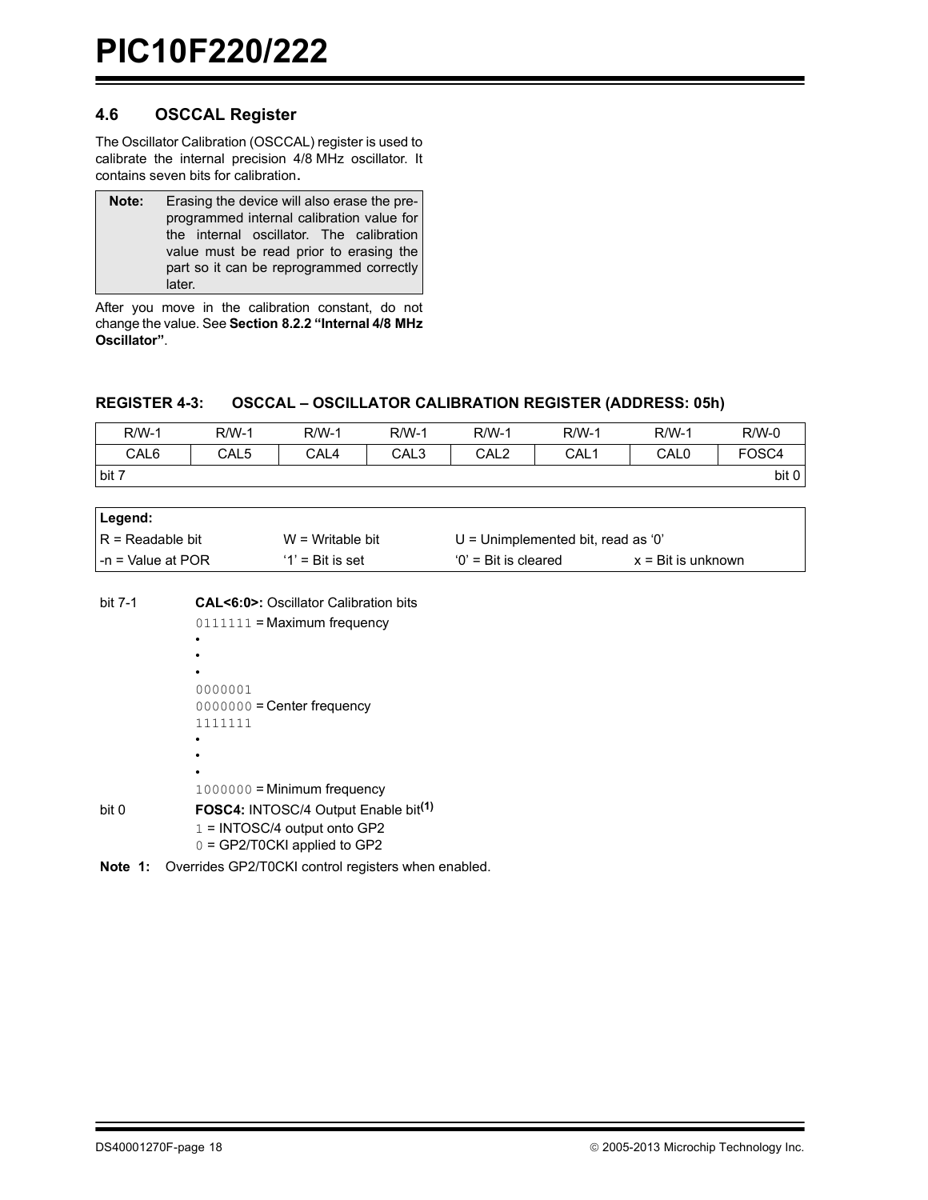### 4.6 OSCCAL Register

The Oscillator Calibration (OSCCAL) register is used to calibrate the internal precision 4/8 MHz oscillator. It contains seven bits for calibration.

| **Note:** | Erasing the device will also erase the pre-programmed internal calibration value for the internal oscillator. The calibration value must be read prior to erasing the part so it can be reprogrammed correctly later. |
|---|---|

After you move in the calibration constant, do not change the value. See **Section 8.2.2 “Internal 4/8 MHz Oscillator”**.

**REGISTER 4-3: OSCCAL – OSCILLATOR CALIBRATION REGISTER (ADDRESS: 05h)**

| R/W-1 | R/W-1 | R/W-1 | R/W-1 | R/W-1 | R/W-1 | R/W-1 | R/W-0 |
|---|---|---|---|---|---|---|---|
| CAL6 | CAL5 | CAL4 | CAL3 | CAL2 | CAL1 | CAL0 | FOSC4 |
| bit 7 | | | | | | | bit 0 |

| **Legend:** | | | |
|---|---|---|---|
| R = Readable bit | W = Writable bit | U = Unimplemented bit, read as ‘0’ | |
| -n = Value at POR | ‘1’ = Bit is set | ‘0’ = Bit is cleared | x = Bit is unknown |

bit 7-1 **CAL<6:0>:** Oscillator Calibration bits
- `0111111` = Maximum frequency
- •
- •
- •
- `0000001`
- `0000000` = Center frequency
- `1111111`
- •
- •
- •
- `1000000` = Minimum frequency

bit 0 **FOSC4:** INTOSC/4 Output Enable bit(1)
- `1` = INTOSC/4 output onto GP2
- `0` = GP2/T0CKI applied to GP2

**Note 1:** Overrides GP2/T0CKI control registers when enabled.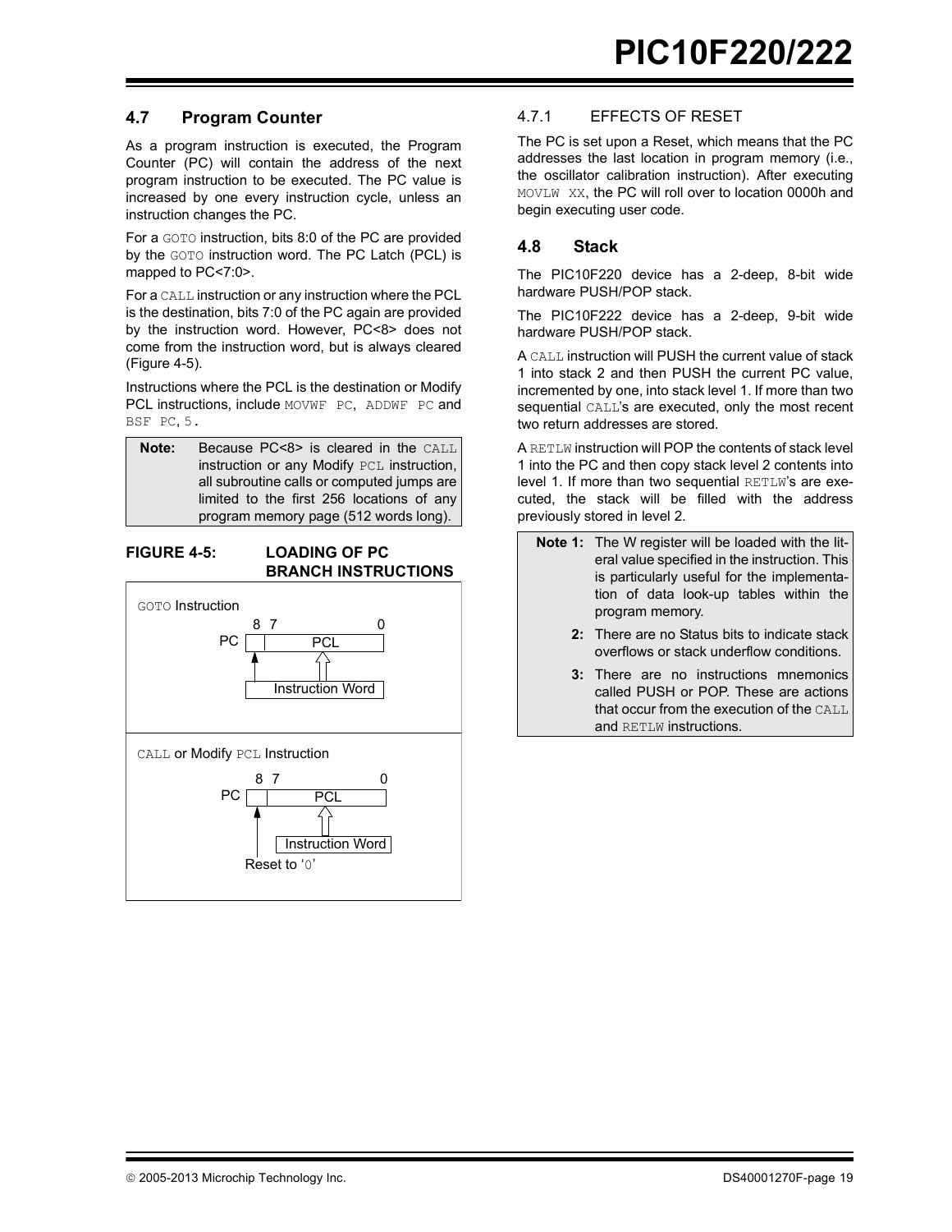## 4.7 Program Counter

As a program instruction is executed, the Program Counter (PC) will contain the address of the next program instruction to be executed. The PC value is increased by one every instruction cycle, unless an instruction changes the PC.

For a `GOTO` instruction, bits 8:0 of the PC are provided by the `GOTO` instruction word. The PC Latch (PCL) is mapped to PC<7:0>.

For a `CALL` instruction or any instruction where the PCL is the destination, bits 7:0 of the PC again are provided by the instruction word. However, PC<8> does not come from the instruction word, but is always cleared (Figure 4-5).

Instructions where the PCL is the destination or Modify PCL instructions, include `MOVWF PC`, `ADDWF PC` and `BSF PC, 5`.

> **Note:** Because PC<8> is cleared in the `CALL` instruction or any Modify `PCL` instruction, all subroutine calls or computed jumps are limited to the first 256 locations of any program memory page (512 words long).

**FIGURE 4-5: LOADING OF PC BRANCH INSTRUCTIONS**

`GOTO` Instruction

PC: bits 8 7 ... 0 (PCL); Instruction Word loads bits 8:0

`CALL` or Modify `PCL` Instruction

PC: bits 8 7 ... 0 (PCL); Instruction Word loads PCL; bit 8 Reset to '0'

### 4.7.1 EFFECTS OF RESET

The PC is set upon a Reset, which means that the PC addresses the last location in program memory (i.e., the oscillator calibration instruction). After executing `MOVLW XX`, the PC will roll over to location 0000h and begin executing user code.

## 4.8 Stack

The PIC10F220 device has a 2-deep, 8-bit wide hardware PUSH/POP stack.

The PIC10F222 device has a 2-deep, 9-bit wide hardware PUSH/POP stack.

A `CALL` instruction will PUSH the current value of stack 1 into stack 2 and then PUSH the current PC value, incremented by one, into stack level 1. If more than two sequential `CALL`'s are executed, only the most recent two return addresses are stored.

A `RETLW` instruction will POP the contents of stack level 1 into the PC and then copy stack level 2 contents into level 1. If more than two sequential `RETLW`'s are executed, the stack will be filled with the address previously stored in level 2.

> **Note 1:** The W register will be loaded with the literal value specified in the instruction. This is particularly useful for the implementation of data look-up tables within the program memory.
>
> **2:** There are no Status bits to indicate stack overflows or stack underflow conditions.
>
> **3:** There are no instructions mnemonics called PUSH or POP. These are actions that occur from the execution of the `CALL` and `RETLW` instructions.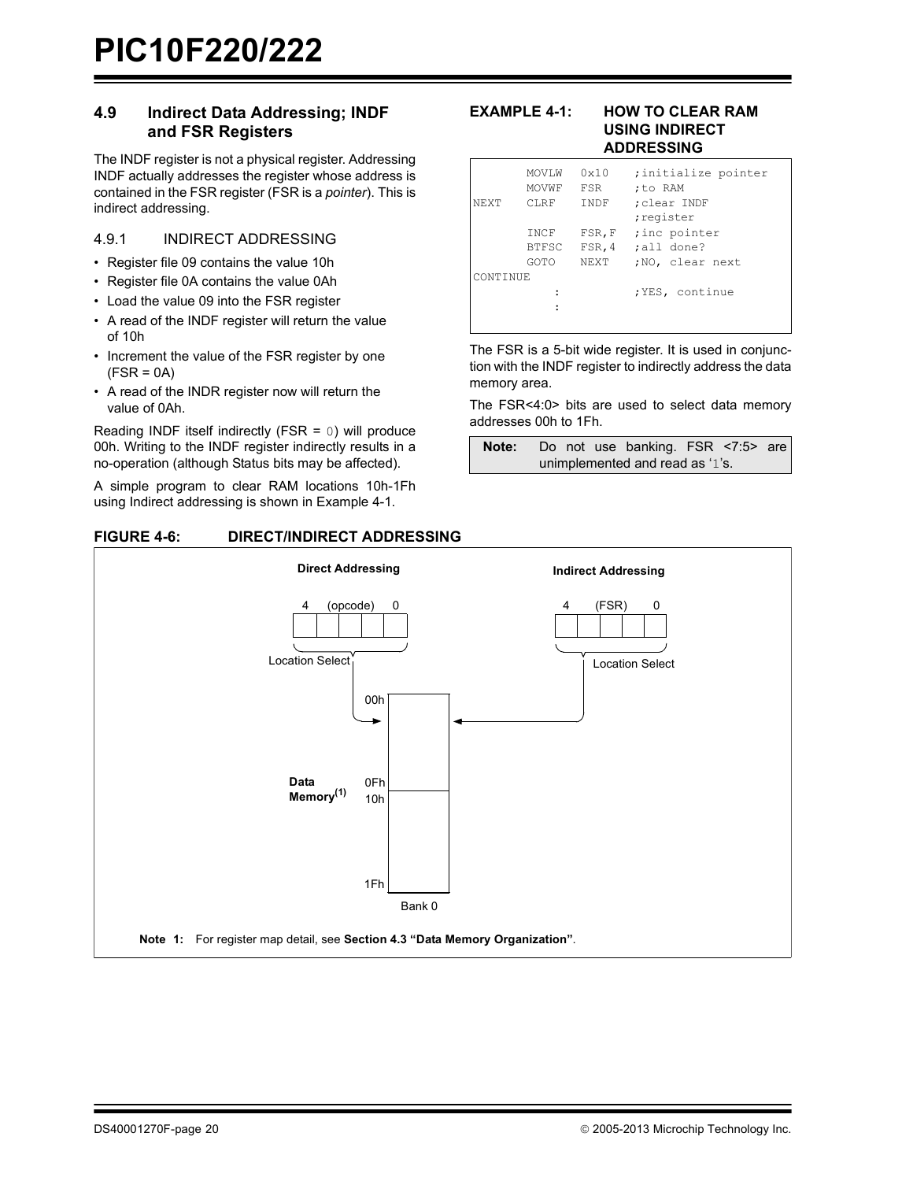## 4.9 Indirect Data Addressing; INDF and FSR Registers

The INDF register is not a physical register. Addressing INDF actually addresses the register whose address is contained in the FSR register (FSR is a *pointer*). This is indirect addressing.

### 4.9.1 INDIRECT ADDRESSING

- Register file 09 contains the value 10h
- Register file 0A contains the value 0Ah
- Load the value 09 into the FSR register
- A read of the INDF register will return the value of 10h
- Increment the value of the FSR register by one (FSR = 0A)
- A read of the INDR register now will return the value of 0Ah.

Reading INDF itself indirectly (FSR = 0) will produce 00h. Writing to the INDF register indirectly results in a no-operation (although Status bits may be affected).

A simple program to clear RAM locations 10h-1Fh using Indirect addressing is shown in Example 4-1.

**EXAMPLE 4-1: HOW TO CLEAR RAM USING INDIRECT ADDRESSING**

```
         MOVLW   0x10    ;initialize pointer
         MOVWF   FSR     ;to RAM
NEXT     CLRF    INDF    ;clear INDF
                         ;register
         INCF    FSR,F   ;inc pointer
         BTFSC   FSR,4   ;all done?
         GOTO    NEXT    ;NO, clear next
CONTINUE
           :             ;YES, continue
           :
```

The FSR is a 5-bit wide register. It is used in conjunction with the INDF register to indirectly address the data memory area.

The FSR<4:0> bits are used to select data memory addresses 00h to 1Fh.

| **Note:** | Do not use banking. FSR <7:5> are unimplemented and read as '1's. |
|---|---|

**FIGURE 4-6: DIRECT/INDIRECT ADDRESSING**

Direct Addressing: 4 (opcode) 0 — Location Select

Indirect Addressing: 4 (FSR) 0 — Location Select

Data Memory(1): 00h, 0Fh, 10h, 1Fh — Bank 0

**Note 1:** For register map detail, see **Section 4.3 "Data Memory Organization"**.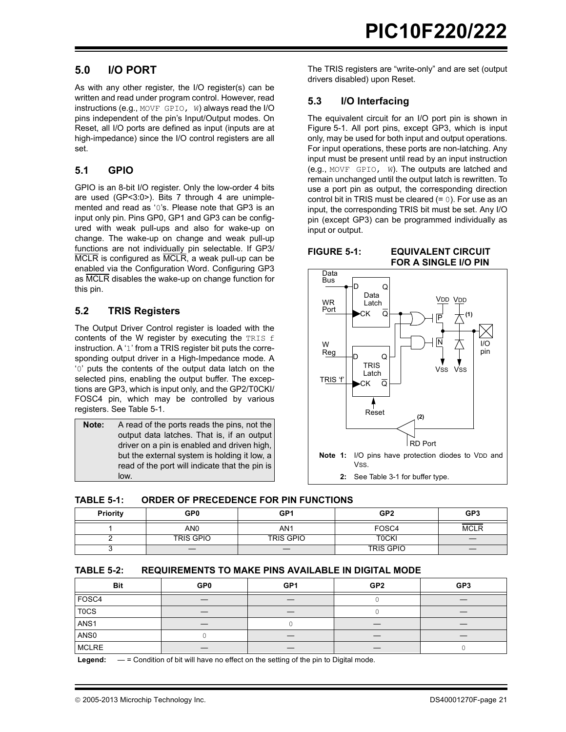## 5.0 I/O PORT

As with any other register, the I/O register(s) can be written and read under program control. However, read instructions (e.g., `MOVF GPIO, W`) always read the I/O pins independent of the pin's Input/Output modes. On Reset, all I/O ports are defined as input (inputs are at high-impedance) since the I/O control registers are all set.

### 5.1 GPIO

GPIO is an 8-bit I/O register. Only the low-order 4 bits are used (GP<3:0>). Bits 7 through 4 are unimplemented and read as '0's. Please note that GP3 is an input only pin. Pins GP0, GP1 and GP3 can be configured with weak pull-ups and also for wake-up on change. The wake-up on change and weak pull-up functions are not individually pin selectable. If GP3/MCLR is configured as MCLR, a weak pull-up can be enabled via the Configuration Word. Configuring GP3 as MCLR disables the wake-up on change function for this pin.

### 5.2 TRIS Registers

The Output Driver Control register is loaded with the contents of the W register by executing the `TRIS f` instruction. A '1' from a TRIS register bit puts the corresponding output driver in a High-Impedance mode. A '0' puts the contents of the output data latch on the selected pins, enabling the output buffer. The exceptions are GP3, which is input only, and the GP2/T0CKI/FOSC4 pin, which may be controlled by various registers. See Table 5-1.

| Note: | A read of the ports reads the pins, not the output data latches. That is, if an output driver on a pin is enabled and driven high, but the external system is holding it low, a read of the port will indicate that the pin is low. |
|---|---|

The TRIS registers are "write-only" and are set (output drivers disabled) upon Reset.

### 5.3 I/O Interfacing

The equivalent circuit for an I/O port pin is shown in Figure 5-1. All port pins, except GP3, which is input only, may be used for both input and output operations. For input operations, these ports are non-latching. Any input must be present until read by an input instruction (e.g., `MOVF GPIO, W`). The outputs are latched and remain unchanged until the output latch is rewritten. To use a port pin as output, the corresponding direction control bit in TRIS must be cleared (= 0). For use as an input, the corresponding TRIS bit must be set. Any I/O pin (except GP3) can be programmed individually as input or output.

**FIGURE 5-1: EQUIVALENT CIRCUIT FOR A SINGLE I/O PIN**

Data Bus, WR Port, W Reg, TRIS 'f', Data Latch (D, Q, CK, $\overline{Q}$), TRIS Latch (D, Q, CK, $\overline{Q}$), Reset, $V_{DD}$, $V_{DD}$, P, N, (1), $V_{SS}$, $V_{SS}$, I/O pin, (2), RD Port

**Note 1:** I/O pins have protection diodes to $V_{DD}$ and $V_{SS}$.

**2:** See Table 3-1 for buffer type.

**TABLE 5-1: ORDER OF PRECEDENCE FOR PIN FUNCTIONS**

| Priority | GP0 | GP1 | GP2 | GP3 |
|---|---|---|---|---|
| 1 | AN0 | AN1 | FOSC4 | MCLR |
| 2 | TRIS GPIO | TRIS GPIO | T0CKI | — |
| 3 | — | — | TRIS GPIO | — |

**TABLE 5-2: REQUIREMENTS TO MAKE PINS AVAILABLE IN DIGITAL MODE**

| Bit | GP0 | GP1 | GP2 | GP3 |
|---|---|---|---|---|
| FOSC4 | — | — | 0 | — |
| T0CS | — | — | 0 | — |
| ANS1 | — | 0 | — | — |
| ANS0 | 0 | — | — | — |
| MCLRE | — | — | — | 0 |

**Legend:** — = Condition of bit will have no effect on the setting of the pin to Digital mode.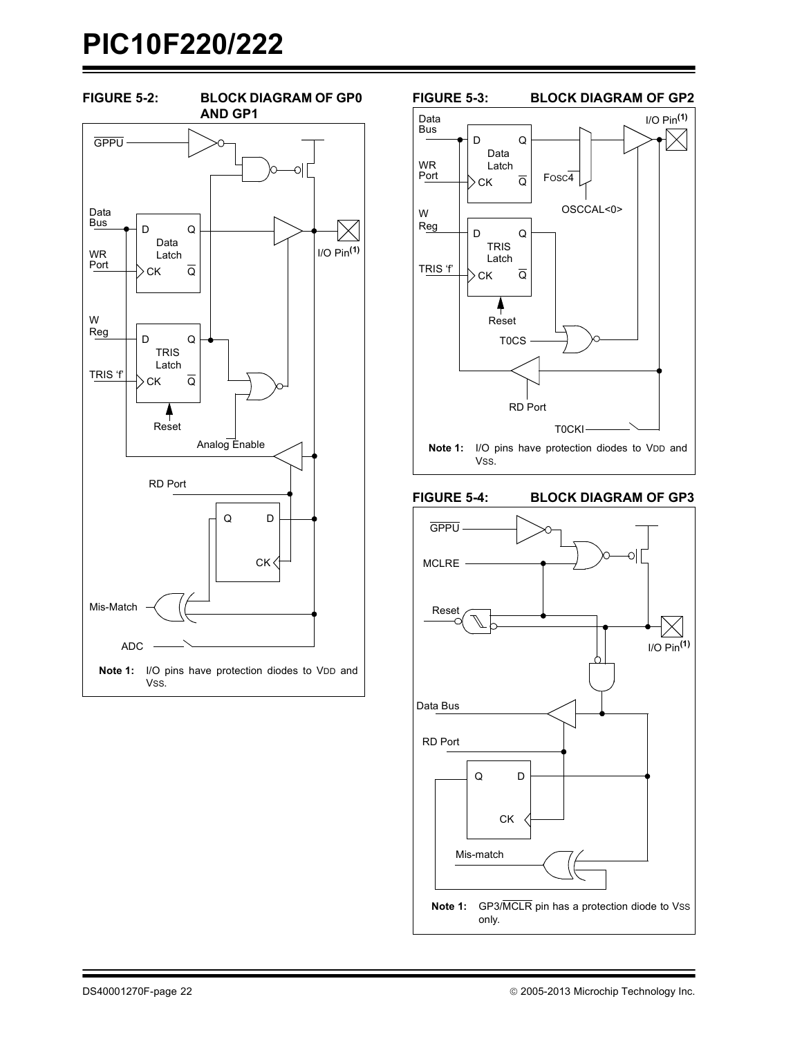**FIGURE 5-2: BLOCK DIAGRAM OF GP0 AND GP1**

**Note 1:** I/O pins have protection diodes to VDD and VSS.

**FIGURE 5-3: BLOCK DIAGRAM OF GP2**

**Note 1:** I/O pins have protection diodes to VDD and VSS.

**FIGURE 5-4: BLOCK DIAGRAM OF GP3**

**Note 1:** GP3/MCLR pin has a protection diode to VSS only.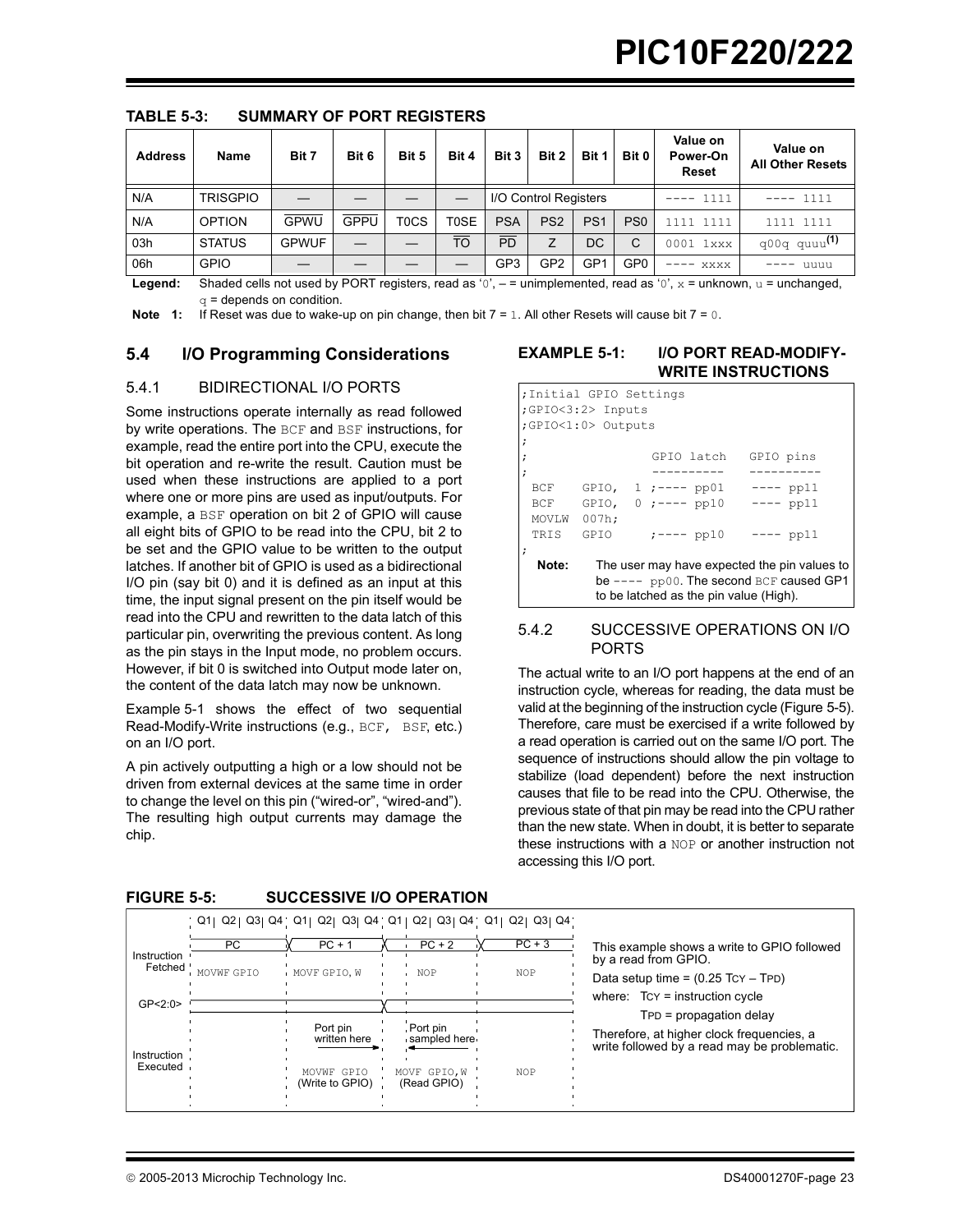**TABLE 5-3: SUMMARY OF PORT REGISTERS**

| Address | Name | Bit 7 | Bit 6 | Bit 5 | Bit 4 | Bit 3 | Bit 2 | Bit 1 | Bit 0 | Value on Power-On Reset | Value on All Other Resets |
|---|---|---|---|---|---|---|---|---|---|---|---|
| N/A | TRISGPIO | — | — | — | — | I/O Control Registers | | | | ---- 1111 | ---- 1111 |
| N/A | OPTION | $\overline{GPWU}$ | $\overline{GPPU}$ | T0CS | T0SE | PSA | PS2 | PS1 | PS0 | 1111 1111 | 1111 1111 |
| 03h | STATUS | GPWUF | — | — | $\overline{TO}$ | $\overline{PD}$ | Z | DC | C | 0001 1xxx | q00q quuu(1) |
| 06h | GPIO | — | — | — | — | GP3 | GP2 | GP1 | GP0 | ---- xxxx | ---- uuuu |

**Legend:** Shaded cells not used by PORT registers, read as '0', – = unimplemented, read as '0', x = unknown, u = unchanged, q = depends on condition.

**Note 1:** If Reset was due to wake-up on pin change, then bit 7 = 1. All other Resets will cause bit 7 = 0.

## 5.4 I/O Programming Considerations

### 5.4.1 BIDIRECTIONAL I/O PORTS

Some instructions operate internally as read followed by write operations. The BCF and BSF instructions, for example, read the entire port into the CPU, execute the bit operation and re-write the result. Caution must be used when these instructions are applied to a port where one or more pins are used as input/outputs. For example, a BSF operation on bit 2 of GPIO will cause all eight bits of GPIO to be read into the CPU, bit 2 to be set and the GPIO value to be written to the output latches. If another bit of GPIO is used as a bidirectional I/O pin (say bit 0) and it is defined as an input at this time, the input signal present on the pin itself would be read into the CPU and rewritten to the data latch of this particular pin, overwriting the previous content. As long as the pin stays in the Input mode, no problem occurs. However, if bit 0 is switched into Output mode later on, the content of the data latch may now be unknown.

Example 5-1 shows the effect of two sequential Read-Modify-Write instructions (e.g., BCF, BSF, etc.) on an I/O port.

A pin actively outputting a high or a low should not be driven from external devices at the same time in order to change the level on this pin ("wired-or", "wired-and"). The resulting high output currents may damage the chip.

**EXAMPLE 5-1: I/O PORT READ-MODIFY-WRITE INSTRUCTIONS**

```
;Initial GPIO Settings
;GPIO<3:2> Inputs
;GPIO<1:0> Outputs
;
;                   GPIO latch   GPIO pins
;                   ----------   ----------
 BCF    GPIO,  1 ;---- pp01     ---- pp11
 BCF    GPIO,  0 ;---- pp10     ---- pp11
 MOVLW  007h;
 TRIS   GPIO     ;---- pp10     ---- pp11
;
```

**Note:** The user may have expected the pin values to be ---- pp00. The second BCF caused GP1 to be latched as the pin value (High).

### 5.4.2 SUCCESSIVE OPERATIONS ON I/O PORTS

The actual write to an I/O port happens at the end of an instruction cycle, whereas for reading, the data must be valid at the beginning of the instruction cycle (Figure 5-5). Therefore, care must be exercised if a write followed by a read operation is carried out on the same I/O port. The sequence of instructions should allow the pin voltage to stabilize (load dependent) before the next instruction causes that file to be read into the CPU. Otherwise, the previous state of that pin may be read into the CPU rather than the new state. When in doubt, it is better to separate these instructions with a NOP or another instruction not accessing this I/O port.

**FIGURE 5-5: SUCCESSIVE I/O OPERATION**

| | Q1 Q2 Q3 Q4 | Q1 Q2 Q3 Q4 | Q1 Q2 Q3 Q4 | Q1 Q2 Q3 Q4 |
|---|---|---|---|---|
| Instruction Fetched | PC: MOVWF GPIO | PC + 1: MOVF GPIO, W | PC + 2: NOP | PC + 3: NOP |
| GP<2:0> | | Port pin written here | Port pin sampled here | |
| Instruction Executed | | MOVWF GPIO (Write to GPIO) | MOVF GPIO,W (Read GPIO) | NOP |

This example shows a write to GPIO followed by a read from GPIO.

Data setup time = $(0.25 T_{CY} – T_{PD})$

where: $T_{CY}$ = instruction cycle

$T_{PD}$ = propagation delay

Therefore, at higher clock frequencies, a write followed by a read may be problematic.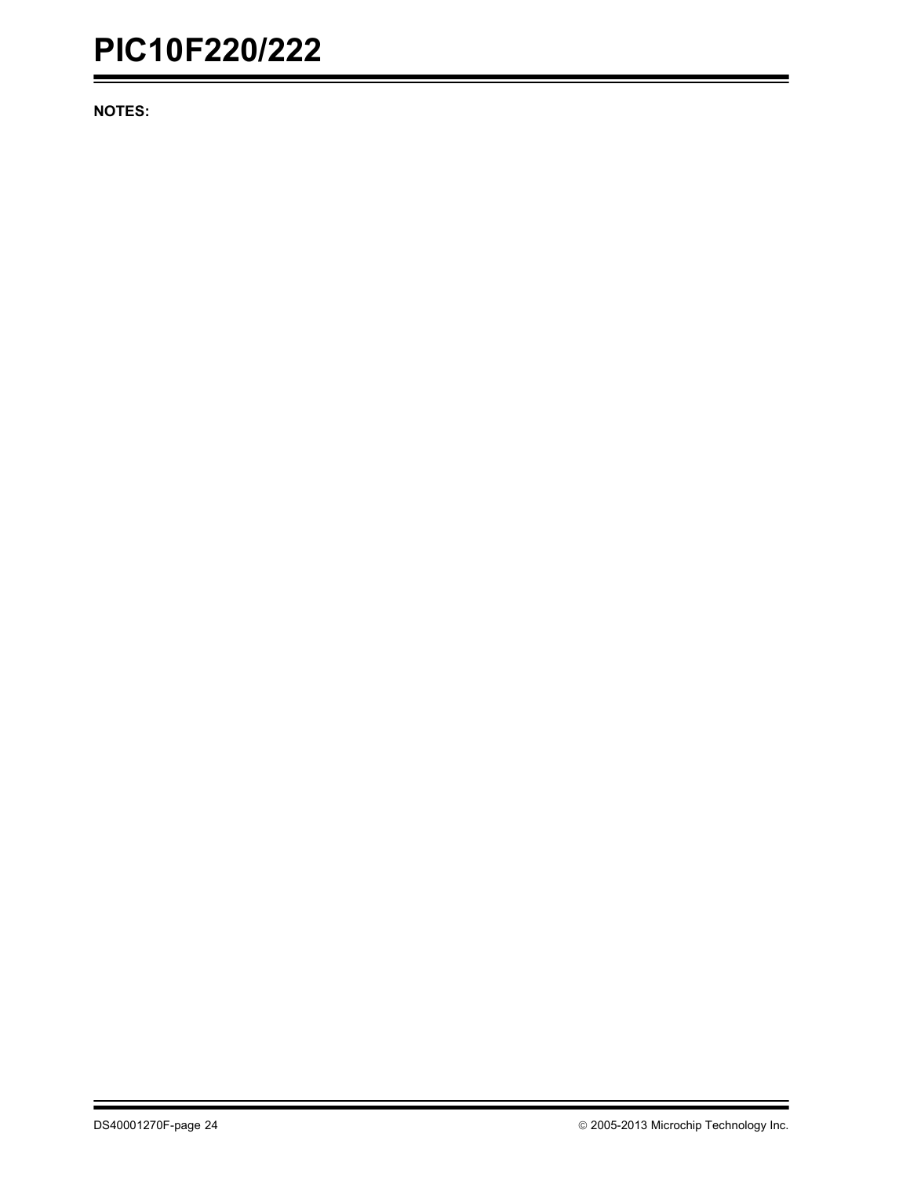**NOTES:**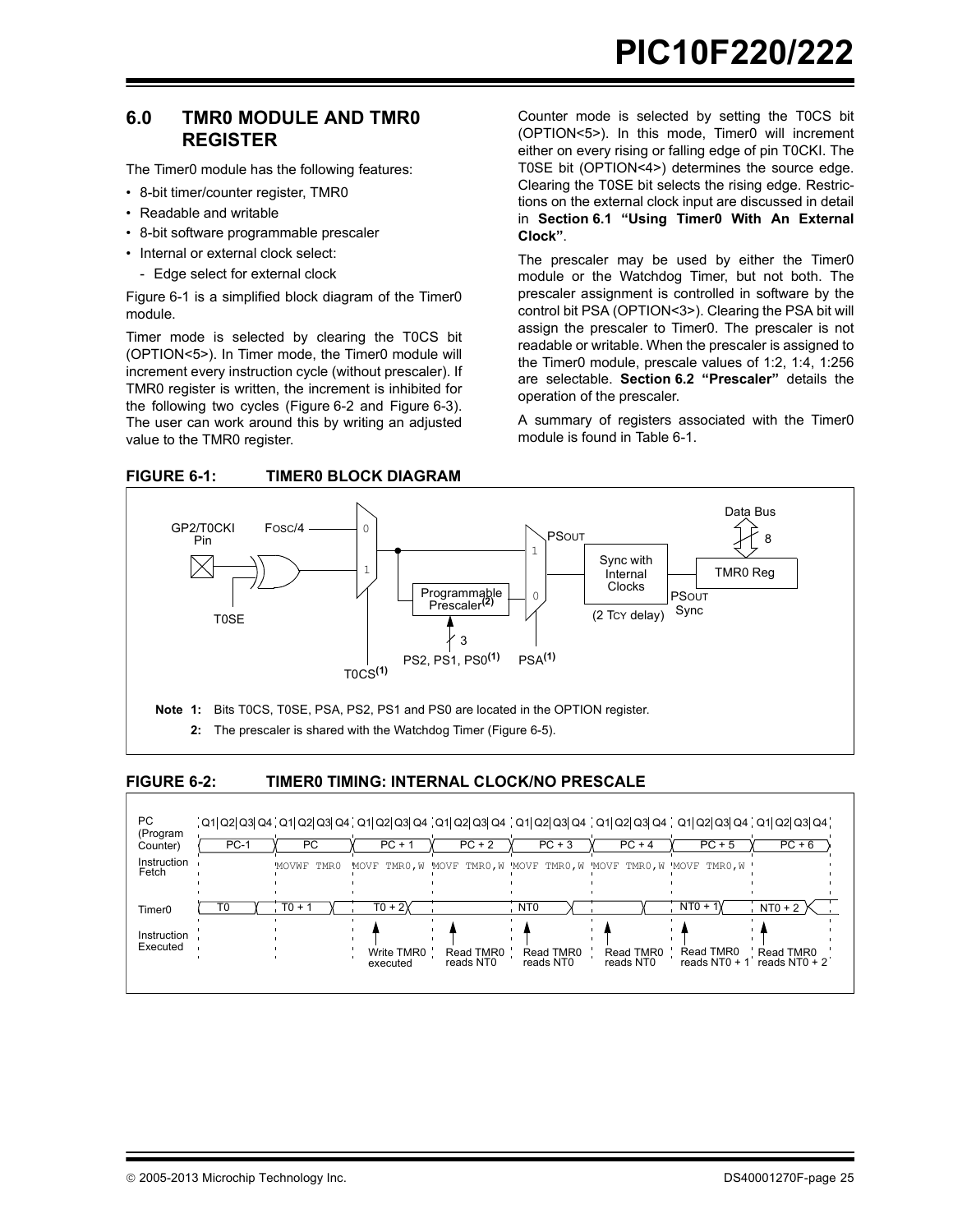## 6.0 TMR0 MODULE AND TMR0 REGISTER

The Timer0 module has the following features:

- 8-bit timer/counter register, TMR0
- Readable and writable
- 8-bit software programmable prescaler
- Internal or external clock select:
  - Edge select for external clock

Figure 6-1 is a simplified block diagram of the Timer0 module.

Timer mode is selected by clearing the T0CS bit (OPTION<5>). In Timer mode, the Timer0 module will increment every instruction cycle (without prescaler). If TMR0 register is written, the increment is inhibited for the following two cycles (Figure 6-2 and Figure 6-3). The user can work around this by writing an adjusted value to the TMR0 register.

Counter mode is selected by setting the T0CS bit (OPTION<5>). In this mode, Timer0 will increment either on every rising or falling edge of pin T0CKI. The T0SE bit (OPTION<4>) determines the source edge. Clearing the T0SE bit selects the rising edge. Restrictions on the external clock input are discussed in detail in **Section 6.1 "Using Timer0 With An External Clock"**.

The prescaler may be used by either the Timer0 module or the Watchdog Timer, but not both. The prescaler assignment is controlled in software by the control bit PSA (OPTION<3>). Clearing the PSA bit will assign the prescaler to Timer0. The prescaler is not readable or writable. When the prescaler is assigned to the Timer0 module, prescale values of 1:2, 1:4, 1:256 are selectable. **Section 6.2 "Prescaler"** details the operation of the prescaler.

A summary of registers associated with the Timer0 module is found in Table 6-1.

**FIGURE 6-1: TIMER0 BLOCK DIAGRAM**

GP2/T0CKI Pin, T0SE, FOSC/4, T0CS(1), Programmable Prescaler(2), PS2, PS1, PS0(1), PSA(1), PSOUT, Sync with Internal Clocks (2 TCY delay), PSOUT Sync, TMR0 Reg, Data Bus, 8, 3

**Note 1:** Bits T0CS, T0SE, PSA, PS2, PS1 and PS0 are located in the OPTION register.

**2:** The prescaler is shared with the Watchdog Timer (Figure 6-5).

**FIGURE 6-2: TIMER0 TIMING: INTERNAL CLOCK/NO PRESCALE**

| | Q1 Q2 Q3 Q4 | Q1 Q2 Q3 Q4 | Q1 Q2 Q3 Q4 | Q1 Q2 Q3 Q4 | Q1 Q2 Q3 Q4 | Q1 Q2 Q3 Q4 | Q1 Q2 Q3 Q4 | Q1 Q2 Q3 Q4 |
|---|---|---|---|---|---|---|---|---|
| PC (Program Counter) | PC-1 | PC | PC + 1 | PC + 2 | PC + 3 | PC + 4 | PC + 5 | PC + 6 |
| Instruction Fetch | | MOVWF TMR0 | MOVF TMR0,W | MOVF TMR0,W | MOVF TMR0,W | MOVF TMR0,W | MOVF TMR0,W | |
| Timer0 | T0 | T0 + 1 | T0 + 2 | | NT0 | | NT0 + 1 | NT0 + 2 |
| Instruction Executed | | | Write TMR0 executed | Read TMR0 reads NT0 | Read TMR0 reads NT0 | Read TMR0 reads NT0 | Read TMR0 reads NT0 + 1 | Read TMR0 reads NT0 + 2 |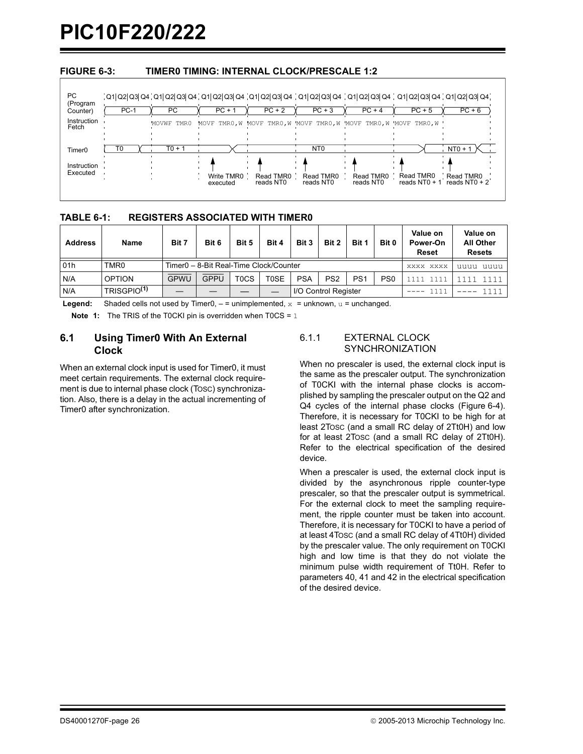**FIGURE 6-3: TIMER0 TIMING: INTERNAL CLOCK/PRESCALE 1:2**

| PC (Program Counter) | PC-1 | PC | PC + 1 | PC + 2 | PC + 3 | PC + 4 | PC + 5 | PC + 6 |
|---|---|---|---|---|---|---|---|---|
| Instruction Fetch | | MOVWF TMR0 | MOVF TMR0,W | MOVF TMR0,W | MOVF TMR0,W | MOVF TMR0,W | MOVF TMR0,W | |
| Timer0 | T0 | T0 + 1 | | | NT0 | | | NT0 + 1 |
| Instruction Executed | | | Write TMR0 executed | Read TMR0 reads NT0 | Read TMR0 reads NT0 | Read TMR0 reads NT0 | Read TMR0 reads NT0 + 1 | Read TMR0 reads NT0 + 2 |

**TABLE 6-1: REGISTERS ASSOCIATED WITH TIMER0**

| Address | Name | Bit 7 | Bit 6 | Bit 5 | Bit 4 | Bit 3 | Bit 2 | Bit 1 | Bit 0 | Value on Power-On Reset | Value on All Other Resets |
|---|---|---|---|---|---|---|---|---|---|---|---|
| 01h | TMR0 | Timer0 – 8-Bit Real-Time Clock/Counter | | | | | | | | xxxx xxxx | uuuu uuuu |
| N/A | OPTION | $\overline{GPWU}$ | $\overline{GPPU}$ | T0CS | T0SE | PSA | PS2 | PS1 | PS0 | 1111 1111 | 1111 1111 |
| N/A | TRISGPIO[1] | — | — | — | — | I/O Control Register | | | | ---- 1111 | ---- 1111 |

**Legend:** Shaded cells not used by Timer0, – = unimplemented, x = unknown, u = unchanged.

**Note 1:** The TRIS of the T0CKI pin is overridden when T0CS = 1

## 6.1 Using Timer0 With An External Clock

When an external clock input is used for Timer0, it must meet certain requirements. The external clock requirement is due to internal phase clock (TOSC) synchronization. Also, there is a delay in the actual incrementing of Timer0 after synchronization.

### 6.1.1 EXTERNAL CLOCK SYNCHRONIZATION

When no prescaler is used, the external clock input is the same as the prescaler output. The synchronization of T0CKI with the internal phase clocks is accomplished by sampling the prescaler output on the Q2 and Q4 cycles of the internal phase clocks (Figure 6-4). Therefore, it is necessary for T0CKI to be high for at least 2TOSC (and a small RC delay of 2Tt0H) and low for at least 2TOSC (and a small RC delay of 2Tt0H). Refer to the electrical specification of the desired device.

When a prescaler is used, the external clock input is divided by the asynchronous ripple counter-type prescaler, so that the prescaler output is symmetrical. For the external clock to meet the sampling requirement, the ripple counter must be taken into account. Therefore, it is necessary for T0CKI to have a period of at least 4TOSC (and a small RC delay of 4Tt0H) divided by the prescaler value. The only requirement on T0CKI high and low time is that they do not violate the minimum pulse width requirement of Tt0H. Refer to parameters 40, 41 and 42 in the electrical specification of the desired device.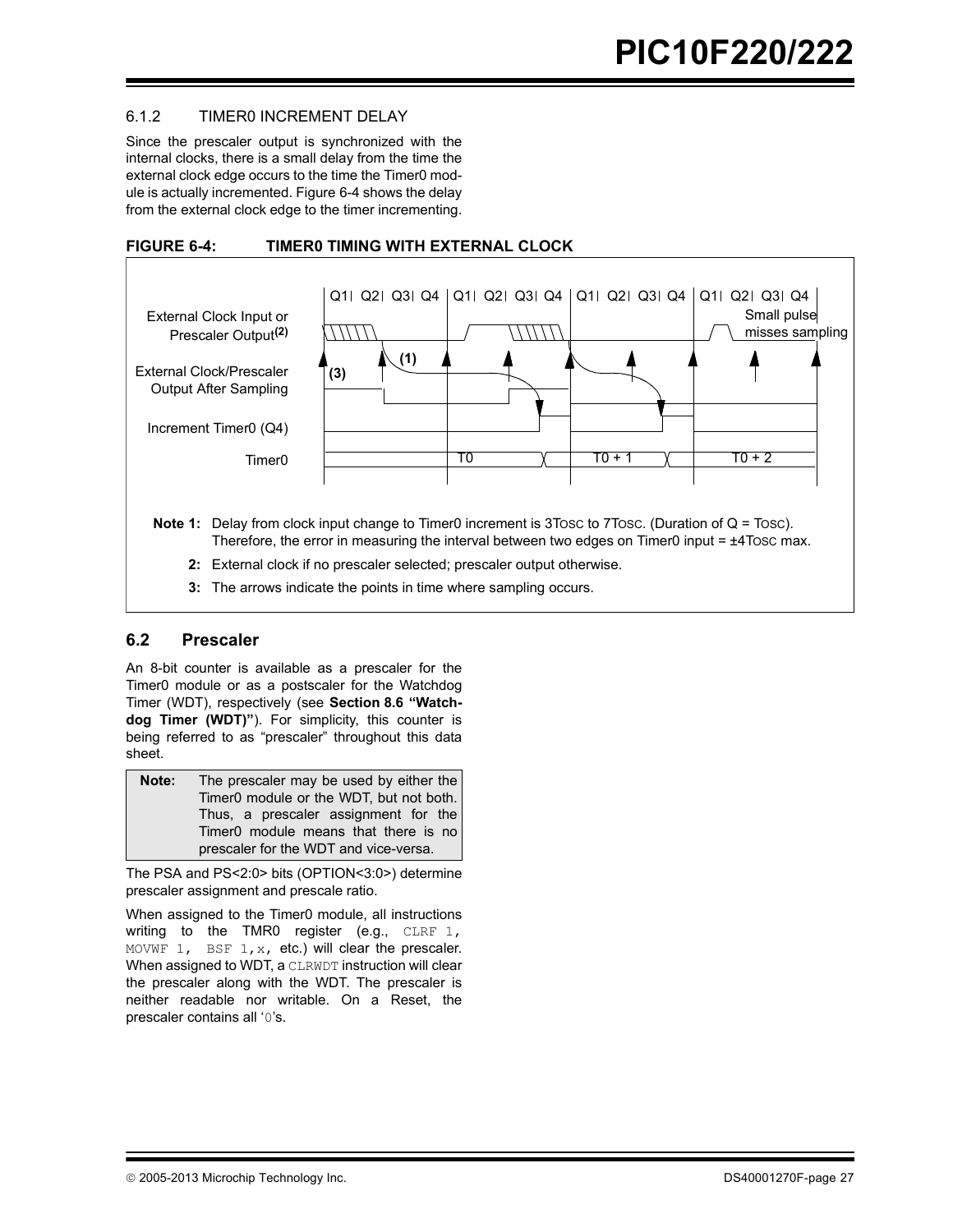### 6.1.2 TIMER0 INCREMENT DELAY

Since the prescaler output is synchronized with the internal clocks, there is a small delay from the time the external clock edge occurs to the time the Timer0 module is actually incremented. Figure 6-4 shows the delay from the external clock edge to the timer incrementing.

**FIGURE 6-4: TIMER0 TIMING WITH EXTERNAL CLOCK**

**Note 1:** Delay from clock input change to Timer0 increment is 3TOSC to 7TOSC. (Duration of Q = TOSC). Therefore, the error in measuring the interval between two edges on Timer0 input = ±4TOSC max.

**2:** External clock if no prescaler selected; prescaler output otherwise.

**3:** The arrows indicate the points in time where sampling occurs.

## 6.2 Prescaler

An 8-bit counter is available as a prescaler for the Timer0 module or as a postscaler for the Watchdog Timer (WDT), respectively (see **Section 8.6 "Watchdog Timer (WDT)"**). For simplicity, this counter is being referred to as "prescaler" throughout this data sheet.

| **Note:** | The prescaler may be used by either the Timer0 module or the WDT, but not both. Thus, a prescaler assignment for the Timer0 module means that there is no prescaler for the WDT and vice-versa. |
|---|---|

The PSA and PS<2:0> bits (OPTION<3:0>) determine prescaler assignment and prescale ratio.

When assigned to the Timer0 module, all instructions writing to the TMR0 register (e.g., `CLRF 1`, `MOVWF 1`, `BSF 1,x`, etc.) will clear the prescaler. When assigned to WDT, a `CLRWDT` instruction will clear the prescaler along with the WDT. The prescaler is neither readable nor writable. On a Reset, the prescaler contains all '0's.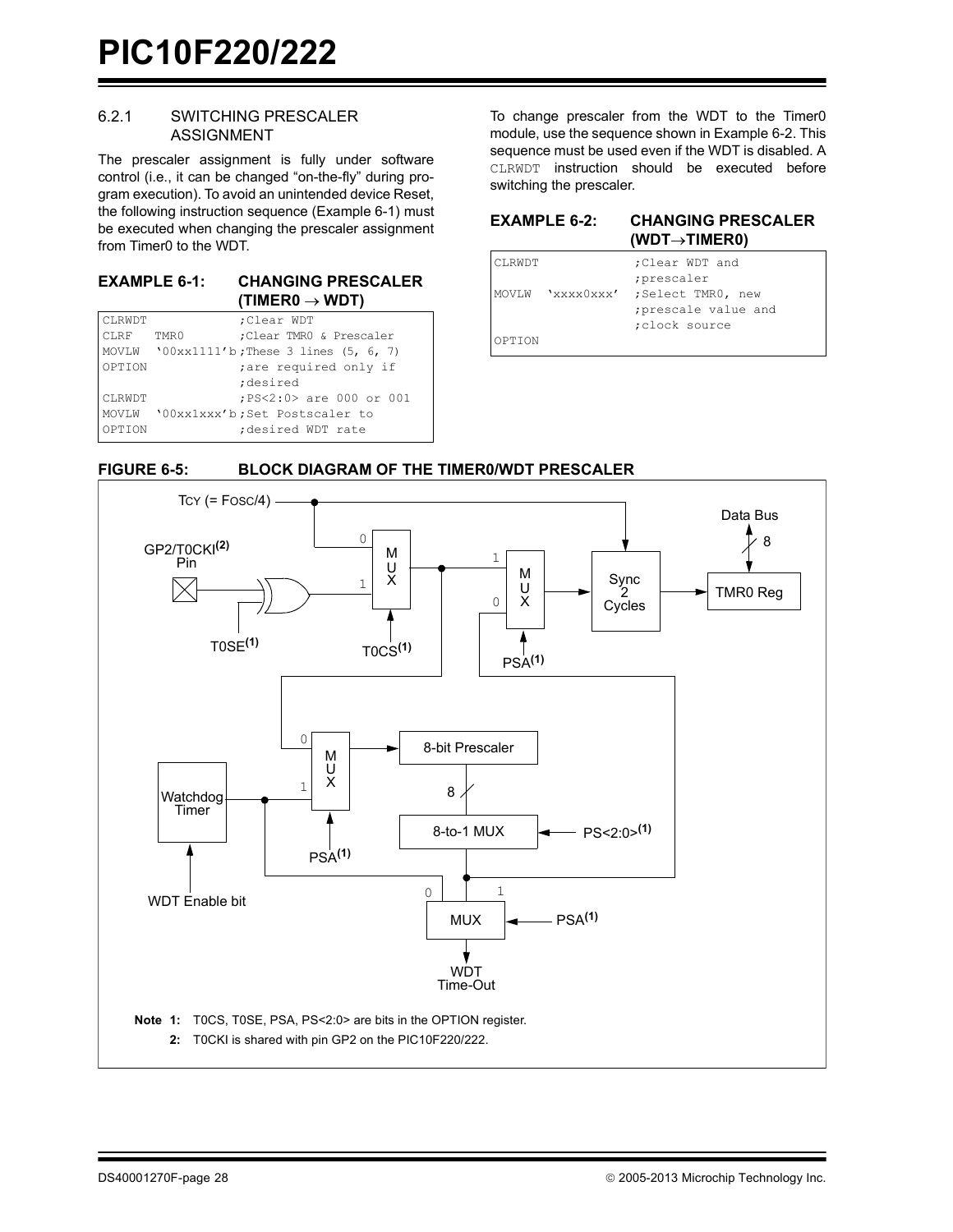### 6.2.1 SWITCHING PRESCALER ASSIGNMENT

The prescaler assignment is fully under software control (i.e., it can be changed "on-the-fly" during program execution). To avoid an unintended device Reset, the following instruction sequence (Example 6-1) must be executed when changing the prescaler assignment from Timer0 to the WDT.

**EXAMPLE 6-1: CHANGING PRESCALER (TIMER0 → WDT)**

```
CLRWDT              ;Clear WDT
CLRF   TMR0         ;Clear TMR0 & Prescaler
MOVLW  '00xx1111'b  ;These 3 lines (5, 6, 7)
OPTION              ;are required only if
                    ;desired
CLRWDT              ;PS<2:0> are 000 or 001
MOVLW  '00xx1xxx'b  ;Set Postscaler to
OPTION              ;desired WDT rate
```

To change prescaler from the WDT to the Timer0 module, use the sequence shown in Example 6-2. This sequence must be used even if the WDT is disabled. A CLRWDT instruction should be executed before switching the prescaler.

**EXAMPLE 6-2: CHANGING PRESCALER (WDT→TIMER0)**

```
CLRWDT              ;Clear WDT and
                    ;prescaler
MOVLW  'xxxx0xxx'   ;Select TMR0, new
                    ;prescale value and
                    ;clock source
OPTION
```

**FIGURE 6-5: BLOCK DIAGRAM OF THE TIMER0/WDT PRESCALER**

**Note 1:** T0CS, T0SE, PSA, PS<2:0> are bits in the OPTION register.

**2:** T0CKI is shared with pin GP2 on the PIC10F220/222.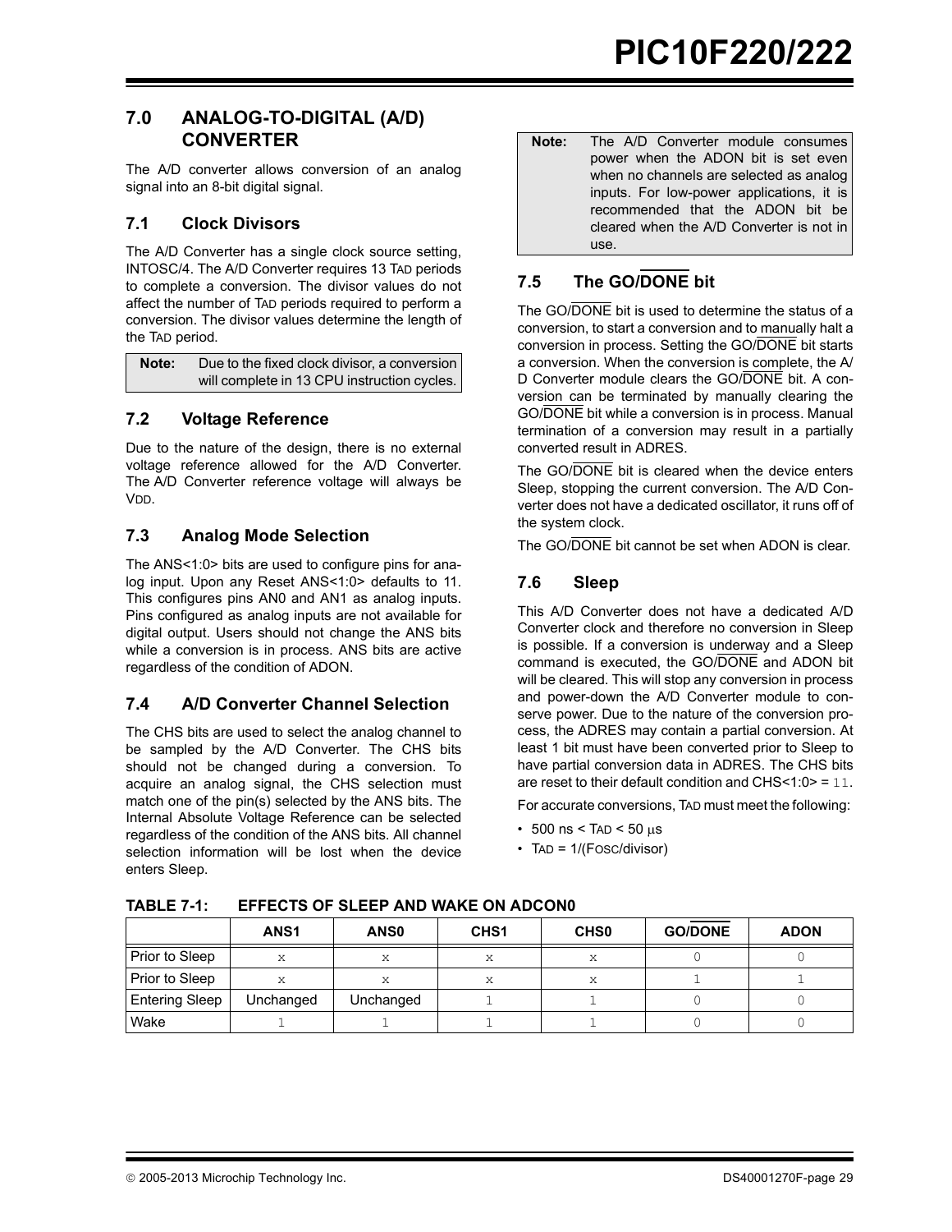## 7.0 ANALOG-TO-DIGITAL (A/D) CONVERTER

The A/D converter allows conversion of an analog signal into an 8-bit digital signal.

### 7.1 Clock Divisors

The A/D Converter has a single clock source setting, INTOSC/4. The A/D Converter requires 13 $T_{AD}$ periods to complete a conversion. The divisor values do not affect the number of $T_{AD}$ periods required to perform a conversion. The divisor values determine the length of the $T_{AD}$ period.

| **Note:** | Due to the fixed clock divisor, a conversion will complete in 13 CPU instruction cycles. |
|---|---|

### 7.2 Voltage Reference

Due to the nature of the design, there is no external voltage reference allowed for the A/D Converter. The A/D Converter reference voltage will always be $V_{DD}$.

### 7.3 Analog Mode Selection

The ANS<1:0> bits are used to configure pins for analog input. Upon any Reset ANS<1:0> defaults to 11. This configures pins AN0 and AN1 as analog inputs. Pins configured as analog inputs are not available for digital output. Users should not change the ANS bits while a conversion is in process. ANS bits are active regardless of the condition of ADON.

### 7.4 A/D Converter Channel Selection

The CHS bits are used to select the analog channel to be sampled by the A/D Converter. The CHS bits should not be changed during a conversion. To acquire an analog signal, the CHS selection must match one of the pin(s) selected by the ANS bits. The Internal Absolute Voltage Reference can be selected regardless of the condition of the ANS bits. All channel selection information will be lost when the device enters Sleep.

| **Note:** | The A/D Converter module consumes power when the ADON bit is set even when no channels are selected as analog inputs. For low-power applications, it is recommended that the ADON bit be cleared when the A/D Converter is not in use. |
|---|---|

### 7.5 The GO/$\overline{\text{DONE}}$ bit

The GO/$\overline{\text{DONE}}$ bit is used to determine the status of a conversion, to start a conversion and to manually halt a conversion in process. Setting the GO/$\overline{\text{DONE}}$ bit starts a conversion. When the conversion is complete, the A/D Converter module clears the GO/$\overline{\text{DONE}}$ bit. A conversion can be terminated by manually clearing the GO/$\overline{\text{DONE}}$ bit while a conversion is in process. Manual termination of a conversion may result in a partially converted result in ADRES.

The GO/$\overline{\text{DONE}}$ bit is cleared when the device enters Sleep, stopping the current conversion. The A/D Converter does not have a dedicated oscillator, it runs off of the system clock.

The GO/$\overline{\text{DONE}}$ bit cannot be set when ADON is clear.

### 7.6 Sleep

This A/D Converter does not have a dedicated A/D Converter clock and therefore no conversion in Sleep is possible. If a conversion is underway and a Sleep command is executed, the GO/$\overline{\text{DONE}}$ and ADON bit will be cleared. This will stop any conversion in process and power-down the A/D Converter module to conserve power. Due to the nature of the conversion process, the ADRES may contain a partial conversion. At least 1 bit must have been converted prior to Sleep to have partial conversion data in ADRES. The CHS bits are reset to their default condition and CHS<1:0> = 11.

For accurate conversions, $T_{AD}$ must meet the following:

- 500 ns < $T_{AD}$ < 50 μs
- $T_{AD}$ = 1/($F_{OSC}$/divisor)

**TABLE 7-1: EFFECTS OF SLEEP AND WAKE ON ADCON0**

| | ANS1 | ANS0 | CHS1 | CHS0 | GO/$\overline{\text{DONE}}$ | ADON |
|---|---|---|---|---|---|---|
| Prior to Sleep | x | x | x | x | 0 | 0 |
| Prior to Sleep | x | x | x | x | 1 | 1 |
| Entering Sleep | Unchanged | Unchanged | 1 | 1 | 0 | 0 |
| Wake | 1 | 1 | 1 | 1 | 0 | 0 |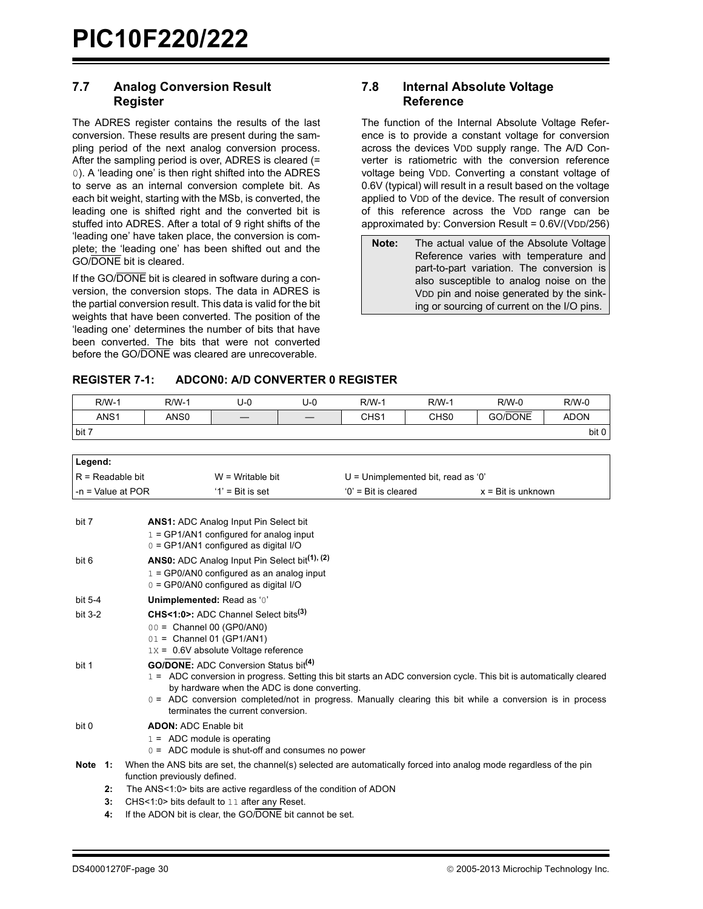## 7.7 Analog Conversion Result Register

The ADRES register contains the results of the last conversion. These results are present during the sampling period of the next analog conversion process. After the sampling period is over, ADRES is cleared (= 0). A 'leading one' is then right shifted into the ADRES to serve as an internal conversion complete bit. As each bit weight, starting with the MSb, is converted, the leading one is shifted right and the converted bit is stuffed into ADRES. After a total of 9 right shifts of the 'leading one' have taken place, the conversion is complete; the 'leading one' has been shifted out and the GO/$\overline{\text{DONE}}$ bit is cleared.

If the GO/$\overline{\text{DONE}}$ bit is cleared in software during a conversion, the conversion stops. The data in ADRES is the partial conversion result. This data is valid for the bit weights that have been converted. The position of the 'leading one' determines the number of bits that have been converted. The bits that were not converted before the GO/$\overline{\text{DONE}}$ was cleared are unrecoverable.

## 7.8 Internal Absolute Voltage Reference

The function of the Internal Absolute Voltage Reference is to provide a constant voltage for conversion across the devices $V_{DD}$ supply range. The A/D Converter is ratiometric with the conversion reference voltage being $V_{DD}$. Converting a constant voltage of 0.6V (typical) will result in a result based on the voltage applied to $V_{DD}$ of the device. The result of conversion of this reference across the $V_{DD}$ range can be approximated by: Conversion Result = 0.6V/($V_{DD}$/256)

| **Note:** | The actual value of the Absolute Voltage Reference varies with temperature and part-to-part variation. The conversion is also susceptible to analog noise on the $V_{DD}$ pin and noise generated by the sinking or sourcing of current on the I/O pins. |
|---|---|

**REGISTER 7-1: ADCON0: A/D CONVERTER 0 REGISTER**

| R/W-1 | R/W-1 | U-0 | U-0 | R/W-1 | R/W-1 | R/W-0 | R/W-0 |
|---|---|---|---|---|---|---|---|
| ANS1 | ANS0 | — | — | CHS1 | CHS0 | GO/$\overline{\text{DONE}}$ | ADON |
| bit 7 | | | | | | | bit 0 |

| **Legend:** | | | |
|---|---|---|---|
| R = Readable bit | W = Writable bit | U = Unimplemented bit, read as '0' | |
| -n = Value at POR | '1' = Bit is set | '0' = Bit is cleared | x = Bit is unknown |

bit 7 **ANS1:** ADC Analog Input Pin Select bit
- 1 = GP1/AN1 configured for analog input
- 0 = GP1/AN1 configured as digital I/O

bit 6 **ANS0:** ADC Analog Input Pin Select bit[(1), (2)]
- 1 = GP0/AN0 configured as an analog input
- 0 = GP0/AN0 configured as digital I/O

bit 5-4 **Unimplemented:** Read as '0'

bit 3-2 **CHS<1:0>:** ADC Channel Select bits[(3)]
- 00 = Channel 00 (GP0/AN0)
- 01 = Channel 01 (GP1/AN1)
- 1X = 0.6V absolute Voltage reference

bit 1 **GO/$\overline{\text{DONE}}$:** ADC Conversion Status bit[(4)]
- 1 = ADC conversion in progress. Setting this bit starts an ADC conversion cycle. This bit is automatically cleared by hardware when the ADC is done converting.
- 0 = ADC conversion completed/not in progress. Manually clearing this bit while a conversion is in process terminates the current conversion.

bit 0 **ADON:** ADC Enable bit
- 1 = ADC module is operating
- 0 = ADC module is shut-off and consumes no power

**Note 1:** When the ANS bits are set, the channel(s) selected are automatically forced into analog mode regardless of the pin function previously defined.

**2:** The ANS<1:0> bits are active regardless of the condition of ADON

**3:** CHS<1:0> bits default to 11 after any Reset.

**4:** If the ADON bit is clear, the GO/$\overline{\text{DONE}}$ bit cannot be set.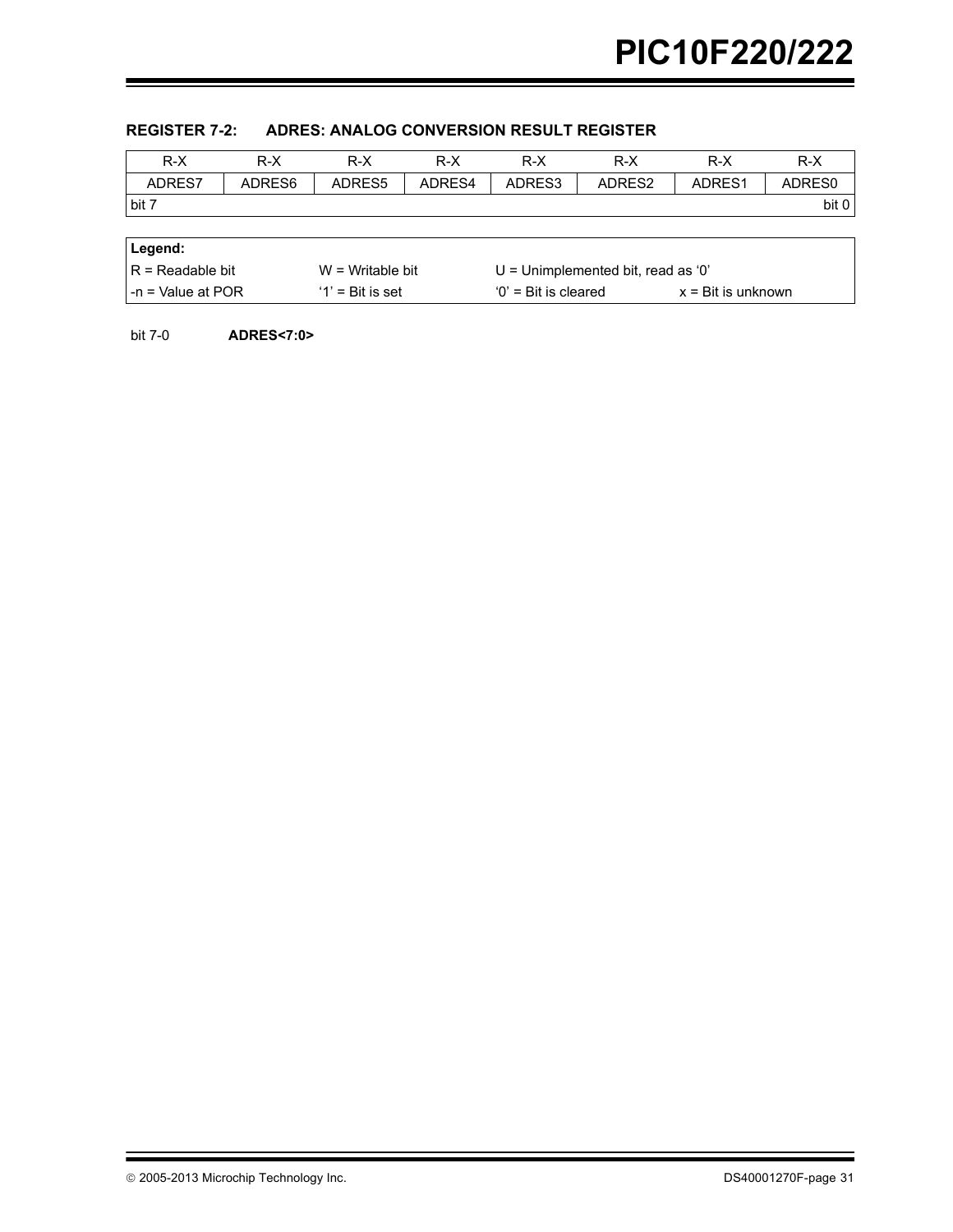### REGISTER 7-2: ADRES: ANALOG CONVERSION RESULT REGISTER

| R-X | R-X | R-X | R-X | R-X | R-X | R-X | R-X |
|---|---|---|---|---|---|---|---|
| ADRES7 | ADRES6 | ADRES5 | ADRES4 | ADRES3 | ADRES2 | ADRES1 | ADRES0 |
| bit 7 | | | | | | | bit 0 |

| **Legend:** | | | |
|---|---|---|---|
| R = Readable bit | W = Writable bit | U = Unimplemented bit, read as '0' | |
| -n = Value at POR | '1' = Bit is set | '0' = Bit is cleared | x = Bit is unknown |

bit 7-0 **ADRES<7:0>**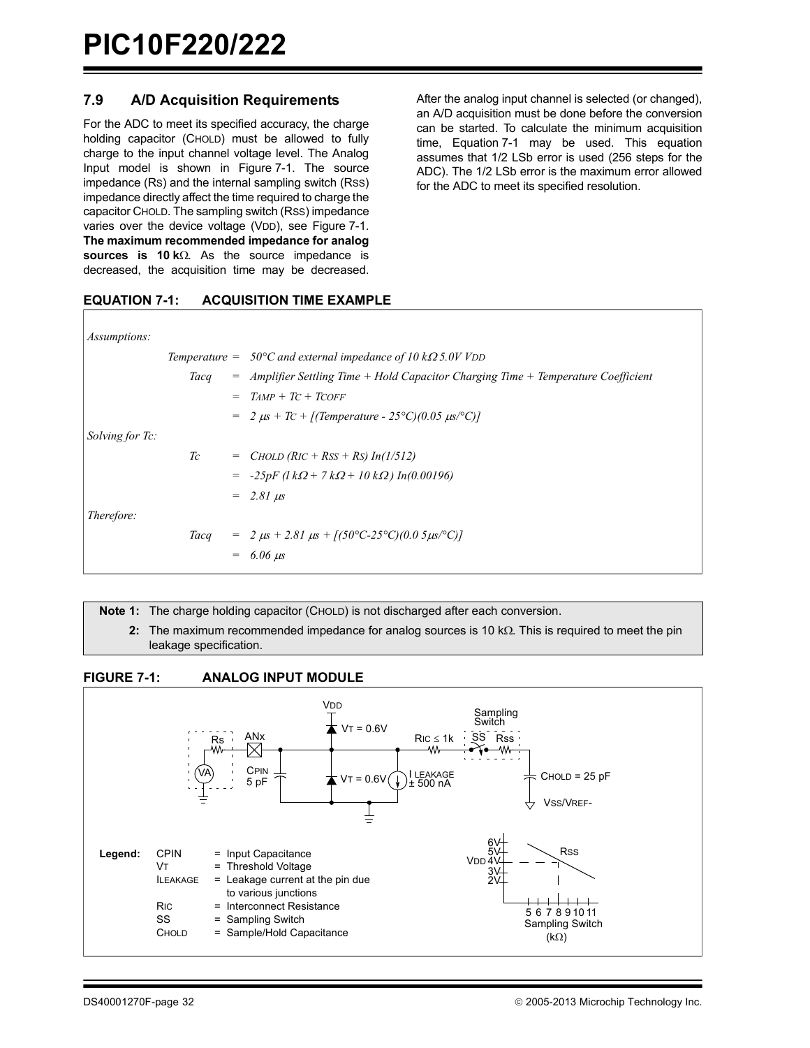## 7.9 A/D Acquisition Requirements

For the ADC to meet its specified accuracy, the charge holding capacitor (CHOLD) must be allowed to fully charge to the input channel voltage level. The Analog Input model is shown in Figure 7-1. The source impedance (RS) and the internal sampling switch (RSS) impedance directly affect the time required to charge the capacitor CHOLD. The sampling switch (RSS) impedance varies over the device voltage (VDD), see Figure 7-1. **The maximum recommended impedance for analog sources is 10 kΩ**. As the source impedance is decreased, the acquisition time may be decreased.

After the analog input channel is selected (or changed), an A/D acquisition must be done before the conversion can be started. To calculate the minimum acquisition time, Equation 7-1 may be used. This equation assumes that 1/2 LSb error is used (256 steps for the ADC). The 1/2 LSb error is the maximum error allowed for the ADC to meet its specified resolution.

**EQUATION 7-1: ACQUISITION TIME EXAMPLE**

*Assumptions:*

*Temperature* = *50°C and external impedance of 10 kΩ 5.0V VDD*

$$T_{ACQ} = \text{Amplifier Settling Time} + \text{Hold Capacitor Charging Time} + \text{Temperature Coefficient}$$

$$= T_{AMP} + T_C + T_{COFF}$$

$$= 2\ \mu s + T_C + [(\text{Temperature} - 25°C)(0.05\ \mu s/°C)]$$

*Solving for TC:*

$$T_C = C_{HOLD}\,(R_{IC} + R_{SS} + R_S)\ \ln(1/512)$$

$$= -25pF\,(1\ k\Omega + 7\ k\Omega + 10\ k\Omega)\ \ln(0.00196)$$

$$= 2.81\ \mu s$$

*Therefore:*

$$T_{ACQ} = 2\ \mu s + 2.81\ \mu s + [(50°C - 25°C)(0.05\ \mu s/°C)]$$

$$= 6.06\ \mu s$$

> **Note 1:** The charge holding capacitor (CHOLD) is not discharged after each conversion.
>
> **2:** The maximum recommended impedance for analog sources is 10 kΩ. This is required to meet the pin leakage specification.

**FIGURE 7-1: ANALOG INPUT MODULE**

VDD, VT = 0.6V, Rs, ANx, VA, CPIN 5 pF, VT = 0.6V, I LEAKAGE ± 500 nA, RIC ≤ 1k, Sampling Switch, SS, Rss, CHOLD = 25 pF, VSS/VREF-

Legend:

| | | |
|---|---|---|
| CPIN | = | Input Capacitance |
| VT | = | Threshold Voltage |
| ILEAKAGE | = | Leakage current at the pin due to various junctions |
| RIC | = | Interconnect Resistance |
| SS | = | Sampling Switch |
| CHOLD | = | Sample/Hold Capacitance |

VDD: 6V, 5V, 4V, 3V, 2V; RSS; 5 6 7 8 9 10 11; Sampling Switch (kΩ)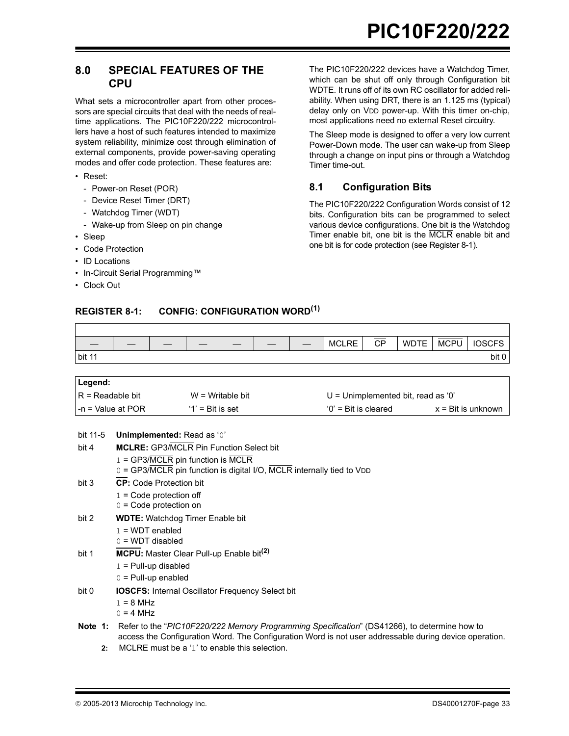## 8.0 SPECIAL FEATURES OF THE CPU

What sets a microcontroller apart from other processors are special circuits that deal with the needs of real-time applications. The PIC10F220/222 microcontrollers have a host of such features intended to maximize system reliability, minimize cost through elimination of external components, provide power-saving operating modes and offer code protection. These features are:

- Reset:
  - Power-on Reset (POR)
  - Device Reset Timer (DRT)
  - Watchdog Timer (WDT)
  - Wake-up from Sleep on pin change
- Sleep
- Code Protection
- ID Locations
- In-Circuit Serial Programming™
- Clock Out

The PIC10F220/222 devices have a Watchdog Timer, which can be shut off only through Configuration bit WDTE. It runs off of its own RC oscillator for added reliability. When using DRT, there is an 1.125 ms (typical) delay only on $V_{DD}$ power-up. With this timer on-chip, most applications need no external Reset circuitry.

The Sleep mode is designed to offer a very low current Power-Down mode. The user can wake-up from Sleep through a change on input pins or through a Watchdog Timer time-out.

### 8.1 Configuration Bits

The PIC10F220/222 Configuration Words consist of 12 bits. Configuration bits can be programmed to select various device configurations. One bit is the Watchdog Timer enable bit, one bit is the $\overline{\text{MCLR}}$ enable bit and one bit is for code protection (see Register 8-1).

**REGISTER 8-1: CONFIG: CONFIGURATION WORD(1)**

| bit 11 | | | | | | | | | | | bit 0 |
|---|---|---|---|---|---|---|---|---|---|---|---|
| — | — | — | — | — | — | — | MCLRE | $\overline{\text{CP}}$ | WDTE | $\overline{\text{MCPU}}$ | IOSCFS |

| Legend: | | | |
|---|---|---|---|
| R = Readable bit | W = Writable bit | U = Unimplemented bit, read as '0' | |
| -n = Value at POR | '1' = Bit is set | '0' = Bit is cleared | x = Bit is unknown |

bit 11-5 **Unimplemented:** Read as '0'

bit 4 **MCLRE:** GP3/$\overline{\text{MCLR}}$ Pin Function Select bit
- 1 = GP3/$\overline{\text{MCLR}}$ pin function is $\overline{\text{MCLR}}$
- 0 = GP3/$\overline{\text{MCLR}}$ pin function is digital I/O, $\overline{\text{MCLR}}$ internally tied to $V_{DD}$

bit 3 **$\overline{\text{CP}}$:** Code Protection bit
- 1 = Code protection off
- 0 = Code protection on

bit 2 **WDTE:** Watchdog Timer Enable bit
- 1 = WDT enabled
- 0 = WDT disabled

bit 1 **$\overline{\text{MCPU}}$:** Master Clear Pull-up Enable bit(2)
- 1 = Pull-up disabled
- 0 = Pull-up enabled

bit 0 **IOSCFS:** Internal Oscillator Frequency Select bit
- 1 = 8 MHz
- 0 = 4 MHz

**Note 1:** Refer to the "*PIC10F220/222 Memory Programming Specification*" (DS41266), to determine how to access the Configuration Word. The Configuration Word is not user addressable during device operation.

**2:** MCLRE must be a '1' to enable this selection.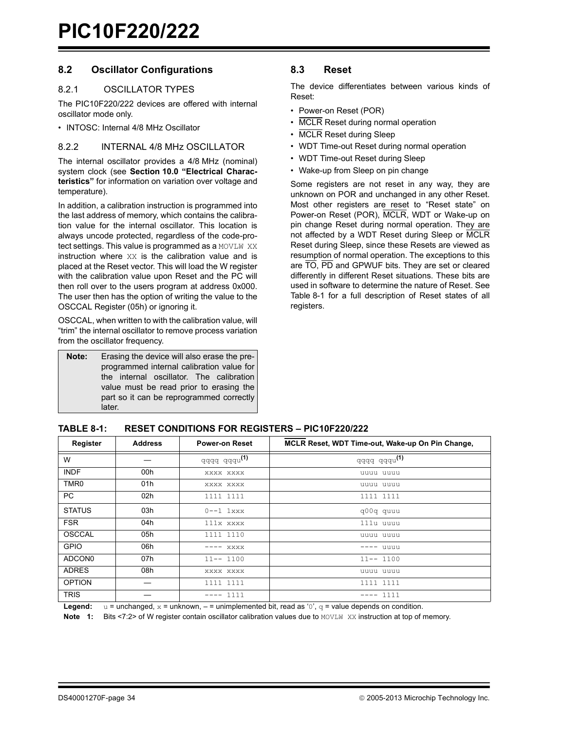## 8.2 Oscillator Configurations

### 8.2.1 OSCILLATOR TYPES

The PIC10F220/222 devices are offered with internal oscillator mode only.

- INTOSC: Internal 4/8 MHz Oscillator

### 8.2.2 INTERNAL 4/8 MHz OSCILLATOR

The internal oscillator provides a 4/8 MHz (nominal) system clock (see **Section 10.0 "Electrical Characteristics"** for information on variation over voltage and temperature).

In addition, a calibration instruction is programmed into the last address of memory, which contains the calibration value for the internal oscillator. This location is always uncode protected, regardless of the code-protect settings. This value is programmed as a `MOVLW XX` instruction where `XX` is the calibration value and is placed at the Reset vector. This will load the W register with the calibration value upon Reset and the PC will then roll over to the users program at address 0x000. The user then has the option of writing the value to the OSCCAL Register (05h) or ignoring it.

OSCCAL, when written to with the calibration value, will "trim" the internal oscillator to remove process variation from the oscillator frequency.

| **Note:** | Erasing the device will also erase the pre-programmed internal calibration value for the internal oscillator. The calibration value must be read prior to erasing the part so it can be reprogrammed correctly later. |
|---|---|

## 8.3 Reset

The device differentiates between various kinds of Reset:

- Power-on Reset (POR)
- MCLR Reset during normal operation
- MCLR Reset during Sleep
- WDT Time-out Reset during normal operation
- WDT Time-out Reset during Sleep
- Wake-up from Sleep on pin change

Some registers are not reset in any way, they are unknown on POR and unchanged in any other Reset. Most other registers are reset to "Reset state" on Power-on Reset (POR), MCLR, WDT or Wake-up on pin change Reset during normal operation. They are not affected by a WDT Reset during Sleep or MCLR Reset during Sleep, since these Resets are viewed as resumption of normal operation. The exceptions to this are TO, PD and GPWUF bits. They are set or cleared differently in different Reset situations. These bits are used in software to determine the nature of Reset. See Table 8-1 for a full description of Reset states of all registers.

**TABLE 8-1: RESET CONDITIONS FOR REGISTERS – PIC10F220/222**

| Register | Address | Power-on Reset | MCLR Reset, WDT Time-out, Wake-up On Pin Change, |
|---|---|---|---|
| W | — | qqqq qqqu(1) | qqqq qqqu(1) |
| INDF | 00h | xxxx xxxx | uuuu uuuu |
| TMR0 | 01h | xxxx xxxx | uuuu uuuu |
| PC | 02h | 1111 1111 | 1111 1111 |
| STATUS | 03h | 0--1 1xxx | q00q quuu |
| FSR | 04h | 111x xxxx | 111u uuuu |
| OSCCAL | 05h | 1111 1110 | uuuu uuuu |
| GPIO | 06h | ---- xxxx | ---- uuuu |
| ADCON0 | 07h | 11-- 1100 | 11-- 1100 |
| ADRES | 08h | xxxx xxxx | uuuu uuuu |
| OPTION | — | 1111 1111 | 1111 1111 |
| TRIS | — | ---- 1111 | ---- 1111 |

**Legend:** u = unchanged, x = unknown, – = unimplemented bit, read as '0', q = value depends on condition.

**Note 1:** Bits <7:2> of W register contain oscillator calibration values due to `MOVLW XX` instruction at top of memory.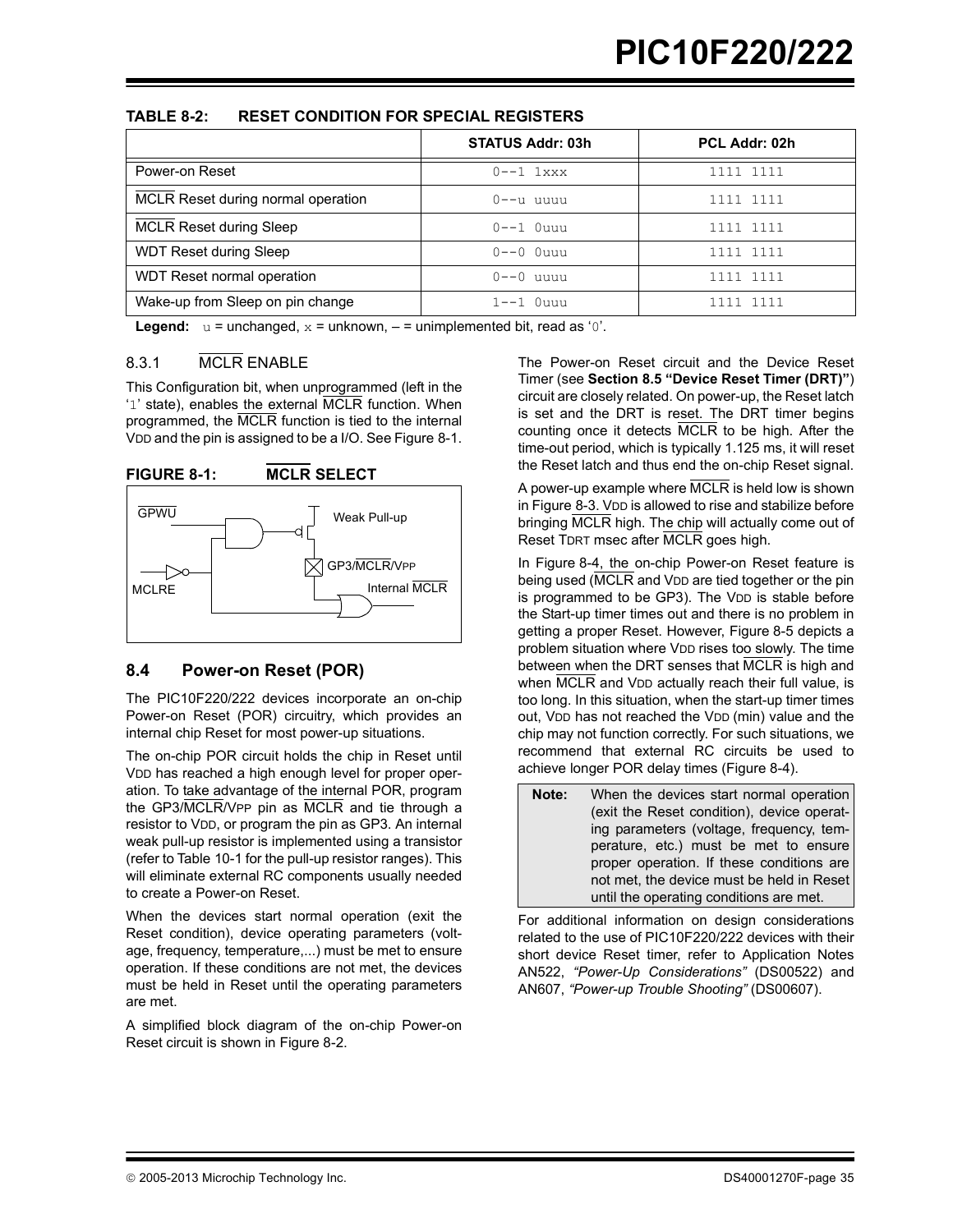**TABLE 8-2: RESET CONDITION FOR SPECIAL REGISTERS**

| | STATUS Addr: 03h | PCL Addr: 02h |
|---|---|---|
| Power-on Reset | 0--1 1xxx | 1111 1111 |
| MCLR Reset during normal operation | 0--u uuuu | 1111 1111 |
| MCLR Reset during Sleep | 0--1 0uuu | 1111 1111 |
| WDT Reset during Sleep | 0--0 0uuu | 1111 1111 |
| WDT Reset normal operation | 0--0 uuuu | 1111 1111 |
| Wake-up from Sleep on pin change | 1--1 0uuu | 1111 1111 |

**Legend:** u = unchanged, x = unknown, – = unimplemented bit, read as '0'.

### 8.3.1 MCLR ENABLE

This Configuration bit, when unprogrammed (left in the '1' state), enables the external MCLR function. When programmed, the MCLR function is tied to the internal VDD and the pin is assigned to be a I/O. See Figure 8-1.

**FIGURE 8-1: MCLR SELECT**

GPWU

Weak Pull-up

GP3/MCLR/VPP

MCLRE

Internal MCLR

## 8.4 Power-on Reset (POR)

The PIC10F220/222 devices incorporate an on-chip Power-on Reset (POR) circuitry, which provides an internal chip Reset for most power-up situations.

The on-chip POR circuit holds the chip in Reset until VDD has reached a high enough level for proper operation. To take advantage of the internal POR, program the GP3/MCLR/VPP pin as MCLR and tie through a resistor to VDD, or program the pin as GP3. An internal weak pull-up resistor is implemented using a transistor (refer to Table 10-1 for the pull-up resistor ranges). This will eliminate external RC components usually needed to create a Power-on Reset.

When the devices start normal operation (exit the Reset condition), device operating parameters (voltage, frequency, temperature,...) must be met to ensure operation. If these conditions are not met, the devices must be held in Reset until the operating parameters are met.

A simplified block diagram of the on-chip Power-on Reset circuit is shown in Figure 8-2.

The Power-on Reset circuit and the Device Reset Timer (see **Section 8.5 "Device Reset Timer (DRT)"**) circuit are closely related. On power-up, the Reset latch is set and the DRT is reset. The DRT timer begins counting once it detects MCLR to be high. After the time-out period, which is typically 1.125 ms, it will reset the Reset latch and thus end the on-chip Reset signal.

A power-up example where MCLR is held low is shown in Figure 8-3. VDD is allowed to rise and stabilize before bringing MCLR high. The chip will actually come out of Reset TDRT msec after MCLR goes high.

In Figure 8-4, the on-chip Power-on Reset feature is being used (MCLR and VDD are tied together or the pin is programmed to be GP3). The VDD is stable before the Start-up timer times out and there is no problem in getting a proper Reset. However, Figure 8-5 depicts a problem situation where VDD rises too slowly. The time between when the DRT senses that MCLR is high and when MCLR and VDD actually reach their full value, is too long. In this situation, when the start-up timer times out, VDD has not reached the VDD (min) value and the chip may not function correctly. For such situations, we recommend that external RC circuits be used to achieve longer POR delay times (Figure 8-4).

> **Note:** When the devices start normal operation (exit the Reset condition), device operating parameters (voltage, frequency, temperature, etc.) must be met to ensure proper operation. If these conditions are not met, the device must be held in Reset until the operating conditions are met.

For additional information on design considerations related to the use of PIC10F220/222 devices with their short device Reset timer, refer to Application Notes AN522, *"Power-Up Considerations"* (DS00522) and AN607, *"Power-up Trouble Shooting"* (DS00607).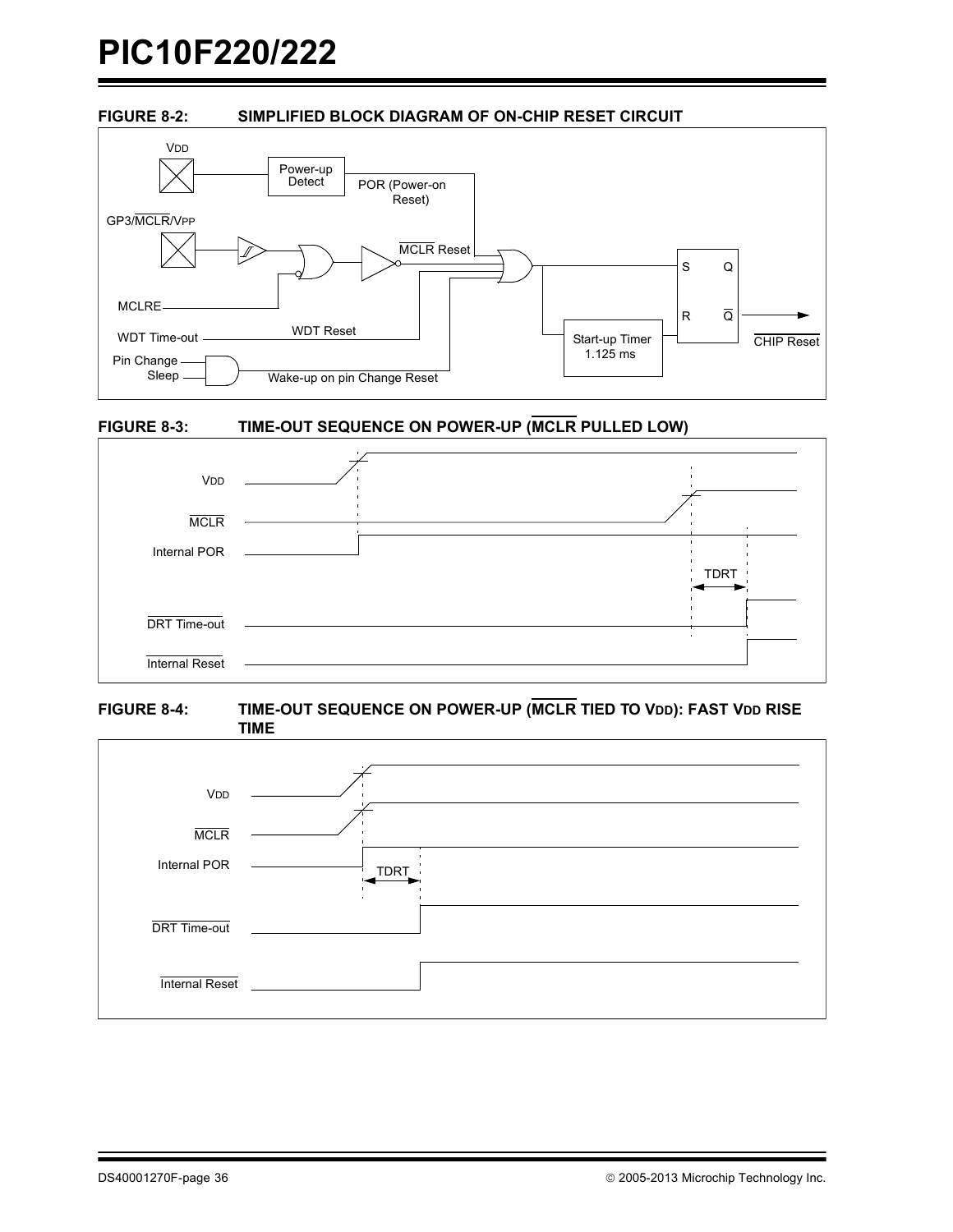**FIGURE 8-2: SIMPLIFIED BLOCK DIAGRAM OF ON-CHIP RESET CIRCUIT**

VDD

Power-up Detect

POR (Power-on Reset)

GP3/MCLR/VPP

MCLR Reset

MCLRE

WDT Time-out

WDT Reset

Pin Change

Sleep

Wake-up on pin Change Reset

Start-up Timer 1.125 ms

S Q

R Q

CHIP Reset

**FIGURE 8-3: TIME-OUT SEQUENCE ON POWER-UP (MCLR PULLED LOW)**

VDD

MCLR

Internal POR

TDRT

DRT Time-out

Internal Reset

**FIGURE 8-4: TIME-OUT SEQUENCE ON POWER-UP (MCLR TIED TO VDD): FAST VDD RISE TIME**

VDD

MCLR

Internal POR

TDRT

DRT Time-out

Internal Reset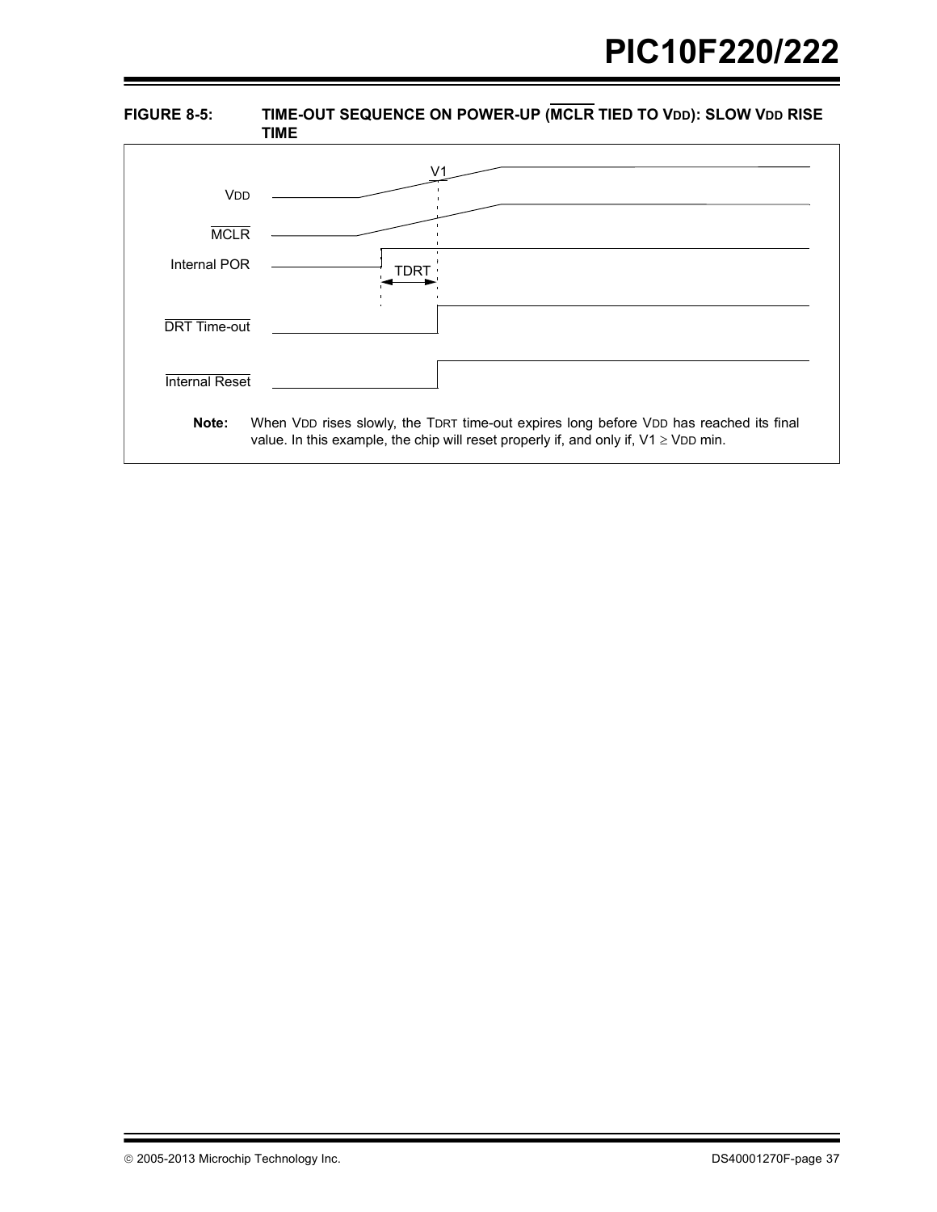**FIGURE 8-5: TIME-OUT SEQUENCE ON POWER-UP ($\overline{MCLR}$ TIED TO $V_{DD}$): SLOW $V_{DD}$ RISE TIME**

VDD

$\overline{MCLR}$

Internal POR

$\overline{DRT\ Time\text{-}out}$

$\overline{Internal\ Reset}$

V1

TDRT

**Note:** When $V_{DD}$ rises slowly, the $T_{DRT}$ time-out expires long before $V_{DD}$ has reached its final value. In this example, the chip will reset properly if, and only if, $V1 \geq V_{DD}$ min.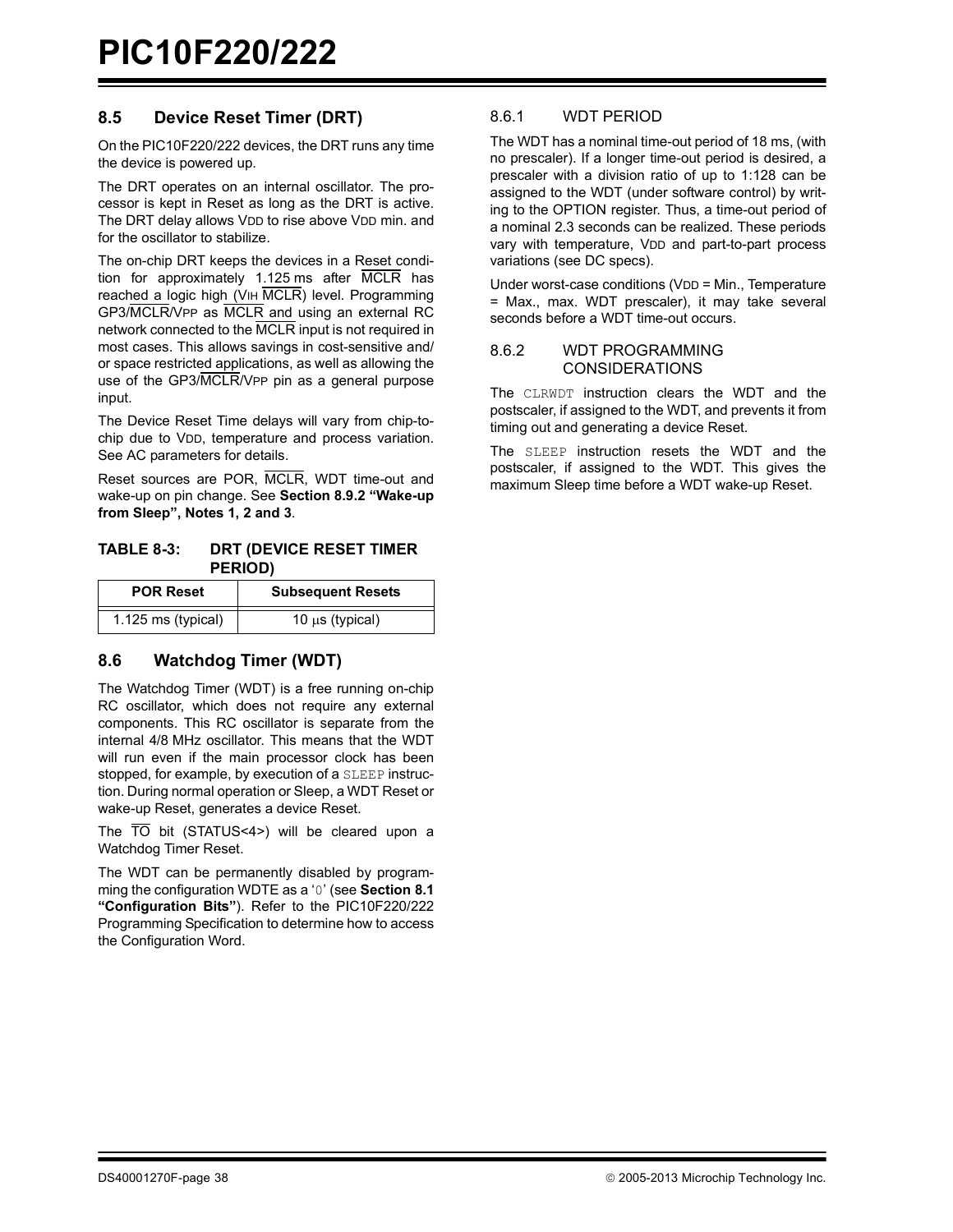## 8.5 Device Reset Timer (DRT)

On the PIC10F220/222 devices, the DRT runs any time the device is powered up.

The DRT operates on an internal oscillator. The processor is kept in Reset as long as the DRT is active. The DRT delay allows $V_{DD}$ to rise above $V_{DD}$ min. and for the oscillator to stabilize.

The on-chip DRT keeps the devices in a Reset condition for approximately 1.125 ms after $\overline{MCLR}$ has reached a logic high ($V_{IH}$ $\overline{MCLR}$) level. Programming GP3/$\overline{MCLR}$/$V_{PP}$ as $\overline{MCLR}$ and using an external RC network connected to the $\overline{MCLR}$ input is not required in most cases. This allows savings in cost-sensitive and/or space restricted applications, as well as allowing the use of the GP3/$\overline{MCLR}$/$V_{PP}$ pin as a general purpose input.

The Device Reset Time delays will vary from chip-to-chip due to $V_{DD}$, temperature and process variation. See AC parameters for details.

Reset sources are POR, $\overline{MCLR}$, WDT time-out and wake-up on pin change. See **Section 8.9.2 "Wake-up from Sleep", Notes 1, 2 and 3**.

**TABLE 8-3: DRT (DEVICE RESET TIMER PERIOD)**

| POR Reset | Subsequent Resets |
|---|---|
| 1.125 ms (typical) | 10 μs (typical) |

## 8.6 Watchdog Timer (WDT)

The Watchdog Timer (WDT) is a free running on-chip RC oscillator, which does not require any external components. This RC oscillator is separate from the internal 4/8 MHz oscillator. This means that the WDT will run even if the main processor clock has been stopped, for example, by execution of a `SLEEP` instruction. During normal operation or Sleep, a WDT Reset or wake-up Reset, generates a device Reset.

The $\overline{TO}$ bit (STATUS<4>) will be cleared upon a Watchdog Timer Reset.

The WDT can be permanently disabled by programming the configuration WDTE as a '0' (see **Section 8.1 "Configuration Bits"**). Refer to the PIC10F220/222 Programming Specification to determine how to access the Configuration Word.

### 8.6.1 WDT PERIOD

The WDT has a nominal time-out period of 18 ms, (with no prescaler). If a longer time-out period is desired, a prescaler with a division ratio of up to 1:128 can be assigned to the WDT (under software control) by writing to the OPTION register. Thus, a time-out period of a nominal 2.3 seconds can be realized. These periods vary with temperature, $V_{DD}$ and part-to-part process variations (see DC specs).

Under worst-case conditions ($V_{DD}$ = Min., Temperature = Max., max. WDT prescaler), it may take several seconds before a WDT time-out occurs.

### 8.6.2 WDT PROGRAMMING CONSIDERATIONS

The `CLRWDT` instruction clears the WDT and the postscaler, if assigned to the WDT, and prevents it from timing out and generating a device Reset.

The `SLEEP` instruction resets the WDT and the postscaler, if assigned to the WDT. This gives the maximum Sleep time before a WDT wake-up Reset.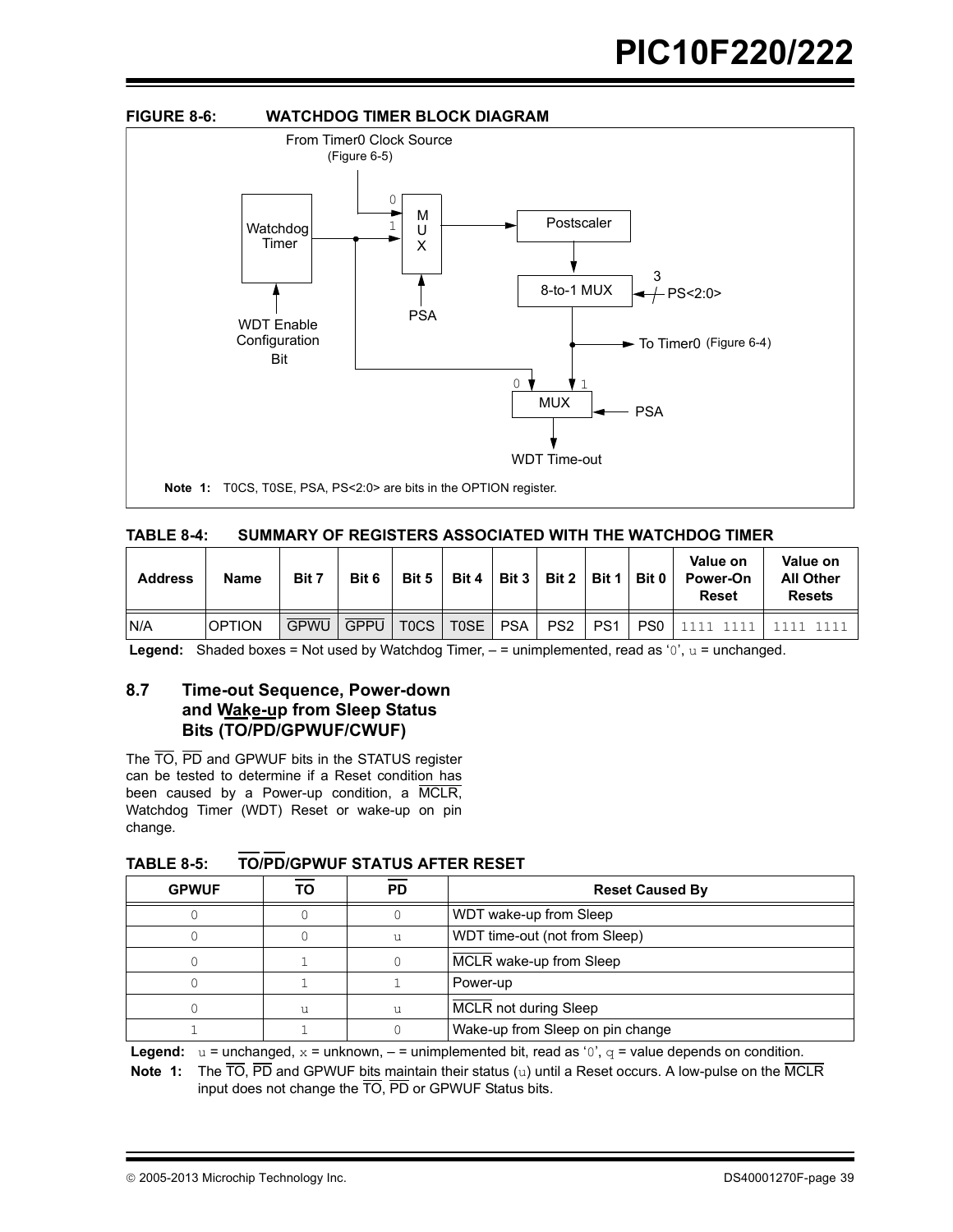**FIGURE 8-6: WATCHDOG TIMER BLOCK DIAGRAM**

From Timer0 Clock Source (Figure 6-5)

Watchdog Timer

WDT Enable Configuration Bit

MUX

PSA

Postscaler

8-to-1 MUX

PS<2:0>

To Timer0 (Figure 6-4)

MUX

PSA

WDT Time-out

**Note 1:** T0CS, T0SE, PSA, PS<2:0> are bits in the OPTION register.

**TABLE 8-4: SUMMARY OF REGISTERS ASSOCIATED WITH THE WATCHDOG TIMER**

| Address | Name | Bit 7 | Bit 6 | Bit 5 | Bit 4 | Bit 3 | Bit 2 | Bit 1 | Bit 0 | Value on Power-On Reset | Value on All Other Resets |
|---|---|---|---|---|---|---|---|---|---|---|---|
| N/A | OPTION | GPWU | GPPU | T0CS | T0SE | PSA | PS2 | PS1 | PS0 | 1111 1111 | 1111 1111 |

**Legend:** Shaded boxes = Not used by Watchdog Timer, – = unimplemented, read as '0', u = unchanged.

## 8.7 Time-out Sequence, Power-down and Wake-up from Sleep Status Bits (TO/PD/GPWUF/CWUF)

The TO, PD and GPWUF bits in the STATUS register can be tested to determine if a Reset condition has been caused by a Power-up condition, a MCLR, Watchdog Timer (WDT) Reset or wake-up on pin change.

**TABLE 8-5: TO/PD/GPWUF STATUS AFTER RESET**

| GPWUF | TO | PD | Reset Caused By |
|---|---|---|---|
| 0 | 0 | 0 | WDT wake-up from Sleep |
| 0 | 0 | u | WDT time-out (not from Sleep) |
| 0 | 1 | 0 | MCLR wake-up from Sleep |
| 0 | 1 | 1 | Power-up |
| 0 | u | u | MCLR not during Sleep |
| 1 | 1 | 0 | Wake-up from Sleep on pin change |

**Legend:** u = unchanged, x = unknown, – = unimplemented bit, read as '0', q = value depends on condition.

**Note 1:** The TO, PD and GPWUF bits maintain their status (u) until a Reset occurs. A low-pulse on the MCLR input does not change the TO, PD or GPWUF Status bits.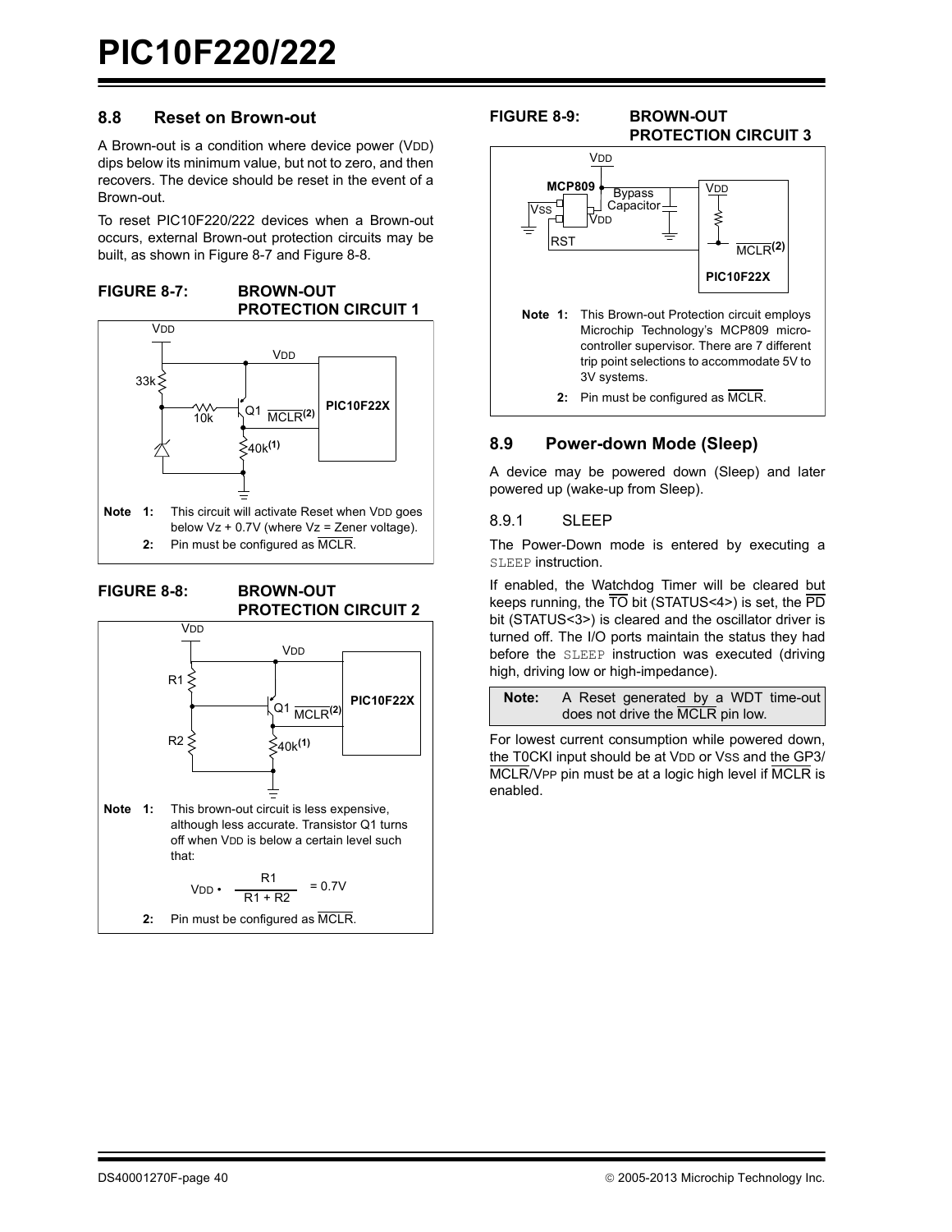## 8.8 Reset on Brown-out

A Brown-out is a condition where device power (VDD) dips below its minimum value, but not to zero, and then recovers. The device should be reset in the event of a Brown-out.

To reset PIC10F220/222 devices when a Brown-out occurs, external Brown-out protection circuits may be built, as shown in Figure 8-7 and Figure 8-8.

**FIGURE 8-7: BROWN-OUT PROTECTION CIRCUIT 1**

**Note 1:** This circuit will activate Reset when VDD goes below Vz + 0.7V (where Vz = Zener voltage).

**2:** Pin must be configured as MCLR.

**FIGURE 8-8: BROWN-OUT PROTECTION CIRCUIT 2**

**Note 1:** This brown-out circuit is less expensive, although less accurate. Transistor Q1 turns off when VDD is below a certain level such that:

$$V_{DD} \cdot \frac{R1}{R1 + R2} = 0.7V$$

**2:** Pin must be configured as MCLR.

**FIGURE 8-9: BROWN-OUT PROTECTION CIRCUIT 3**

**Note 1:** This Brown-out Protection circuit employs Microchip Technology's MCP809 microcontroller supervisor. There are 7 different trip point selections to accommodate 5V to 3V systems.

**2:** Pin must be configured as MCLR.

## 8.9 Power-down Mode (Sleep)

A device may be powered down (Sleep) and later powered up (wake-up from Sleep).

### 8.9.1 SLEEP

The Power-Down mode is entered by executing a `SLEEP` instruction.

If enabled, the Watchdog Timer will be cleared but keeps running, the $\overline{TO}$ bit (STATUS<4>) is set, the $\overline{PD}$ bit (STATUS<3>) is cleared and the oscillator driver is turned off. The I/O ports maintain the status they had before the `SLEEP` instruction was executed (driving high, driving low or high-impedance).

| **Note:** | A Reset generated by a WDT time-out does not drive the $\overline{MCLR}$ pin low. |
|---|---|

For lowest current consumption while powered down, the T0CKI input should be at VDD or VSS and the GP3/$\overline{MCLR}$/VPP pin must be at a logic high level if $\overline{MCLR}$ is enabled.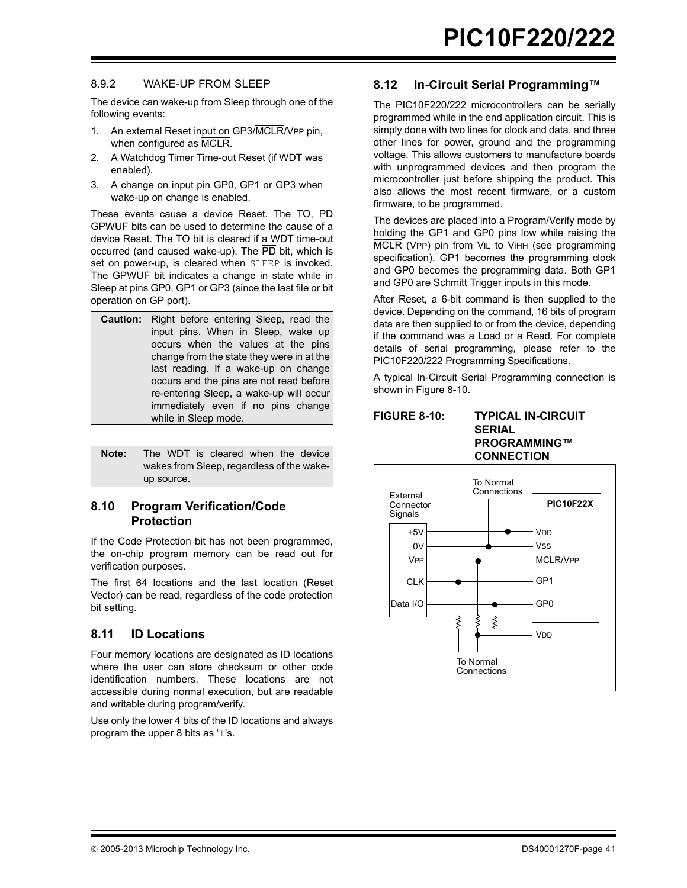#### 8.9.2 WAKE-UP FROM SLEEP

The device can wake-up from Sleep through one of the following events:

1. An external Reset input on GP3/MCLR/VPP pin, when configured as MCLR.
2. A Watchdog Timer Time-out Reset (if WDT was enabled).
3. A change on input pin GP0, GP1 or GP3 when wake-up on change is enabled.

These events cause a device Reset. The TO, PD GPWUF bits can be used to determine the cause of a device Reset. The TO bit is cleared if a WDT time-out occurred (and caused wake-up). The PD bit, which is set on power-up, is cleared when `SLEEP` is invoked. The GPWUF bit indicates a change in state while in Sleep at pins GP0, GP1 or GP3 (since the last file or bit operation on GP port).

| **Caution:** | Right before entering Sleep, read the input pins. When in Sleep, wake up occurs when the values at the pins change from the state they were in at the last reading. If a wake-up on change occurs and the pins are not read before re-entering Sleep, a wake-up will occur immediately even if no pins change while in Sleep mode. |
|---|---|

| **Note:** | The WDT is cleared when the device wakes from Sleep, regardless of the wake-up source. |
|---|---|

## 8.10 Program Verification/Code Protection

If the Code Protection bit has not been programmed, the on-chip program memory can be read out for verification purposes.

The first 64 locations and the last location (Reset Vector) can be read, regardless of the code protection bit setting.

## 8.11 ID Locations

Four memory locations are designated as ID locations where the user can store checksum or other code identification numbers. These locations are not accessible during normal execution, but are readable and writable during program/verify.

Use only the lower 4 bits of the ID locations and always program the upper 8 bits as '1's.

## 8.12 In-Circuit Serial Programming™

The PIC10F220/222 microcontrollers can be serially programmed while in the end application circuit. This is simply done with two lines for clock and data, and three other lines for power, ground and the programming voltage. This allows customers to manufacture boards with unprogrammed devices and then program the microcontroller just before shipping the product. This also allows the most recent firmware, or a custom firmware, to be programmed.

The devices are placed into a Program/Verify mode by holding the GP1 and GP0 pins low while raising the MCLR (VPP) pin from VIL to VIHH (see programming specification). GP1 becomes the programming clock and GP0 becomes the programming data. Both GP1 and GP0 are Schmitt Trigger inputs in this mode.

After Reset, a 6-bit command is then supplied to the device. Depending on the command, 16 bits of program data are then supplied to or from the device, depending if the command was a Load or a Read. For complete details of serial programming, please refer to the PIC10F220/222 Programming Specifications.

A typical In-Circuit Serial Programming connection is shown in Figure 8-10.

**FIGURE 8-10: TYPICAL IN-CIRCUIT SERIAL PROGRAMMING™ CONNECTION**

External Connector Signals: +5V, 0V, VPP, CLK, Data I/O

To Normal Connections

PIC10F22X: VDD, VSS, MCLR/VPP, GP1, GP0

VDD

To Normal Connections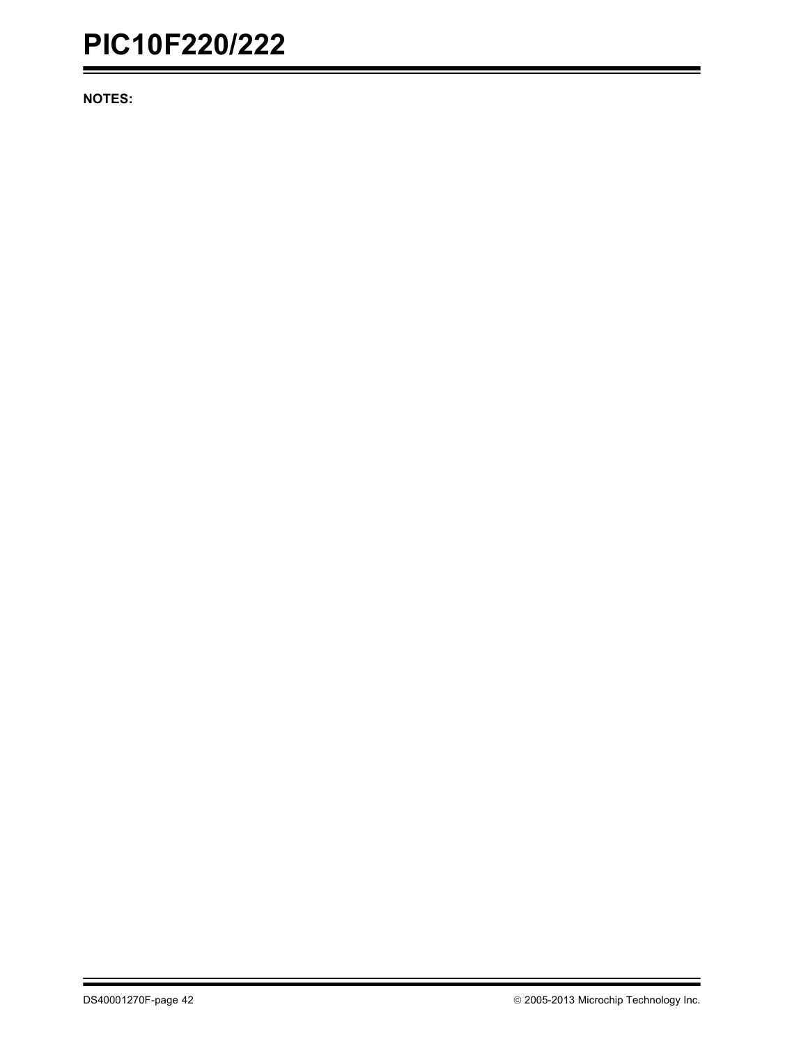**NOTES:**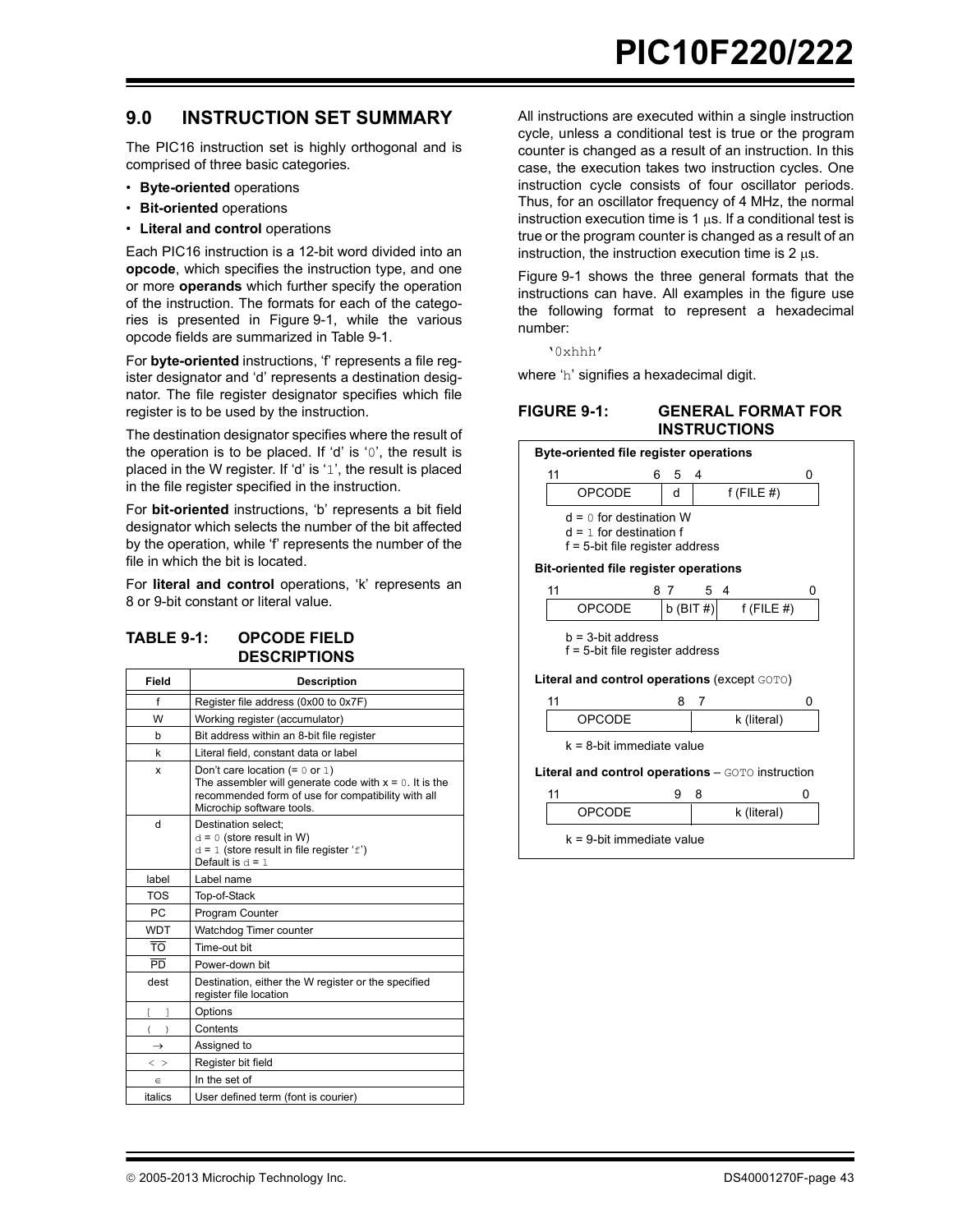## 9.0 INSTRUCTION SET SUMMARY

The PIC16 instruction set is highly orthogonal and is comprised of three basic categories.

- **Byte-oriented** operations
- **Bit-oriented** operations
- **Literal and control** operations

Each PIC16 instruction is a 12-bit word divided into an **opcode**, which specifies the instruction type, and one or more **operands** which further specify the operation of the instruction. The formats for each of the categories is presented in Figure 9-1, while the various opcode fields are summarized in Table 9-1.

For **byte-oriented** instructions, 'f' represents a file register designator and 'd' represents a destination designator. The file register designator specifies which file register is to be used by the instruction.

The destination designator specifies where the result of the operation is to be placed. If 'd' is '0', the result is placed in the W register. If 'd' is '1', the result is placed in the file register specified in the instruction.

For **bit-oriented** instructions, 'b' represents a bit field designator which selects the number of the bit affected by the operation, while 'f' represents the number of the file in which the bit is located.

For **literal and control** operations, 'k' represents an 8 or 9-bit constant or literal value.

**TABLE 9-1: OPCODE FIELD DESCRIPTIONS**

| Field | Description |
|---|---|
| f | Register file address (0x00 to 0x7F) |
| W | Working register (accumulator) |
| b | Bit address within an 8-bit file register |
| k | Literal field, constant data or label |
| x | Don't care location (= 0 or 1)<br>The assembler will generate code with x = 0. It is the recommended form of use for compatibility with all Microchip software tools. |
| d | Destination select;<br>d = 0 (store result in W)<br>d = 1 (store result in file register 'f')<br>Default is d = 1 |
| label | Label name |
| TOS | Top-of-Stack |
| PC | Program Counter |
| WDT | Watchdog Timer counter |
| $\overline{TO}$ | Time-out bit |
| $\overline{PD}$ | Power-down bit |
| dest | Destination, either the W register or the specified register file location |
| [ ] | Options |
| ( ) | Contents |
| → | Assigned to |
| < > | Register bit field |
| ∈ | In the set of |
| *italics* | User defined term (font is courier) |

All instructions are executed within a single instruction cycle, unless a conditional test is true or the program counter is changed as a result of an instruction. In this case, the execution takes two instruction cycles. One instruction cycle consists of four oscillator periods. Thus, for an oscillator frequency of 4 MHz, the normal instruction execution time is 1 μs. If a conditional test is true or the program counter is changed as a result of an instruction, the instruction execution time is 2 μs.

Figure 9-1 shows the three general formats that the instructions can have. All examples in the figure use the following format to represent a hexadecimal number:

'0xhhh'

where 'h' signifies a hexadecimal digit.

**FIGURE 9-1: GENERAL FORMAT FOR INSTRUCTIONS**

**Byte-oriented file register operations**

| 11 — 6 | 5 | 4 — 0 |
|---|---|---|
| OPCODE | d | f (FILE #) |

d = 0 for destination W
d = 1 for destination f
f = 5-bit file register address

**Bit-oriented file register operations**

| 11 — 8 | 7 — 5 | 4 — 0 |
|---|---|---|
| OPCODE | b (BIT #) | f (FILE #) |

b = 3-bit address
f = 5-bit file register address

**Literal and control operations** (except GOTO)

| 11 — 8 | 7 — 0 |
|---|---|
| OPCODE | k (literal) |

k = 8-bit immediate value

**Literal and control operations** – GOTO instruction

| 11 — 9 | 8 — 0 |
|---|---|
| OPCODE | k (literal) |

k = 9-bit immediate value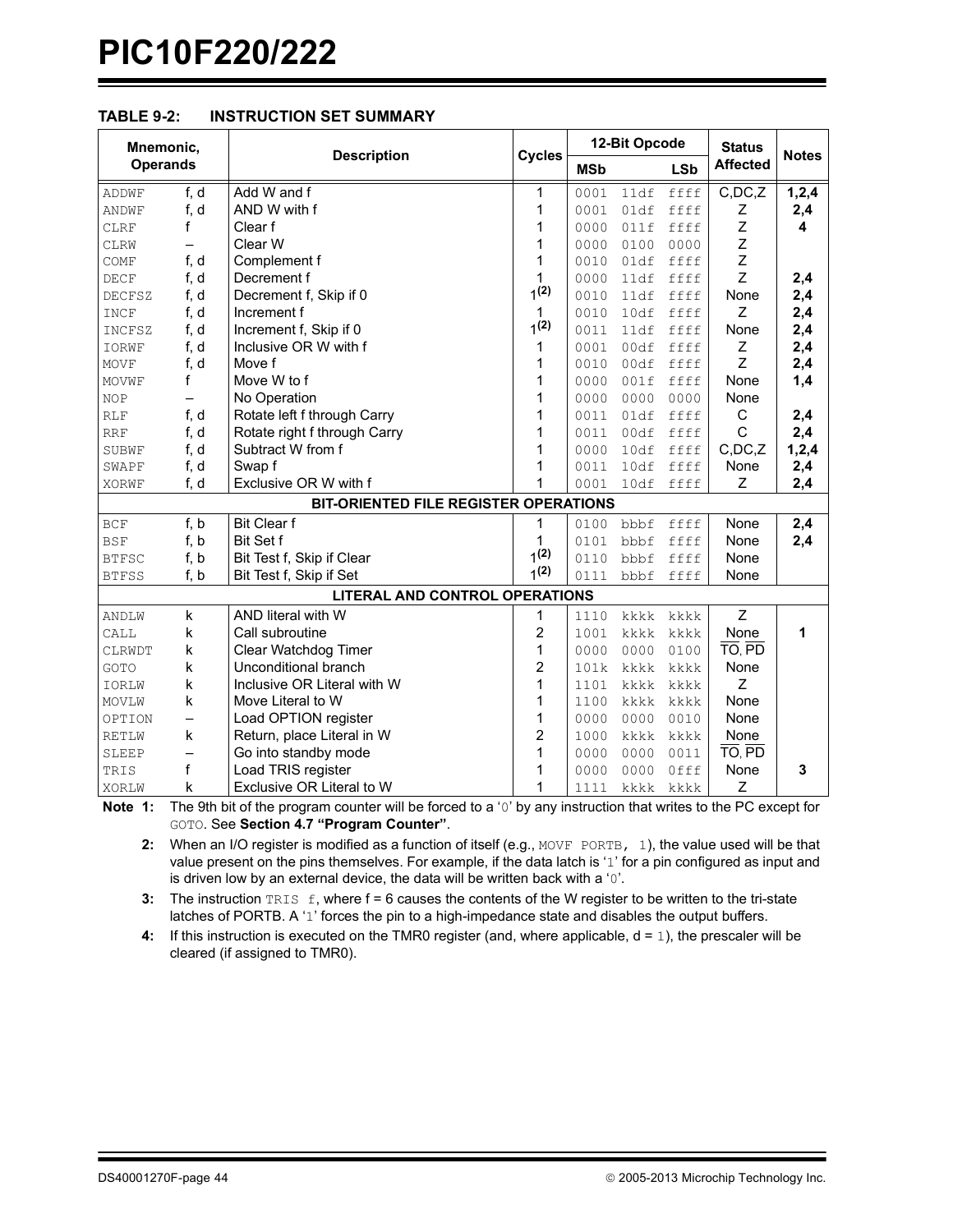### TABLE 9-2: INSTRUCTION SET SUMMARY

| Mnemonic, Operands | | Description | Cycles | 12-Bit Opcode | | | Status Affected | Notes |
|---|---|---|---|---|---|---|---|---|
| | | | | MSb | | LSb | | |
| ADDWF | f, d | Add W and f | 1 | 0001 | 11df | ffff | C,DC,Z | 1,2,4 |
| ANDWF | f, d | AND W with f | 1 | 0001 | 01df | ffff | Z | 2,4 |
| CLRF | f | Clear f | 1 | 0000 | 011f | ffff | Z | 4 |
| CLRW | – | Clear W | 1 | 0000 | 0100 | 0000 | Z | |
| COMF | f, d | Complement f | 1 | 0010 | 01df | ffff | Z | |
| DECF | f, d | Decrement f | 1 | 0000 | 11df | ffff | Z | 2,4 |
| DECFSZ | f, d | Decrement f, Skip if 0 | 1(2) | 0010 | 11df | ffff | None | 2,4 |
| INCF | f, d | Increment f | 1 | 0010 | 10df | ffff | Z | 2,4 |
| INCFSZ | f, d | Increment f, Skip if 0 | 1(2) | 0011 | 11df | ffff | None | 2,4 |
| IORWF | f, d | Inclusive OR W with f | 1 | 0001 | 00df | ffff | Z | 2,4 |
| MOVF | f, d | Move f | 1 | 0010 | 00df | ffff | Z | 2,4 |
| MOVWF | f | Move W to f | 1 | 0000 | 001f | ffff | None | 1,4 |
| NOP | – | No Operation | 1 | 0000 | 0000 | 0000 | None | |
| RLF | f, d | Rotate left f through Carry | 1 | 0011 | 01df | ffff | C | 2,4 |
| RRF | f, d | Rotate right f through Carry | 1 | 0011 | 00df | ffff | C | 2,4 |
| SUBWF | f, d | Subtract W from f | 1 | 0000 | 10df | ffff | C,DC,Z | 1,2,4 |
| SWAPF | f, d | Swap f | 1 | 0011 | 10df | ffff | None | 2,4 |
| XORWF | f, d | Exclusive OR W with f | 1 | 0001 | 10df | ffff | Z | 2,4 |
| **BIT-ORIENTED FILE REGISTER OPERATIONS** | | | | | | | | |
| BCF | f, b | Bit Clear f | 1 | 0100 | bbbf | ffff | None | 2,4 |
| BSF | f, b | Bit Set f | 1 | 0101 | bbbf | ffff | None | 2,4 |
| BTFSC | f, b | Bit Test f, Skip if Clear | 1(2) | 0110 | bbbf | ffff | None | |
| BTFSS | f, b | Bit Test f, Skip if Set | 1(2) | 0111 | bbbf | ffff | None | |
| **LITERAL AND CONTROL OPERATIONS** | | | | | | | | |
| ANDLW | k | AND literal with W | 1 | 1110 | kkkk | kkkk | Z | |
| CALL | k | Call subroutine | 2 | 1001 | kkkk | kkkk | None | 1 |
| CLRWDT | k | Clear Watchdog Timer | 1 | 0000 | 0000 | 0100 | $\overline{TO}$, $\overline{PD}$ | |
| GOTO | k | Unconditional branch | 2 | 101k | kkkk | kkkk | None | |
| IORLW | k | Inclusive OR Literal with W | 1 | 1101 | kkkk | kkkk | Z | |
| MOVLW | k | Move Literal to W | 1 | 1100 | kkkk | kkkk | None | |
| OPTION | – | Load OPTION register | 1 | 0000 | 0000 | 0010 | None | |
| RETLW | k | Return, place Literal in W | 2 | 1000 | kkkk | kkkk | None | |
| SLEEP | – | Go into standby mode | 1 | 0000 | 0000 | 0011 | $\overline{TO}$, $\overline{PD}$ | |
| TRIS | f | Load TRIS register | 1 | 0000 | 0000 | 0fff | None | 3 |
| XORLW | k | Exclusive OR Literal to W | 1 | 1111 | kkkk | kkkk | Z | |

**Note 1:** The 9th bit of the program counter will be forced to a '0' by any instruction that writes to the PC except for GOTO. See **Section 4.7 "Program Counter"**.

**2:** When an I/O register is modified as a function of itself (e.g., MOVF PORTB, 1), the value used will be that value present on the pins themselves. For example, if the data latch is '1' for a pin configured as input and is driven low by an external device, the data will be written back with a '0'.

**3:** The instruction TRIS f, where f = 6 causes the contents of the W register to be written to the tri-state latches of PORTB. A '1' forces the pin to a high-impedance state and disables the output buffers.

**4:** If this instruction is executed on the TMR0 register (and, where applicable, d = 1), the prescaler will be cleared (if assigned to TMR0).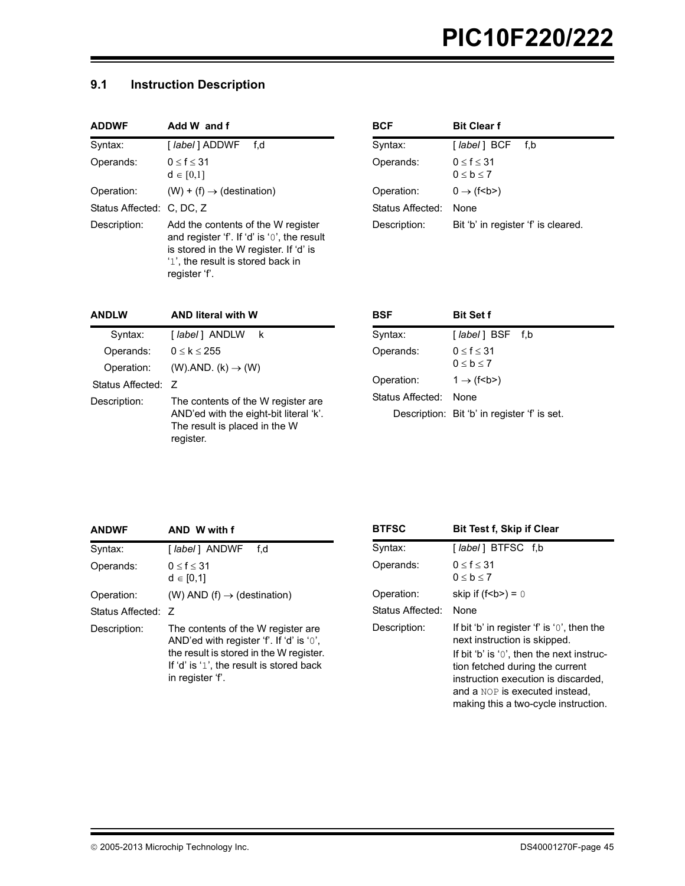## 9.1 Instruction Description

| ADDWF | Add W and f |
|---|---|
| Syntax: | [ *label* ] ADDWF f,d |
| Operands: | $0 \leq f \leq 31$<br>$d \in [0,1]$ |
| Operation: | (W) + (f) → (destination) |
| Status Affected: | C, DC, Z |
| Description: | Add the contents of the W register and register 'f'. If 'd' is '0', the result is stored in the W register. If 'd' is '1', the result is stored back in register 'f'. |

| ANDLW | AND literal with W |
|---|---|
| Syntax: | [ *label* ] ANDLW k |
| Operands: | $0 \leq k \leq 255$ |
| Operation: | (W).AND. (k) → (W) |
| Status Affected: | Z |
| Description: | The contents of the W register are AND'ed with the eight-bit literal 'k'. The result is placed in the W register. |

| ANDWF | AND W with f |
|---|---|
| Syntax: | [ *label* ] ANDWF f,d |
| Operands: | $0 \leq f \leq 31$<br>$d \in [0,1]$ |
| Operation: | (W) AND (f) → (destination) |
| Status Affected: | Z |
| Description: | The contents of the W register are AND'ed with register 'f'. If 'd' is '0', the result is stored in the W register. If 'd' is '1', the result is stored back in register 'f'. |

| BCF | Bit Clear f |
|---|---|
| Syntax: | [ *label* ] BCF f,b |
| Operands: | $0 \leq f \leq 31$<br>$0 \leq b \leq 7$ |
| Operation: | 0 → (f<b>) |
| Status Affected: | None |
| Description: | Bit 'b' in register 'f' is cleared. |

| BSF | Bit Set f |
|---|---|
| Syntax: | [ *label* ] BSF f,b |
| Operands: | $0 \leq f \leq 31$<br>$0 \leq b \leq 7$ |
| Operation: | 1 → (f<b>) |
| Status Affected: | None |
| Description: | Bit 'b' in register 'f' is set. |

| BTFSC | Bit Test f, Skip if Clear |
|---|---|
| Syntax: | [ *label* ] BTFSC f,b |
| Operands: | $0 \leq f \leq 31$<br>$0 \leq b \leq 7$ |
| Operation: | skip if (f<b>) = 0 |
| Status Affected: | None |
| Description: | If bit 'b' in register 'f' is '0', then the next instruction is skipped.<br>If bit 'b' is '0', then the next instruction fetched during the current instruction execution is discarded, and a NOP is executed instead, making this a two-cycle instruction. |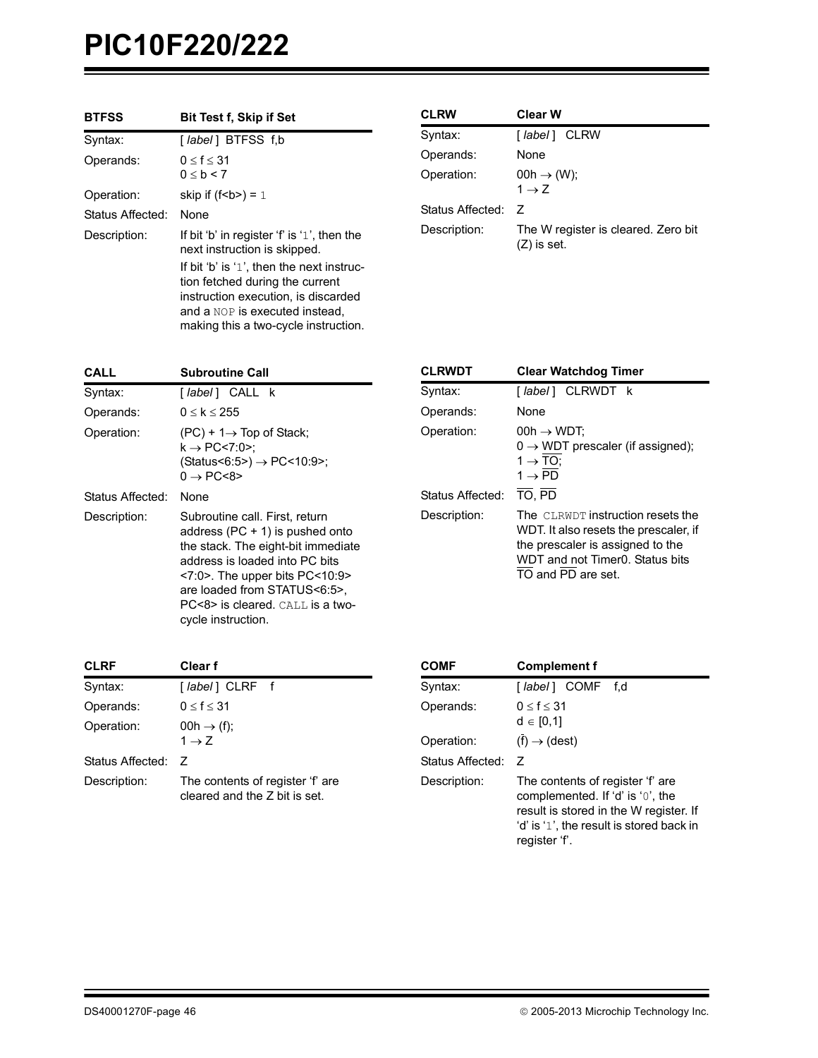| BTFSS | Bit Test f, Skip if Set |
|---|---|
| Syntax: | [ *label* ] BTFSS f,b |
| Operands: | $0 \leq f \leq 31$<br>$0 \leq b < 7$ |
| Operation: | skip if (f<b>) = `1` |
| Status Affected: | None |
| Description: | If bit 'b' in register 'f' is '`1`', then the next instruction is skipped.<br>If bit 'b' is '`1`', then the next instruction fetched during the current instruction execution, is discarded and a `NOP` is executed instead, making this a two-cycle instruction. |

| CALL | Subroutine Call |
|---|---|
| Syntax: | [ *label* ] CALL k |
| Operands: | $0 \leq k \leq 255$ |
| Operation: | (PC) + 1 → Top of Stack;<br>k → PC<7:0>;<br>(Status<6:5>) → PC<10:9>;<br>0 → PC<8> |
| Status Affected: | None |
| Description: | Subroutine call. First, return address (PC + 1) is pushed onto the stack. The eight-bit immediate address is loaded into PC bits <7:0>. The upper bits PC<10:9> are loaded from STATUS<6:5>, PC<8> is cleared. `CALL` is a two-cycle instruction. |

| CLRF | Clear f |
|---|---|
| Syntax: | [ *label* ] CLRF f |
| Operands: | $0 \leq f \leq 31$ |
| Operation: | 00h → (f);<br>1 → Z |
| Status Affected: | Z |
| Description: | The contents of register 'f' are cleared and the Z bit is set. |

| CLRW | Clear W |
|---|---|
| Syntax: | [ *label* ] CLRW |
| Operands: | None |
| Operation: | 00h → (W);<br>1 → Z |
| Status Affected: | Z |
| Description: | The W register is cleared. Zero bit (Z) is set. |

| CLRWDT | Clear Watchdog Timer |
|---|---|
| Syntax: | [ *label* ] CLRWDT k |
| Operands: | None |
| Operation: | 00h → WDT;<br>0 → WDT prescaler (if assigned);<br>1 → $\overline{TO}$;<br>1 → $\overline{PD}$ |
| Status Affected: | $\overline{TO}$, $\overline{PD}$ |
| Description: | The `CLRWDT` instruction resets the WDT. It also resets the prescaler, if the prescaler is assigned to the WDT and not Timer0. Status bits $\overline{TO}$ and $\overline{PD}$ are set. |

| COMF | Complement f |
|---|---|
| Syntax: | [ *label* ] COMF f,d |
| Operands: | $0 \leq f \leq 31$<br>$d \in [0,1]$ |
| Operation: | ($\bar{f}$) → (dest) |
| Status Affected: | Z |
| Description: | The contents of register 'f' are complemented. If 'd' is '`0`', the result is stored in the W register. If 'd' is '`1`', the result is stored back in register 'f'. |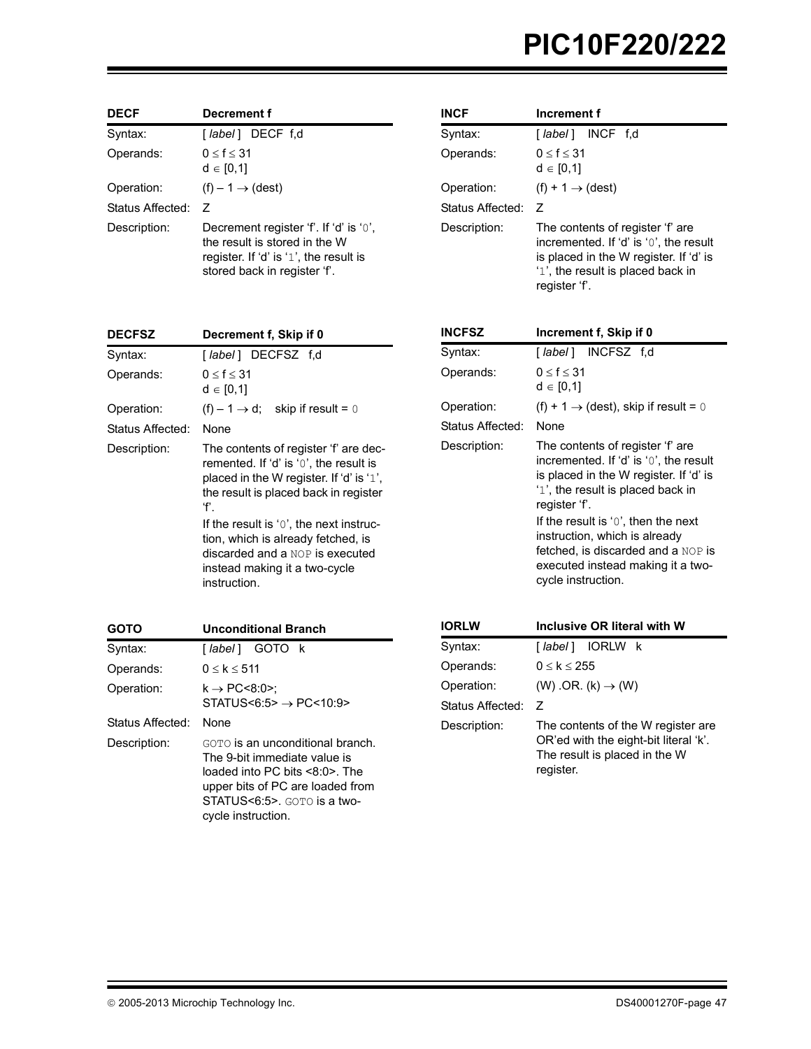| DECF | Decrement f |
|---|---|
| Syntax: | [ *label* ] DECF f,d |
| Operands: | $0 \leq f \leq 31$<br>$d \in [0,1]$ |
| Operation: | $(f) - 1 \rightarrow (dest)$ |
| Status Affected: | Z |
| Description: | Decrement register 'f'. If 'd' is '0', the result is stored in the W register. If 'd' is '1', the result is stored back in register 'f'. |

| DECFSZ | Decrement f, Skip if 0 |
|---|---|
| Syntax: | [ *label* ] DECFSZ f,d |
| Operands: | $0 \leq f \leq 31$<br>$d \in [0,1]$ |
| Operation: | $(f) - 1 \rightarrow d$; skip if result = 0 |
| Status Affected: | None |
| Description: | The contents of register 'f' are decremented. If 'd' is '0', the result is placed in the W register. If 'd' is '1', the result is placed back in register 'f'.<br>If the result is '0', the next instruction, which is already fetched, is discarded and a NOP is executed instead making it a two-cycle instruction. |

| GOTO | Unconditional Branch |
|---|---|
| Syntax: | [ *label* ] GOTO k |
| Operands: | $0 \leq k \leq 511$ |
| Operation: | $k \rightarrow PC<8:0>$;<br>$STATUS<6:5> \rightarrow PC<10:9>$ |
| Status Affected: | None |
| Description: | GOTO is an unconditional branch. The 9-bit immediate value is loaded into PC bits <8:0>. The upper bits of PC are loaded from STATUS<6:5>. GOTO is a two-cycle instruction. |

| INCF | Increment f |
|---|---|
| Syntax: | [ *label* ] INCF f,d |
| Operands: | $0 \leq f \leq 31$<br>$d \in [0,1]$ |
| Operation: | $(f) + 1 \rightarrow (dest)$ |
| Status Affected: | Z |
| Description: | The contents of register 'f' are incremented. If 'd' is '0', the result is placed in the W register. If 'd' is '1', the result is placed back in register 'f'. |

| INCFSZ | Increment f, Skip if 0 |
|---|---|
| Syntax: | [ *label* ] INCFSZ f,d |
| Operands: | $0 \leq f \leq 31$<br>$d \in [0,1]$ |
| Operation: | $(f) + 1 \rightarrow (dest)$, skip if result = 0 |
| Status Affected: | None |
| Description: | The contents of register 'f' are incremented. If 'd' is '0', the result is placed in the W register. If 'd' is '1', the result is placed back in register 'f'.<br>If the result is '0', then the next instruction, which is already fetched, is discarded and a NOP is executed instead making it a two-cycle instruction. |

| IORLW | Inclusive OR literal with W |
|---|---|
| Syntax: | [ *label* ] IORLW k |
| Operands: | $0 \leq k \leq 255$ |
| Operation: | $(W)$ .OR. $(k) \rightarrow (W)$ |
| Status Affected: | Z |
| Description: | The contents of the W register are OR'ed with the eight-bit literal 'k'. The result is placed in the W register. |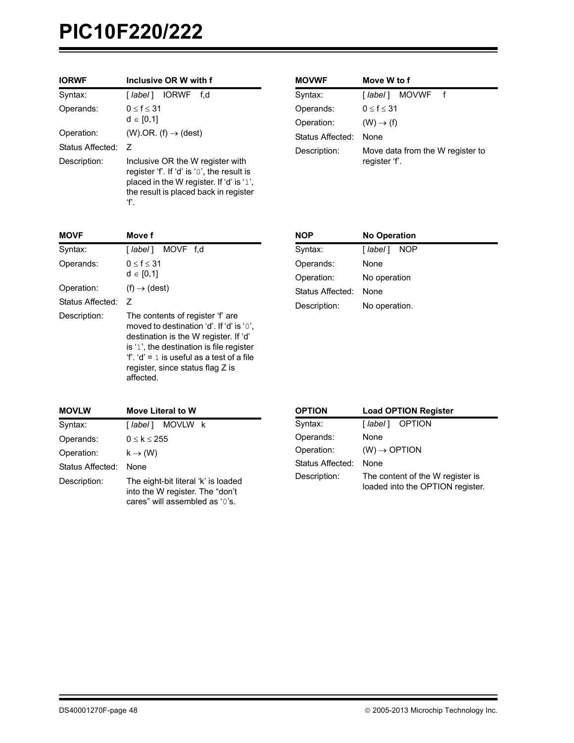| IORWF | Inclusive OR W with f |
|---|---|
| Syntax: | [ *label* ] IORWF f,d |
| Operands: | $0 \leq f \leq 31$<br>$d \in [0,1]$ |
| Operation: | (W).OR. (f) → (dest) |
| Status Affected: | Z |
| Description: | Inclusive OR the W register with register 'f'. If 'd' is '0', the result is placed in the W register. If 'd' is '1', the result is placed back in register 'f'. |

| MOVWF | Move W to f |
|---|---|
| Syntax: | [ *label* ] MOVWF f |
| Operands: | $0 \leq f \leq 31$ |
| Operation: | (W) → (f) |
| Status Affected: | None |
| Description: | Move data from the W register to register 'f'. |

| MOVF | Move f |
|---|---|
| Syntax: | [ *label* ] MOVF f,d |
| Operands: | $0 \leq f \leq 31$<br>$d \in [0,1]$ |
| Operation: | (f) → (dest) |
| Status Affected: | Z |
| Description: | The contents of register 'f' are moved to destination 'd'. If 'd' is '0', destination is the W register. If 'd' is '1', the destination is file register 'f'. 'd' = 1 is useful as a test of a file register, since status flag Z is affected. |

| NOP | No Operation |
|---|---|
| Syntax: | [ *label* ] NOP |
| Operands: | None |
| Operation: | No operation |
| Status Affected: | None |
| Description: | No operation. |

| MOVLW | Move Literal to W |
|---|---|
| Syntax: | [ *label* ] MOVLW k |
| Operands: | $0 \leq k \leq 255$ |
| Operation: | k → (W) |
| Status Affected: | None |
| Description: | The eight-bit literal 'k' is loaded into the W register. The "don't cares" will assembled as '0's. |

| OPTION | Load OPTION Register |
|---|---|
| Syntax: | [ *label* ] OPTION |
| Operands: | None |
| Operation: | (W) → OPTION |
| Status Affected: | None |
| Description: | The content of the W register is loaded into the OPTION register. |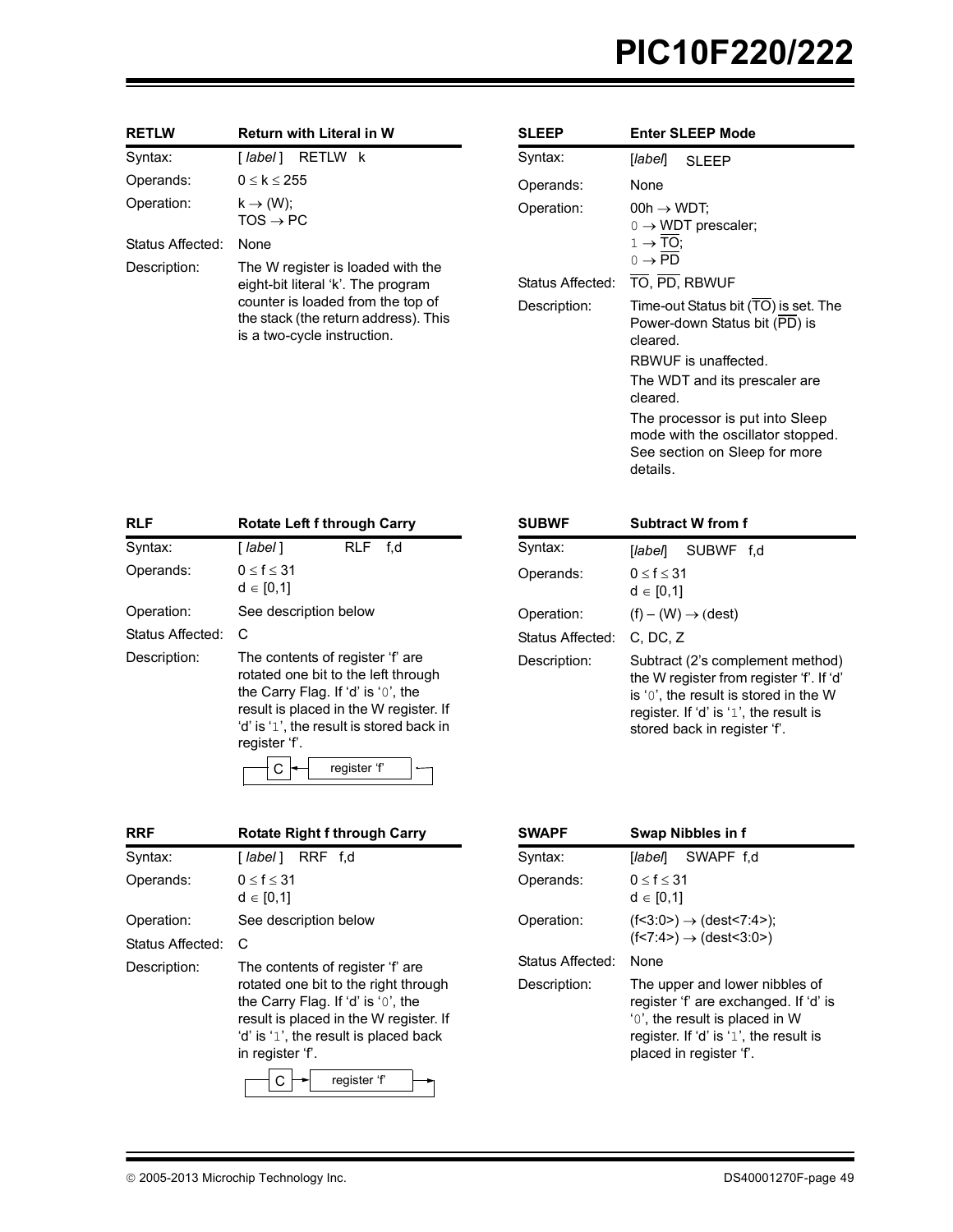| RETLW | Return with Literal in W |
|---|---|
| Syntax: | [ *label* ] RETLW k |
| Operands: | $0 \le k \le 255$ |
| Operation: | $k \rightarrow$ (W);<br>TOS $\rightarrow$ PC |
| Status Affected: | None |
| Description: | The W register is loaded with the eight-bit literal 'k'. The program counter is loaded from the top of the stack (the return address). This is a two-cycle instruction. |

| SLEEP | Enter SLEEP Mode |
|---|---|
| Syntax: | [*label*] SLEEP |
| Operands: | None |
| Operation: | 00h $\rightarrow$ WDT;<br>0 $\rightarrow$ WDT prescaler;<br>1 $\rightarrow$ $\overline{TO}$;<br>0 $\rightarrow$ $\overline{PD}$ |
| Status Affected: | $\overline{TO}$, $\overline{PD}$, RBWUF |
| Description: | Time-out Status bit ($\overline{TO}$) is set. The Power-down Status bit ($\overline{PD}$) is cleared.<br>RBWUF is unaffected.<br>The WDT and its prescaler are cleared.<br>The processor is put into Sleep mode with the oscillator stopped. See section on Sleep for more details. |

| RLF | Rotate Left f through Carry |
|---|---|
| Syntax: | [ *label* ] RLF f,d |
| Operands: | $0 \le f \le 31$<br>$d \in [0,1]$ |
| Operation: | See description below |
| Status Affected: | C |
| Description: | The contents of register 'f' are rotated one bit to the left through the Carry Flag. If 'd' is '0', the result is placed in the W register. If 'd' is '1', the result is stored back in register 'f'. |

| SUBWF | Subtract W from f |
|---|---|
| Syntax: | [*label*] SUBWF f,d |
| Operands: | $0 \le f \le 31$<br>$d \in [0,1]$ |
| Operation: | (f) – (W) $\rightarrow$ (dest) |
| Status Affected: | C, DC, Z |
| Description: | Subtract (2's complement method) the W register from register 'f'. If 'd' is '0', the result is stored in the W register. If 'd' is '1', the result is stored back in register 'f'. |

| RRF | Rotate Right f through Carry |
|---|---|
| Syntax: | [ *label* ] RRF f,d |
| Operands: | $0 \le f \le 31$<br>$d \in [0,1]$ |
| Operation: | See description below |
| Status Affected: | C |
| Description: | The contents of register 'f' are rotated one bit to the right through the Carry Flag. If 'd' is '0', the result is placed in the W register. If 'd' is '1', the result is placed back in register 'f'. |

| SWAPF | Swap Nibbles in f |
|---|---|
| Syntax: | [*label*] SWAPF f,d |
| Operands: | $0 \le f \le 31$<br>$d \in [0,1]$ |
| Operation: | (f<3:0>) $\rightarrow$ (dest<7:4>);<br>(f<7:4>) $\rightarrow$ (dest<3:0>) |
| Status Affected: | None |
| Description: | The upper and lower nibbles of register 'f' are exchanged. If 'd' is '0', the result is placed in W register. If 'd' is '1', the result is placed in register 'f'. |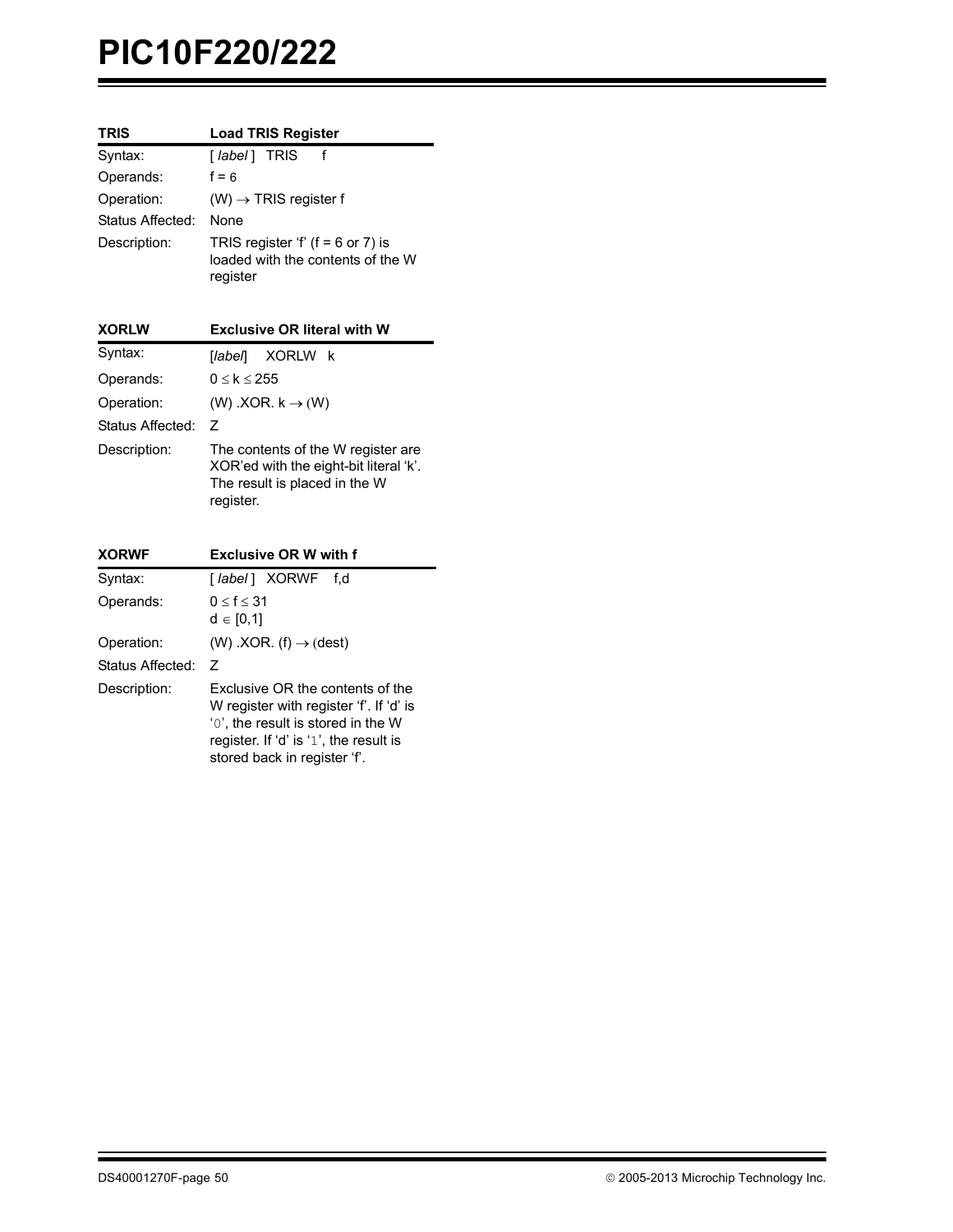| TRIS | Load TRIS Register |
|---|---|
| Syntax: | [ *label* ] TRIS f |
| Operands: | f = 6 |
| Operation: | (W) → TRIS register f |
| Status Affected: | None |
| Description: | TRIS register 'f' (f = 6 or 7) is loaded with the contents of the W register |

| XORLW | Exclusive OR literal with W |
|---|---|
| Syntax: | [*label*] XORLW k |
| Operands: | $0 \leq k \leq 255$ |
| Operation: | (W) .XOR. k → (W) |
| Status Affected: | Z |
| Description: | The contents of the W register are XOR'ed with the eight-bit literal 'k'. The result is placed in the W register. |

| XORWF | Exclusive OR W with f |
|---|---|
| Syntax: | [ *label* ] XORWF f,d |
| Operands: | $0 \leq f \leq 31$<br>$d \in [0,1]$ |
| Operation: | (W) .XOR. (f) → (dest) |
| Status Affected: | Z |
| Description: | Exclusive OR the contents of the W register with register 'f'. If 'd' is '0', the result is stored in the W register. If 'd' is '1', the result is stored back in register 'f'. |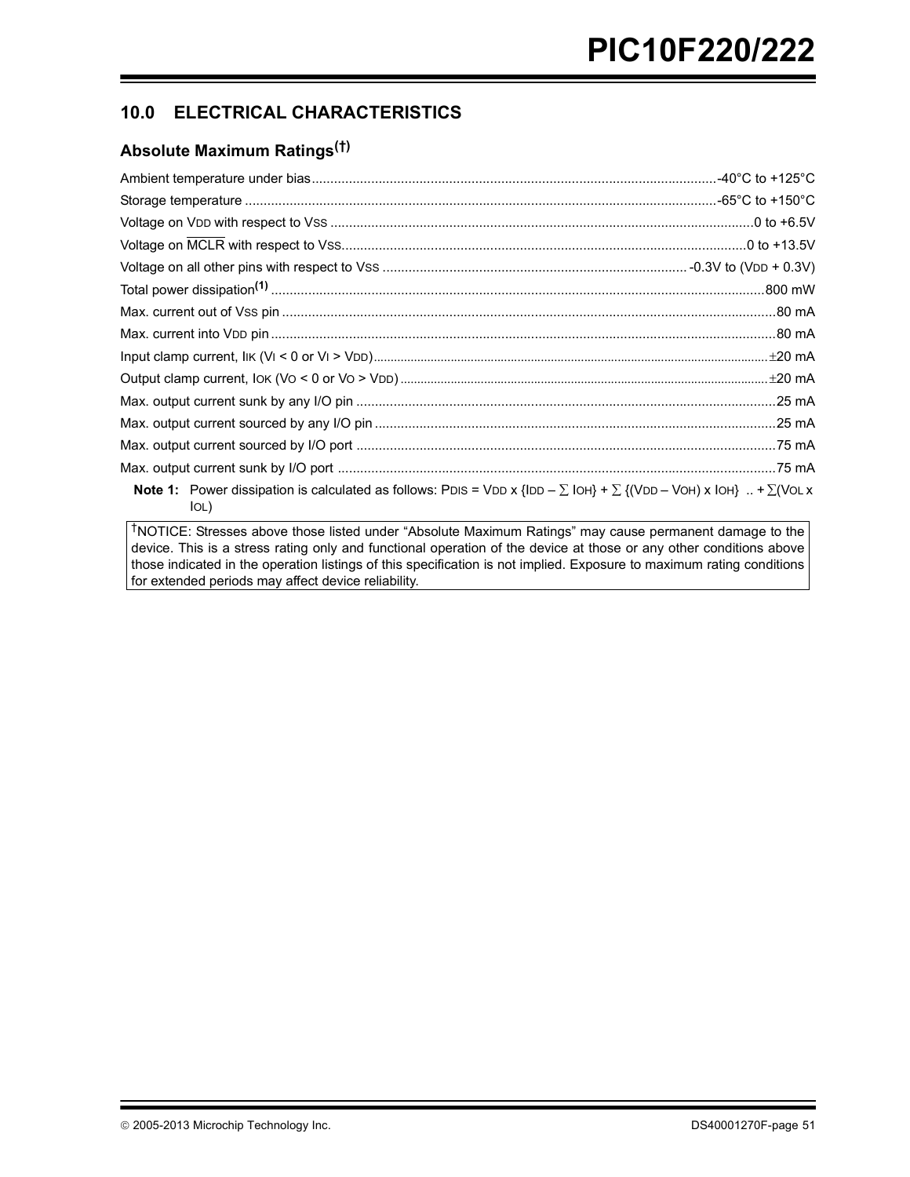## 10.0 ELECTRICAL CHARACTERISTICS

### Absolute Maximum Ratings(†)

Ambient temperature under bias ........................................................ -40°C to +125°C

Storage temperature ........................................................ -65°C to +150°C

Voltage on $V_{DD}$ with respect to $V_{SS}$ ........................................................ 0 to +6.5V

Voltage on $\overline{MCLR}$ with respect to $V_{SS}$ ........................................................ 0 to +13.5V

Voltage on all other pins with respect to $V_{SS}$ ........................................................ -0.3V to ($V_{DD}$ + 0.3V)

Total power dissipation[1] ........................................................ 800 mW

Max. current out of $V_{SS}$ pin ........................................................ 80 mA

Max. current into $V_{DD}$ pin ........................................................ 80 mA

Input clamp current, $I_{IK}$ ($V_I < 0$ or $V_I > V_{DD}$) ........................................................ ±20 mA

Output clamp current, $I_{OK}$ ($V_O < 0$ or $V_O > V_{DD}$) ........................................................ ±20 mA

Max. output current sunk by any I/O pin ........................................................ 25 mA

Max. output current sourced by any I/O pin ........................................................ 25 mA

Max. output current sourced by I/O port ........................................................ 75 mA

Max. output current sunk by I/O port ........................................................ 75 mA

**Note 1:** Power dissipation is calculated as follows: $P_{DIS} = V_{DD} \times \{I_{DD} - \sum I_{OH}\} + \sum \{(V_{DD} - V_{OH}) \times I_{OH}\}$ .. + $\sum(V_{OL} \times I_{OL})$

†NOTICE: Stresses above those listed under "Absolute Maximum Ratings" may cause permanent damage to the device. This is a stress rating only and functional operation of the device at those or any other conditions above those indicated in the operation listings of this specification is not implied. Exposure to maximum rating conditions for extended periods may affect device reliability.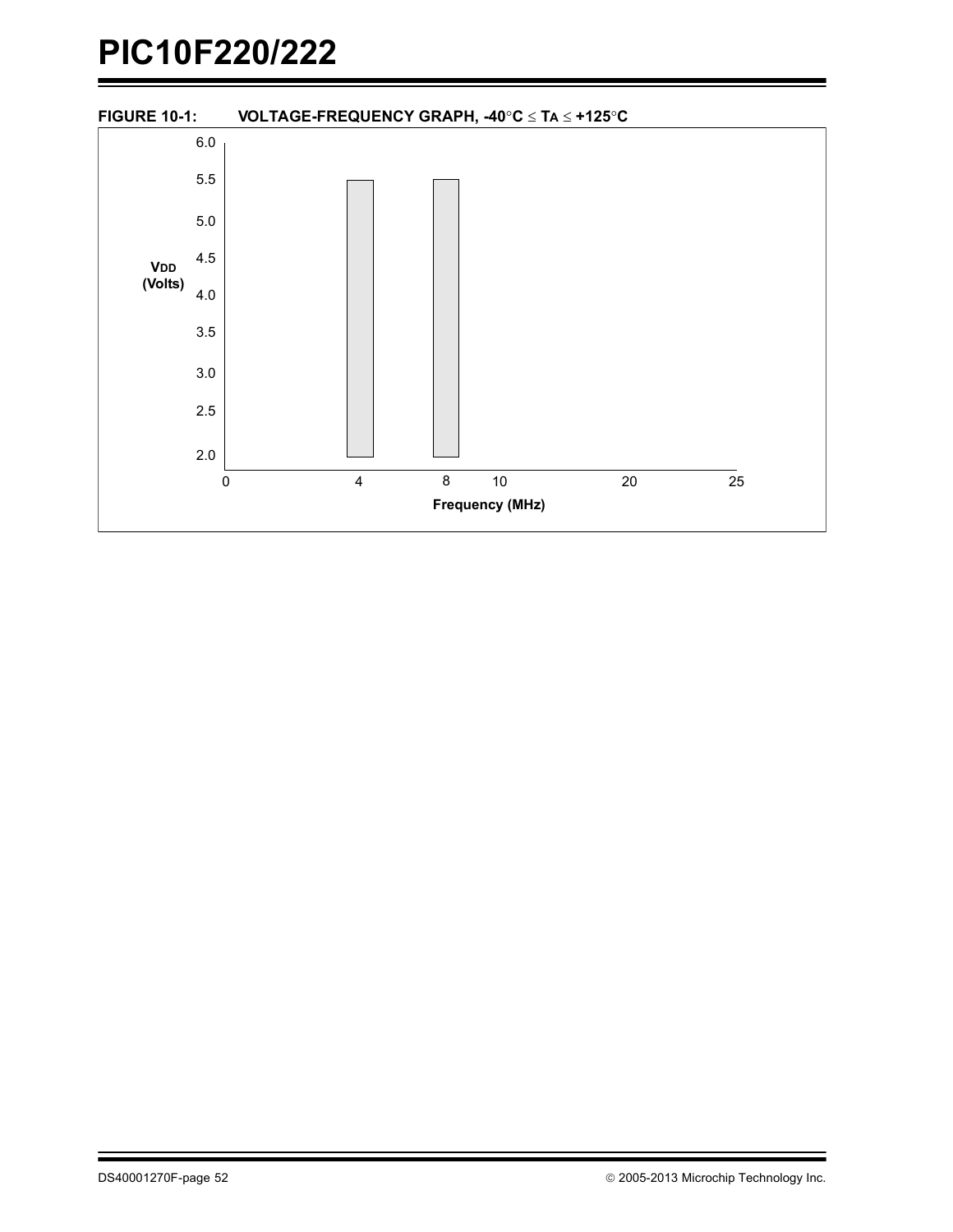**FIGURE 10-1: VOLTAGE-FREQUENCY GRAPH, -40°C ≤ TA ≤ +125°C**

VDD (Volts)

6.0
5.5
5.0
4.5
4.0
3.5
3.0
2.5
2.0

0 4 8 10 20 25

Frequency (MHz)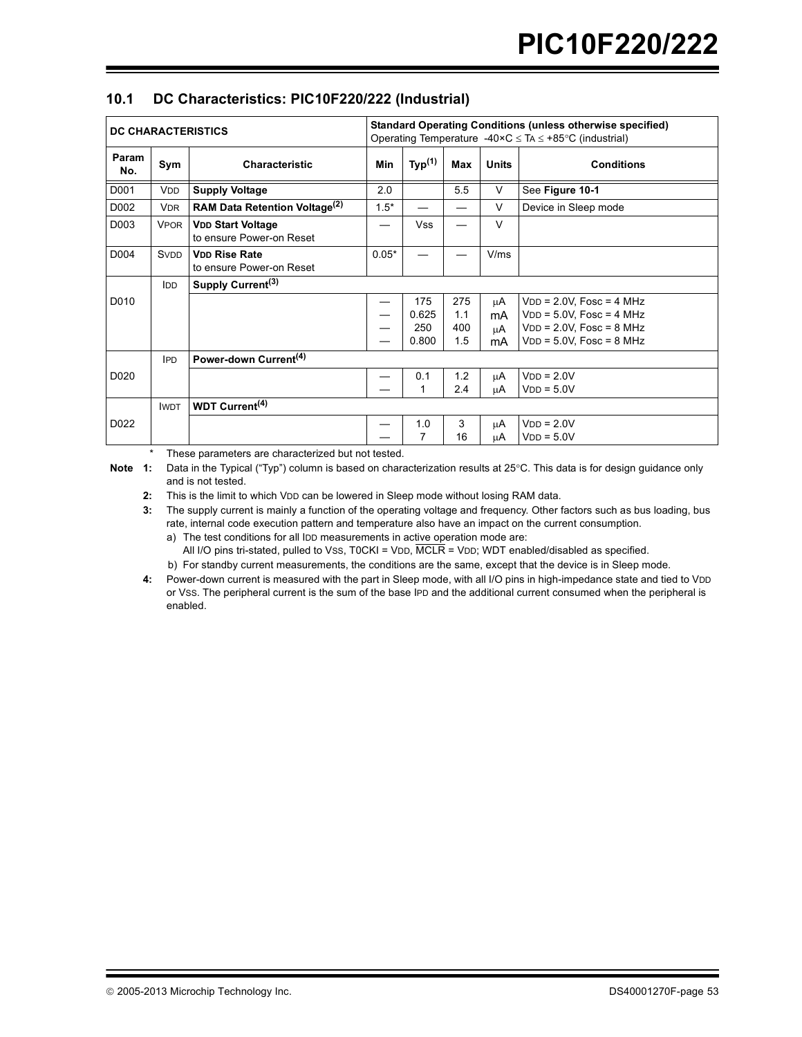## 10.1 DC Characteristics: PIC10F220/222 (Industrial)

| DC CHARACTERISTICS | | | Standard Operating Conditions (unless otherwise specified) Operating Temperature -40×C ≤ TA ≤ +85°C (industrial) | | | | |
|---|---|---|---|---|---|---|---|
| **Param No.** | **Sym** | **Characteristic** | **Min** | **Typ(1)** | **Max** | **Units** | **Conditions** |
| D001 | VDD | **Supply Voltage** | 2.0 | | 5.5 | V | See **Figure 10-1** |
| D002 | VDR | **RAM Data Retention Voltage(2)** | 1.5* | — | — | V | Device in Sleep mode |
| D003 | VPOR | **VDD Start Voltage** to ensure Power-on Reset | — | Vss | — | V | |
| D004 | SVDD | **VDD Rise Rate** to ensure Power-on Reset | 0.05* | — | — | V/ms | |
| | IDD | **Supply Current(3)** | | | | | |
| D010 | | | — | 175 | 275 | μA | VDD = 2.0V, Fosc = 4 MHz |
| | | | — | 0.625 | 1.1 | mA | VDD = 5.0V, Fosc = 4 MHz |
| | | | — | 250 | 400 | μA | VDD = 2.0V, Fosc = 8 MHz |
| | | | — | 0.800 | 1.5 | mA | VDD = 5.0V, Fosc = 8 MHz |
| | IPD | **Power-down Current(4)** | | | | | |
| D020 | | | — | 0.1 | 1.2 | μA | VDD = 2.0V |
| | | | — | 1 | 2.4 | μA | VDD = 5.0V |
| | IWDT | **WDT Current(4)** | | | | | |
| D022 | | | — | 1.0 | 3 | μA | VDD = 2.0V |
| | | | — | 7 | 16 | μA | VDD = 5.0V |

\* These parameters are characterized but not tested.

**Note 1:** Data in the Typical ("Typ") column is based on characterization results at 25°C. This data is for design guidance only and is not tested.

**2:** This is the limit to which VDD can be lowered in Sleep mode without losing RAM data.

**3:** The supply current is mainly a function of the operating voltage and frequency. Other factors such as bus loading, bus rate, internal code execution pattern and temperature also have an impact on the current consumption.

a) The test conditions for all IDD measurements in active operation mode are: All I/O pins tri-stated, pulled to VSS, T0CKI = VDD, MCLR = VDD; WDT enabled/disabled as specified.

b) For standby current measurements, the conditions are the same, except that the device is in Sleep mode.

**4:** Power-down current is measured with the part in Sleep mode, with all I/O pins in high-impedance state and tied to VDD or VSS. The peripheral current is the sum of the base IPD and the additional current consumed when the peripheral is enabled.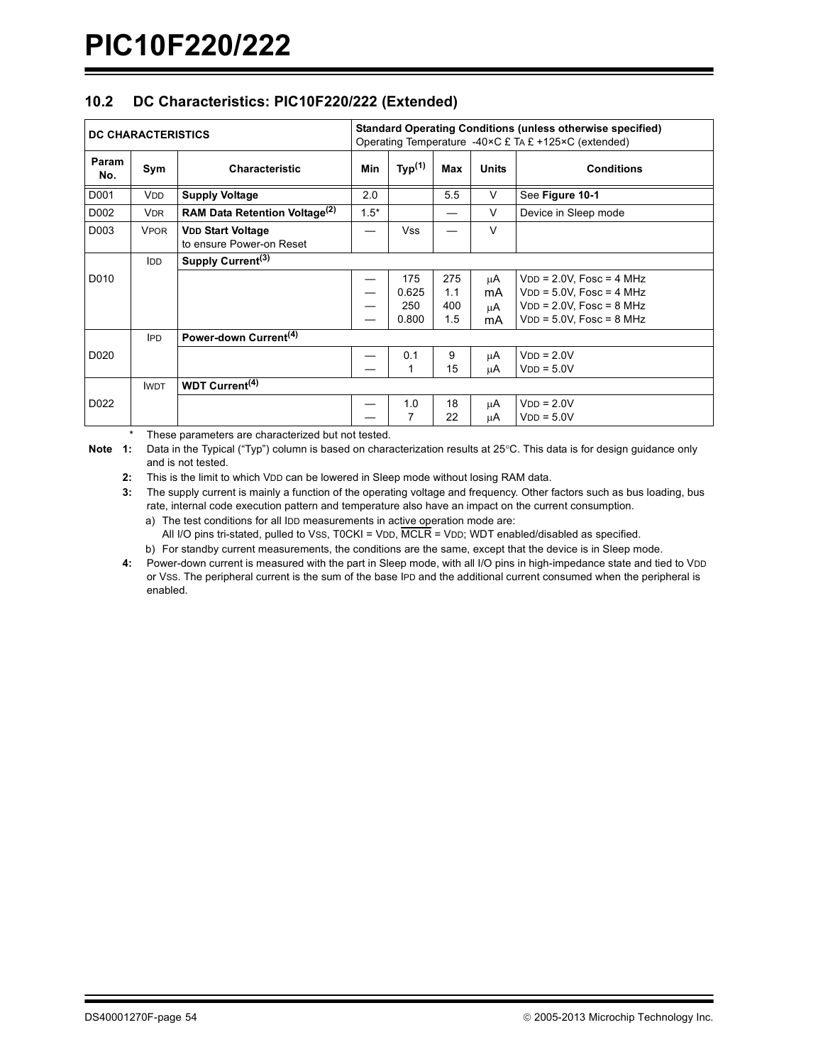## 10.2 DC Characteristics: PIC10F220/222 (Extended)

| DC CHARACTERISTICS | | | Standard Operating Conditions (unless otherwise specified) Operating Temperature -40×C £ TA £ +125×C (extended) | | | | |
|---|---|---|---|---|---|---|---|
| Param No. | Sym | Characteristic | Min | Typ(1) | Max | Units | Conditions |
| D001 | VDD | **Supply Voltage** | 2.0 | | 5.5 | V | See **Figure 10-1** |
| D002 | VDR | **RAM Data Retention Voltage(2)** | 1.5* | | — | V | Device in Sleep mode |
| D003 | VPOR | **VDD Start Voltage** to ensure Power-on Reset | — | Vss | — | V | |
| | IDD | **Supply Current(3)** | | | | | |
| D010 | | | — | 175 | 275 | μA | VDD = 2.0V, Fosc = 4 MHz |
| | | | — | 0.625 | 1.1 | mA | VDD = 5.0V, Fosc = 4 MHz |
| | | | — | 250 | 400 | μA | VDD = 2.0V, Fosc = 8 MHz |
| | | | — | 0.800 | 1.5 | mA | VDD = 5.0V, Fosc = 8 MHz |
| | IPD | **Power-down Current(4)** | | | | | |
| D020 | | | — | 0.1 | 9 | μA | VDD = 2.0V |
| | | | — | 1 | 15 | μA | VDD = 5.0V |
| | IWDT | **WDT Current(4)** | | | | | |
| D022 | | | — | 1.0 | 18 | μA | VDD = 2.0V |
| | | | — | 7 | 22 | μA | VDD = 5.0V |

\* These parameters are characterized but not tested.

**Note 1:** Data in the Typical ("Typ") column is based on characterization results at 25°C. This data is for design guidance only and is not tested.

**2:** This is the limit to which VDD can be lowered in Sleep mode without losing RAM data.

**3:** The supply current is mainly a function of the operating voltage and frequency. Other factors such as bus loading, bus rate, internal code execution pattern and temperature also have an impact on the current consumption.

a) The test conditions for all IDD measurements in active operation mode are:
All I/O pins tri-stated, pulled to VSS, T0CKI = VDD, $\overline{\text{MCLR}}$ = VDD; WDT enabled/disabled as specified.

b) For standby current measurements, the conditions are the same, except that the device is in Sleep mode.

**4:** Power-down current is measured with the part in Sleep mode, with all I/O pins in high-impedance state and tied to VDD or VSS. The peripheral current is the sum of the base IPD and the additional current consumed when the peripheral is enabled.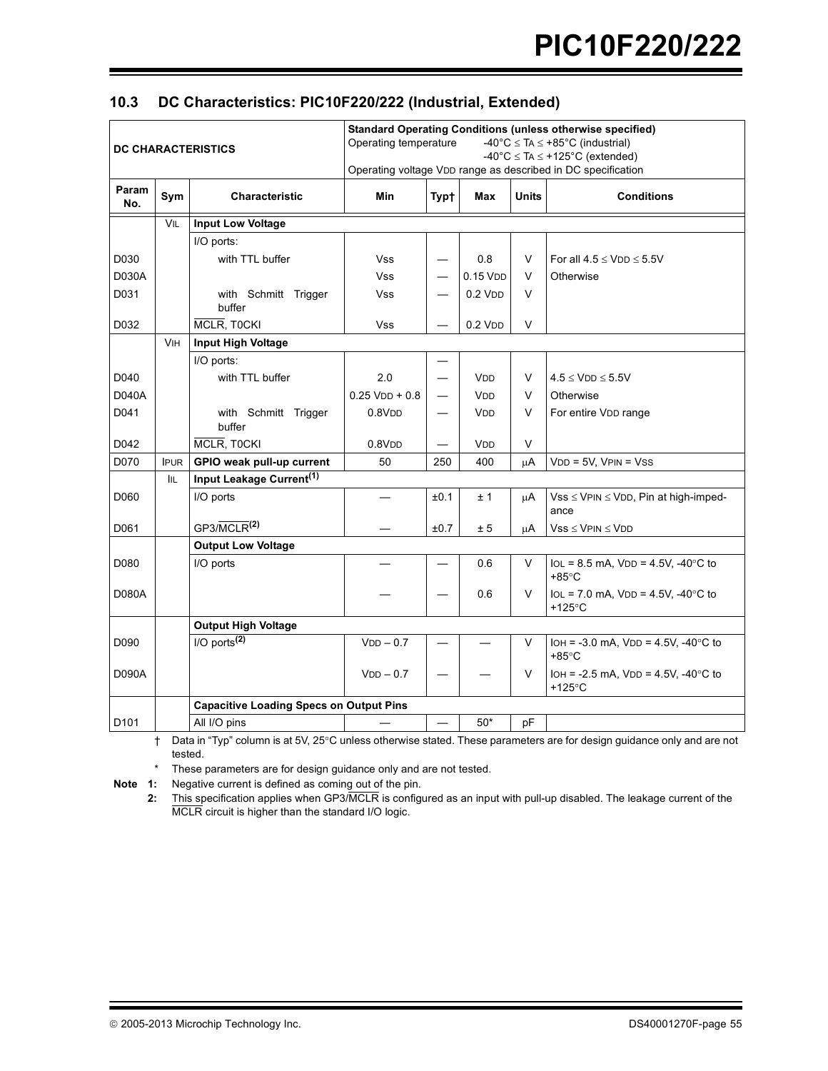## 10.3 DC Characteristics: PIC10F220/222 (Industrial, Extended)

| DC CHARACTERISTICS | | | Standard Operating Conditions (unless otherwise specified) Operating temperature $-40°C \leq T_A \leq +85°C$ (industrial) $-40°C \leq T_A \leq +125°C$ (extended) Operating voltage VDD range as described in DC specification | | | | |
|---|---|---|---|---|---|---|---|
| Param No. | Sym | Characteristic | Min | Typ† | Max | Units | Conditions |
| | VIL | **Input Low Voltage** | | | | | |
| | | I/O ports: | | | | | |
| D030 | | with TTL buffer | Vss | — | 0.8 | V | For all $4.5 \leq V_{DD} \leq 5.5V$ |
| D030A | | | Vss | — | 0.15 VDD | V | Otherwise |
| D031 | | with Schmitt Trigger buffer | Vss | — | 0.2 VDD | V | |
| D032 | | $\overline{MCLR}$, T0CKI | Vss | — | 0.2 VDD | V | |
| | VIH | **Input High Voltage** | | | | | |
| | | I/O ports: | | — | | | |
| D040 | | with TTL buffer | 2.0 | — | VDD | V | $4.5 \leq V_{DD} \leq 5.5V$ |
| D040A | | | 0.25 VDD + 0.8 | — | VDD | V | Otherwise |
| D041 | | with Schmitt Trigger buffer | 0.8VDD | — | VDD | V | For entire VDD range |
| D042 | | $\overline{MCLR}$, T0CKI | 0.8VDD | — | VDD | V | |
| D070 | IPUR | **GPIO weak pull-up current** | 50 | 250 | 400 | μA | VDD = 5V, VPIN = VSS |
| | IIL | **Input Leakage Current**[1] | | | | | |
| D060 | | I/O ports | — | ±0.1 | ± 1 | μA | $V_{SS} \leq V_{PIN} \leq V_{DD}$, Pin at high-impedance |
| D061 | | GP3/$\overline{MCLR}$[2] | — | ±0.7 | ± 5 | μA | $V_{SS} \leq V_{PIN} \leq V_{DD}$ |
| | | **Output Low Voltage** | | | | | |
| D080 | | I/O ports | — | — | 0.6 | V | IOL = 8.5 mA, VDD = 4.5V, -40°C to +85°C |
| D080A | | | — | — | 0.6 | V | IOL = 7.0 mA, VDD = 4.5V, -40°C to +125°C |
| | | **Output High Voltage** | | | | | |
| D090 | | I/O ports[2] | VDD – 0.7 | — | — | V | IOH = -3.0 mA, VDD = 4.5V, -40°C to +85°C |
| D090A | | | VDD – 0.7 | — | — | V | IOH = -2.5 mA, VDD = 4.5V, -40°C to +125°C |
| | | **Capacitive Loading Specs on Output Pins** | | | | | |
| D101 | | All I/O pins | — | — | 50* | pF | |

† Data in "Typ" column is at 5V, 25°C unless otherwise stated. These parameters are for design guidance only and are not tested.

\* These parameters are for design guidance only and are not tested.

**Note 1:** Negative current is defined as coming out of the pin.

**2:** This specification applies when GP3/$\overline{MCLR}$ is configured as an input with pull-up disabled. The leakage current of the $\overline{MCLR}$ circuit is higher than the standard I/O logic.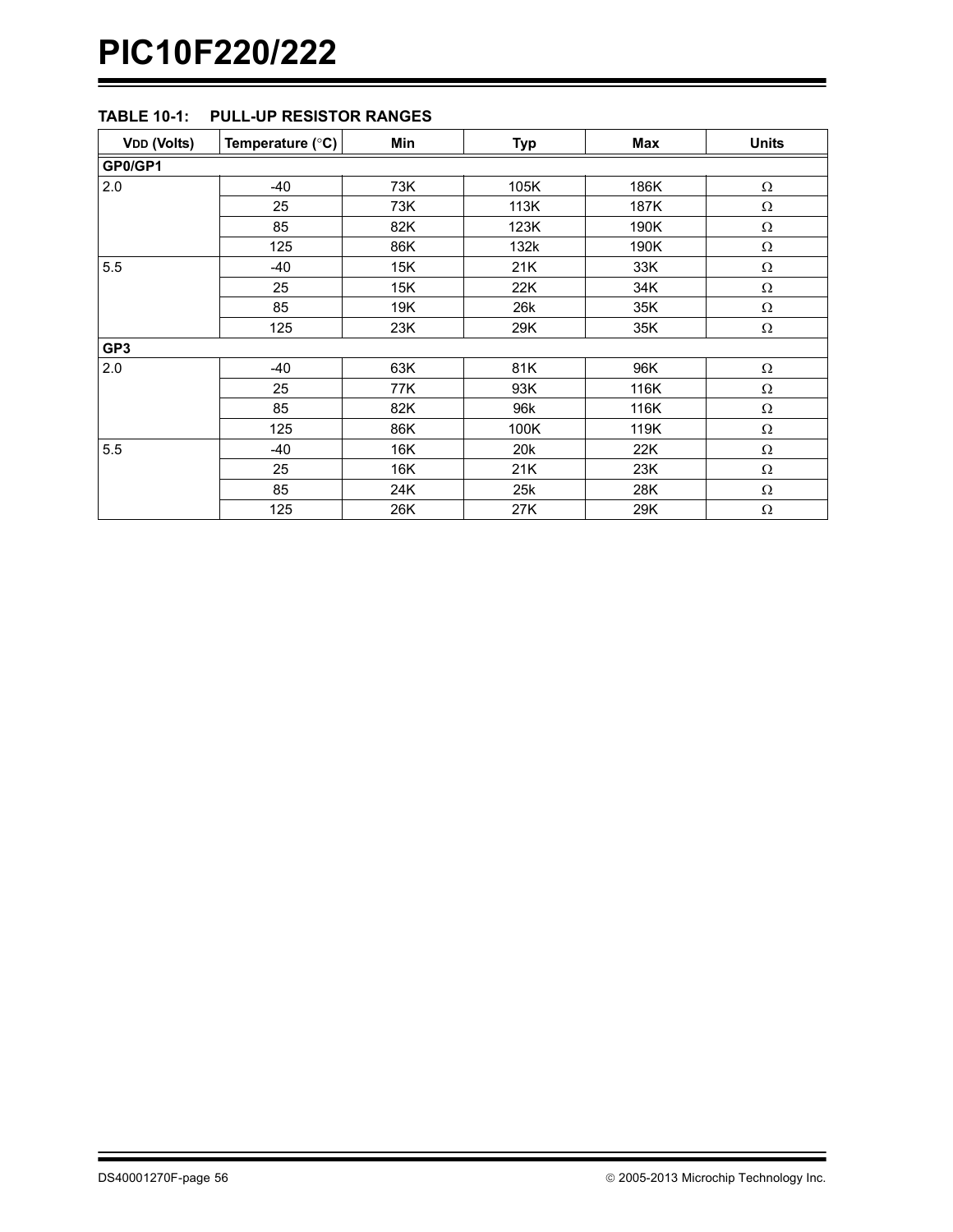### TABLE 10-1: PULL-UP RESISTOR RANGES

| VDD (Volts) | Temperature (°C) | Min | Typ | Max | Units |
|---|---|---|---|---|---|
| **GP0/GP1** | | | | | |
| 2.0 | -40 | 73K | 105K | 186K | Ω |
| | 25 | 73K | 113K | 187K | Ω |
| | 85 | 82K | 123K | 190K | Ω |
| | 125 | 86K | 132k | 190K | Ω |
| 5.5 | -40 | 15K | 21K | 33K | Ω |
| | 25 | 15K | 22K | 34K | Ω |
| | 85 | 19K | 26k | 35K | Ω |
| | 125 | 23K | 29K | 35K | Ω |
| **GP3** | | | | | |
| 2.0 | -40 | 63K | 81K | 96K | Ω |
| | 25 | 77K | 93K | 116K | Ω |
| | 85 | 82K | 96k | 116K | Ω |
| | 125 | 86K | 100K | 119K | Ω |
| 5.5 | -40 | 16K | 20k | 22K | Ω |
| | 25 | 16K | 21K | 23K | Ω |
| | 85 | 24K | 25k | 28K | Ω |
| | 125 | 26K | 27K | 29K | Ω |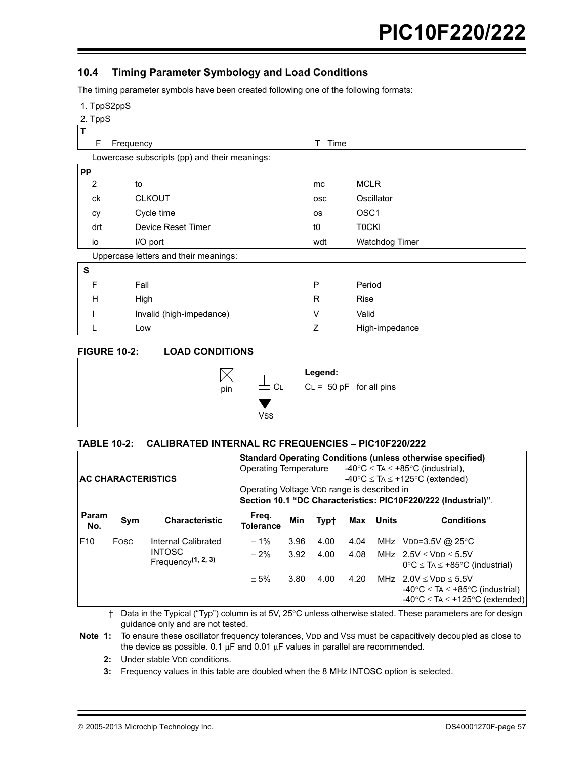### 10.4 Timing Parameter Symbology and Load Conditions

The timing parameter symbols have been created following one of the following formats:

1. TppS2ppS
2. TppS

| **T** | | | |
|---|---|---|---|
| F | Frequency | T | Time |

Lowercase subscripts (pp) and their meanings:

| **pp** | | | |
|---|---|---|---|
| 2 | to | mc | MCLR |
| ck | CLKOUT | osc | Oscillator |
| cy | Cycle time | os | OSC1 |
| drt | Device Reset Timer | t0 | T0CKI |
| io | I/O port | wdt | Watchdog Timer |

Uppercase letters and their meanings:

| **S** | | | |
|---|---|---|---|
| F | Fall | P | Period |
| H | High | R | Rise |
| I | Invalid (high-impedance) | V | Valid |
| L | Low | Z | High-impedance |

**FIGURE 10-2: LOAD CONDITIONS**

pin — $C_L$ — VSS

**Legend:**

$C_L$ = 50 pF for all pins

**TABLE 10-2: CALIBRATED INTERNAL RC FREQUENCIES – PIC10F220/222**

| **AC CHARACTERISTICS** | | | **Standard Operating Conditions (unless otherwise specified)** Operating Temperature -40°C ≤ TA ≤ +85°C (industrial), -40°C ≤ TA ≤ +125°C (extended) Operating Voltage VDD range is described in **Section 10.1 "DC Characteristics: PIC10F220/222 (Industrial)"**. | | | | | |
|---|---|---|---|---|---|---|---|---|
| **Param No.** | **Sym** | **Characteristic** | **Freq. Tolerance** | **Min** | **Typ†** | **Max** | **Units** | **Conditions** |
| F10 | FOSC | Internal Calibrated INTOSC Frequency(1, 2, 3) | ± 1% | 3.96 | 4.00 | 4.04 | MHz | VDD=3.5V @ 25°C |
| | | | ± 2% | 3.92 | 4.00 | 4.08 | MHz | 2.5V ≤ VDD ≤ 5.5V 0°C ≤ TA ≤ +85°C (industrial) |
| | | | ± 5% | 3.80 | 4.00 | 4.20 | MHz | 2.0V ≤ VDD ≤ 5.5V -40°C ≤ TA ≤ +85°C (industrial) -40°C ≤ TA ≤ +125°C (extended) |

† Data in the Typical ("Typ") column is at 5V, 25°C unless otherwise stated. These parameters are for design guidance only and are not tested.

**Note 1:** To ensure these oscillator frequency tolerances, VDD and VSS must be capacitively decoupled as close to the device as possible. 0.1 μF and 0.01 μF values in parallel are recommended.

**2:** Under stable VDD conditions.

**3:** Frequency values in this table are doubled when the 8 MHz INTOSC option is selected.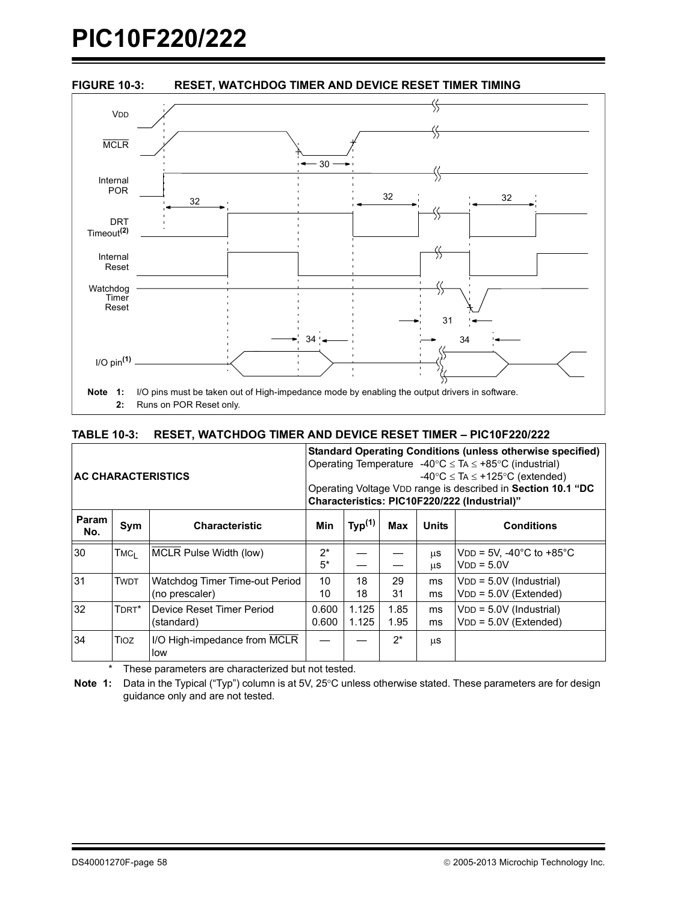**FIGURE 10-3: RESET, WATCHDOG TIMER AND DEVICE RESET TIMER TIMING**

**Note 1:** I/O pins must be taken out of High-impedance mode by enabling the output drivers in software.

**2:** Runs on POR Reset only.

**TABLE 10-3: RESET, WATCHDOG TIMER AND DEVICE RESET TIMER – PIC10F220/222**

| **AC CHARACTERISTICS** | | | **Standard Operating Conditions (unless otherwise specified)** Operating Temperature -40°C ≤ TA ≤ +85°C (industrial) -40°C ≤ TA ≤ +125°C (extended) Operating Voltage VDD range is described in **Section 10.1 "DC Characteristics: PIC10F220/222 (Industrial)"** | | | | |
|---|---|---|---|---|---|---|---|
| **Param No.** | **Sym** | **Characteristic** | **Min** | **Typ[1]** | **Max** | **Units** | **Conditions** |
| 30 | $T_{MCL}$ | MCLR Pulse Width (low) | 2*<br>5* | —<br>— | —<br>— | μs<br>μs | VDD = 5V, -40°C to +85°C<br>VDD = 5.0V |
| 31 | TWDT | Watchdog Timer Time-out Period (no prescaler) | 10<br>10 | 18<br>18 | 29<br>31 | ms<br>ms | VDD = 5.0V (Industrial)<br>VDD = 5.0V (Extended) |
| 32 | TDRT* | Device Reset Timer Period (standard) | 0.600<br>0.600 | 1.125<br>1.125 | 1.85<br>1.95 | ms<br>ms | VDD = 5.0V (Industrial)<br>VDD = 5.0V (Extended) |
| 34 | TIOZ | I/O High-impedance from MCLR low | — | — | 2* | μs | |

\* These parameters are characterized but not tested.

**Note 1:** Data in the Typical ("Typ") column is at 5V, 25°C unless otherwise stated. These parameters are for design guidance only and are not tested.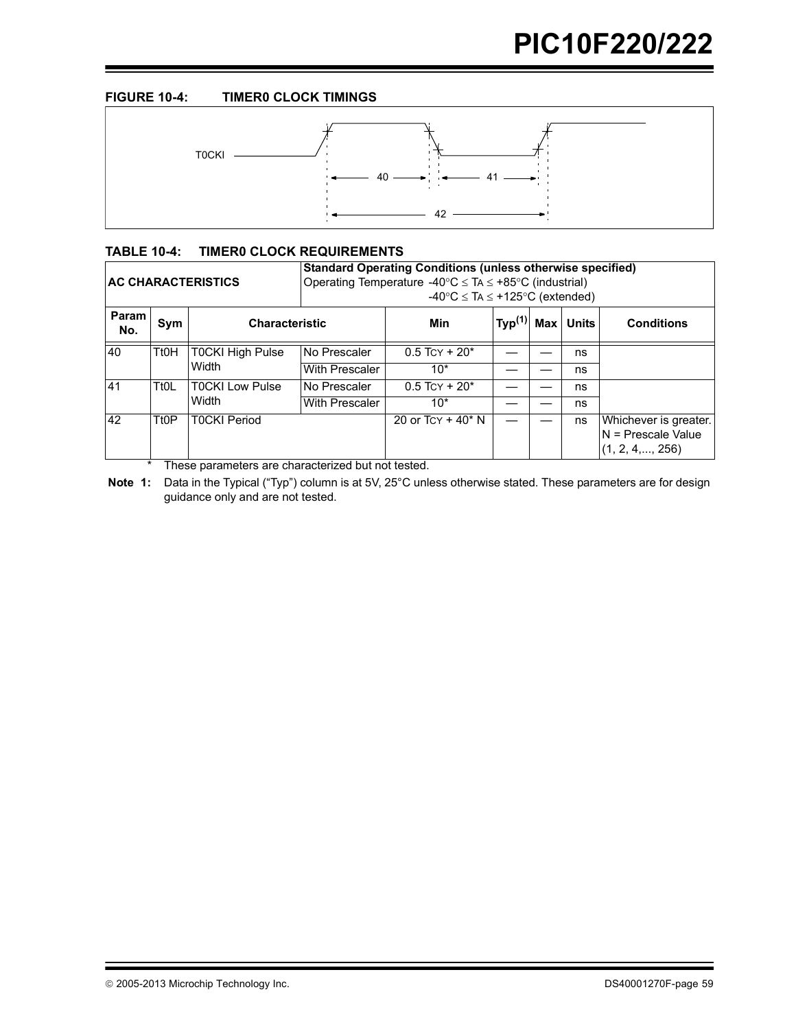**FIGURE 10-4: TIMER0 CLOCK TIMINGS**

**TABLE 10-4: TIMER0 CLOCK REQUIREMENTS**

| AC CHARACTERISTICS | | Standard Operating Conditions (unless otherwise specified)<br>Operating Temperature -40°C ≤ TA ≤ +85°C (industrial)<br>-40°C ≤ TA ≤ +125°C (extended) | | | | | | |
|---|---|---|---|---|---|---|---|---|
| **Param No.** | **Sym** | **Characteristic** | | **Min** | **Typ(1)** | **Max** | **Units** | **Conditions** |
| 40 | Tt0H | T0CKI High Pulse Width | No Prescaler | 0.5 TCY + 20* | — | — | ns | |
| | | | With Prescaler | 10* | — | — | ns | |
| 41 | Tt0L | T0CKI Low Pulse Width | No Prescaler | 0.5 TCY + 20* | — | — | ns | |
| | | | With Prescaler | 10* | — | — | ns | |
| 42 | Tt0P | T0CKI Period | | 20 or TCY + 40* N | — | — | ns | Whichever is greater. N = Prescale Value (1, 2, 4,..., 256) |

\* These parameters are characterized but not tested.

**Note 1:** Data in the Typical ("Typ") column is at 5V, 25°C unless otherwise stated. These parameters are for design guidance only and are not tested.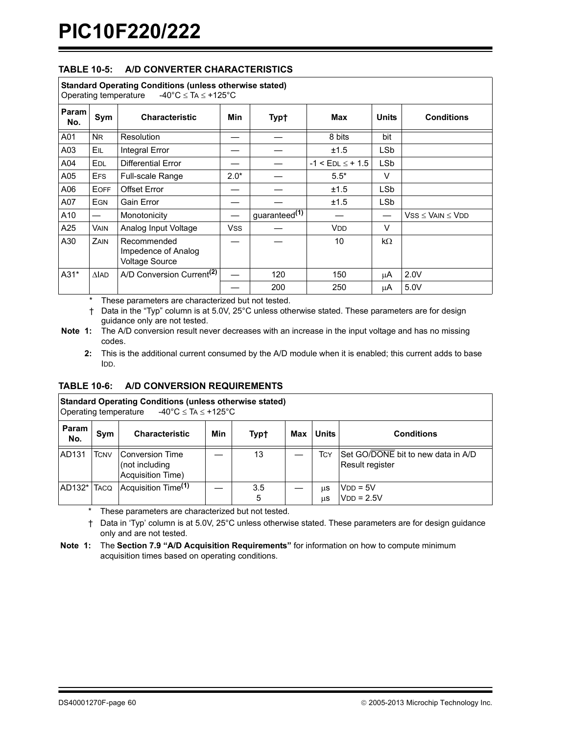### TABLE 10-5: A/D CONVERTER CHARACTERISTICS

| Standard Operating Conditions (unless otherwise stated) Operating temperature -40°C ≤ TA ≤ +125°C | | | | | | | |
|---|---|---|---|---|---|---|---|
| **Param No.** | **Sym** | **Characteristic** | **Min** | **Typ†** | **Max** | **Units** | **Conditions** |
| A01 | NR | Resolution | — | — | 8 bits | bit | |
| A03 | EIL | Integral Error | — | — | ±1.5 | LSb | |
| A04 | EDL | Differential Error | — | — | -1 < EDL ≤ + 1.5 | LSb | |
| A05 | EFS | Full-scale Range | 2.0* | — | 5.5* | V | |
| A06 | EOFF | Offset Error | — | — | ±1.5 | LSb | |
| A07 | EGN | Gain Error | — | — | ±1.5 | LSb | |
| A10 | — | Monotonicity | — | guaranteed(1) | — | — | VSS ≤ VAIN ≤ VDD |
| A25 | VAIN | Analog Input Voltage | VSS | — | VDD | V | |
| A30 | ZAIN | Recommended Impedence of Analog Voltage Source | — | — | 10 | kΩ | |
| A31* | ΔIAD | A/D Conversion Current(2) | — | 120 | 150 | μA | 2.0V |
| | | | — | 200 | 250 | μA | 5.0V |

\* These parameters are characterized but not tested.

† Data in the "Typ" column is at 5.0V, 25°C unless otherwise stated. These parameters are for design guidance only are not tested.

**Note 1:** The A/D conversion result never decreases with an increase in the input voltage and has no missing codes.

**2:** This is the additional current consumed by the A/D module when it is enabled; this current adds to base IDD.

### TABLE 10-6: A/D CONVERSION REQUIREMENTS

| Standard Operating Conditions (unless otherwise stated) Operating temperature -40°C ≤ TA ≤ +125°C | | | | | | | |
|---|---|---|---|---|---|---|---|
| **Param No.** | **Sym** | **Characteristic** | **Min** | **Typ†** | **Max** | **Units** | **Conditions** |
| AD131 | TCNV | Conversion Time (not including Acquisition Time) | — | 13 | — | TCY | Set GO/$\overline{\text{DONE}}$ bit to new data in A/D Result register |
| AD132* | TACQ | Acquisition Time(1) | — | 3.5<br>5 | — | μs<br>μs | VDD = 5V<br>VDD = 2.5V |

\* These parameters are characterized but not tested.

† Data in 'Typ' column is at 5.0V, 25°C unless otherwise stated. These parameters are for design guidance only and are not tested.

**Note 1:** The **Section 7.9 "A/D Acquisition Requirements"** for information on how to compute minimum acquisition times based on operating conditions.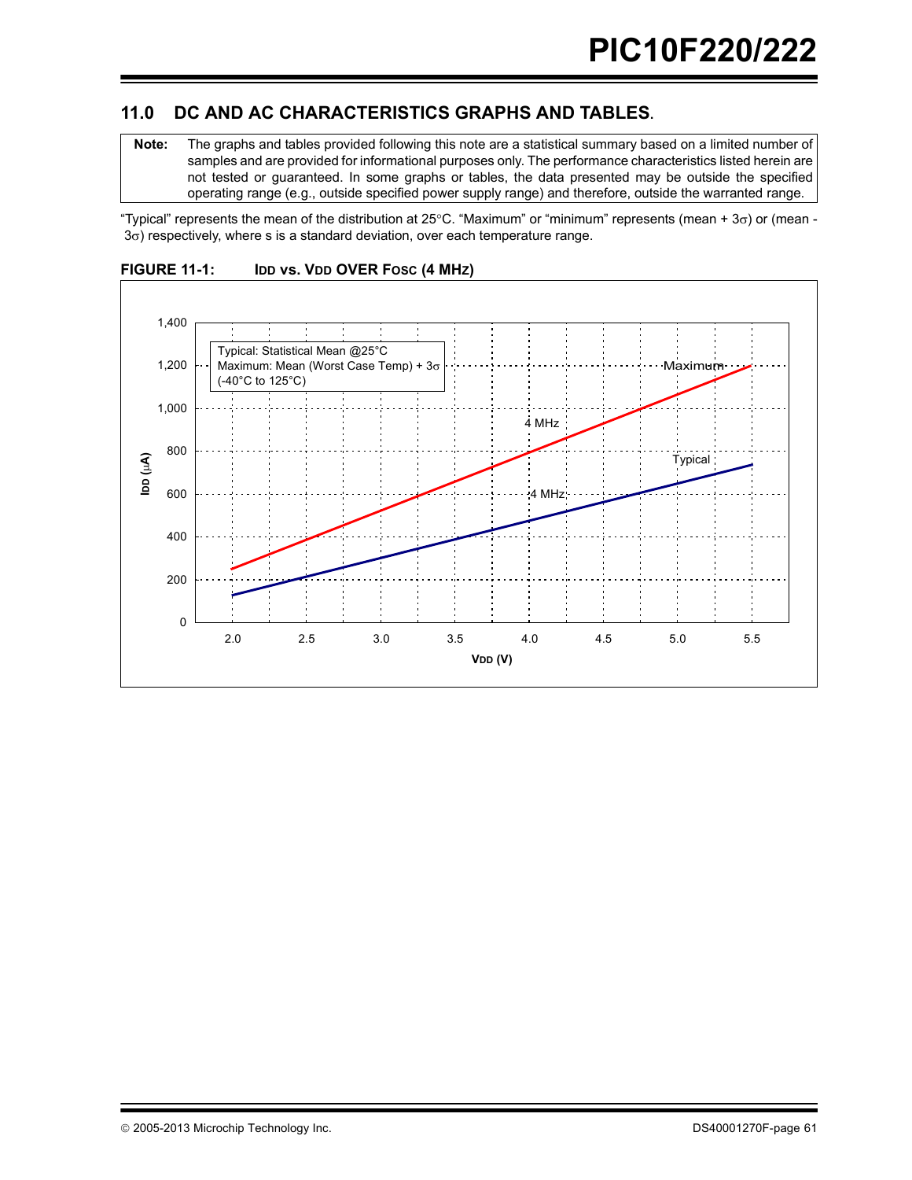## 11.0 DC AND AC CHARACTERISTICS GRAPHS AND TABLES.

| Note: | The graphs and tables provided following this note are a statistical summary based on a limited number of samples and are provided for informational purposes only. The performance characteristics listed herein are not tested or guaranteed. In some graphs or tables, the data presented may be outside the specified operating range (e.g., outside specified power supply range) and therefore, outside the warranted range. |
|---|---|

"Typical" represents the mean of the distribution at 25°C. "Maximum" or "minimum" represents (mean + 3σ) or (mean - 3σ) respectively, where s is a standard deviation, over each temperature range.

**FIGURE 11-1: IDD vs. VDD OVER FOSC (4 MHZ)**

Typical: Statistical Mean @25°C
Maximum: Mean (Worst Case Temp) + 3σ
(-40°C to 125°C)

IDD (μA)

VDD (V)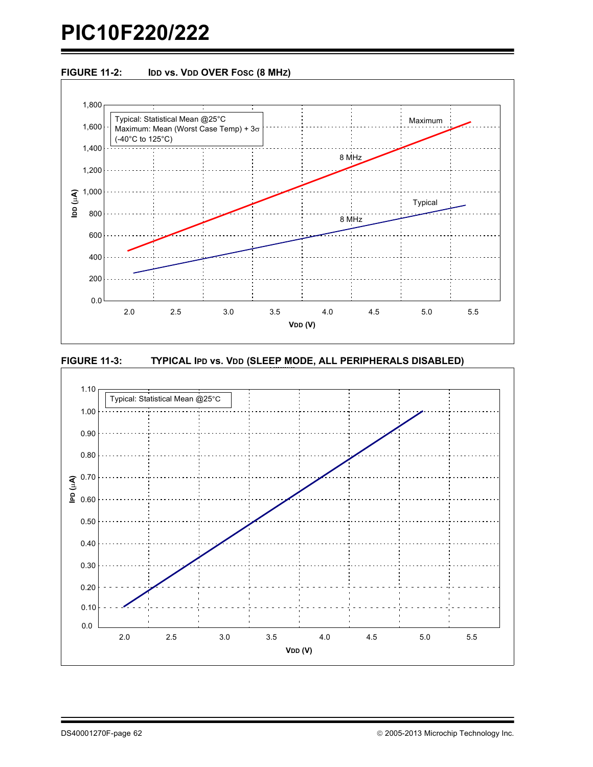**FIGURE 11-2: IDD vs. VDD OVER FOSC (8 MHz)**

Typical: Statistical Mean @25°C
Maximum: Mean (Worst Case Temp) + 3σ
(-40°C to 125°C)

Maximum
8 MHz
Typical
8 MHz

IDD (µA): 0.0, 200, 400, 600, 800, 1,000, 1,200, 1,400, 1,600, 1,800

VDD (V): 2.0, 2.5, 3.0, 3.5, 4.0, 4.5, 5.0, 5.5

**FIGURE 11-3: TYPICAL IPD vs. VDD (SLEEP MODE, ALL PERIPHERALS DISABLED)**

Typical: Statistical Mean @25°C

IPD (µA): 0.0, 0.10, 0.20, 0.30, 0.40, 0.50, 0.60, 0.70, 0.80, 0.90, 1.00, 1.10

VDD (V): 2.0, 2.5, 3.0, 3.5, 4.0, 4.5, 5.0, 5.5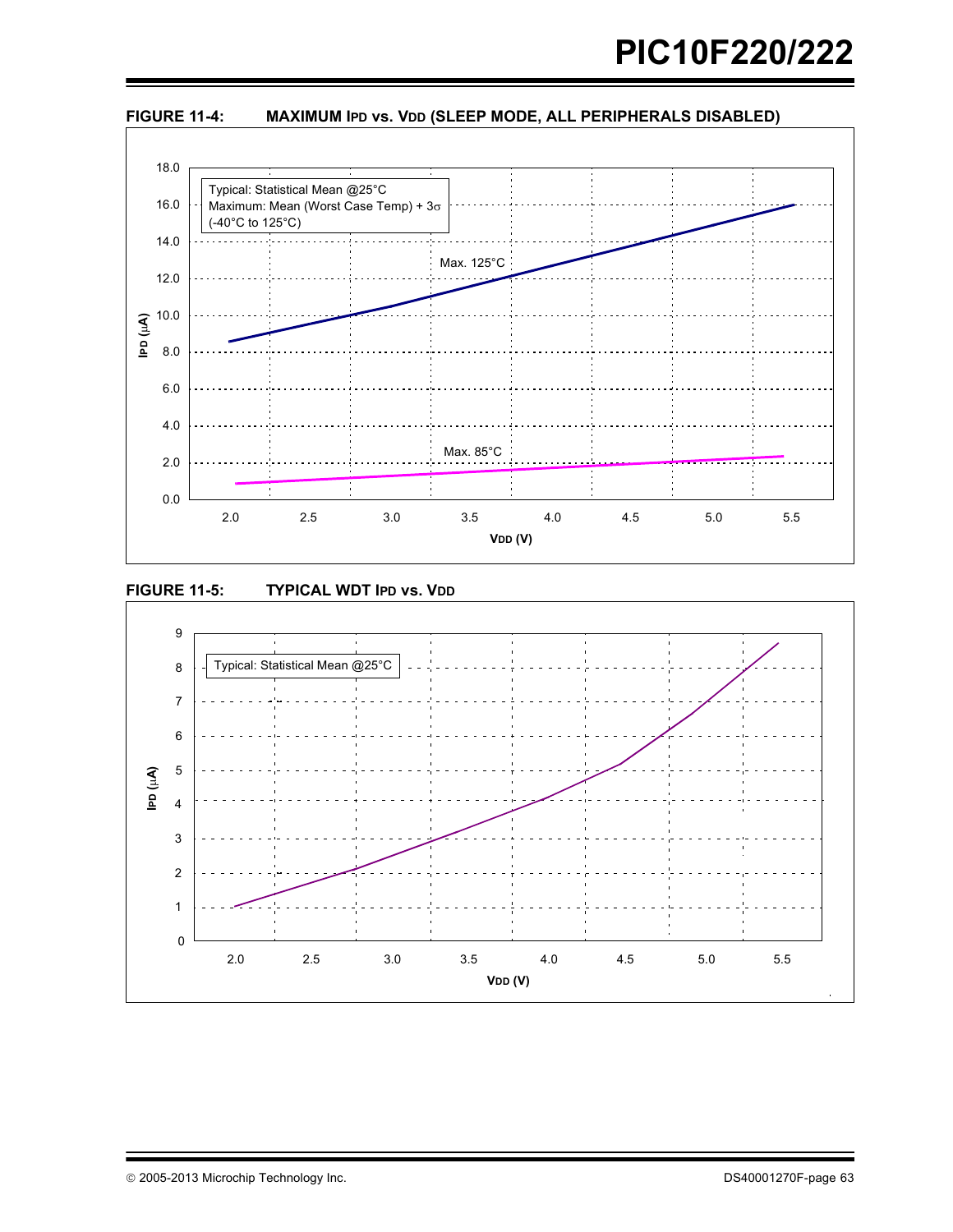**FIGURE 11-4: MAXIMUM IPD vs. VDD (SLEEP MODE, ALL PERIPHERALS DISABLED)**

Typical: Statistical Mean @25°C
Maximum: Mean (Worst Case Temp) + 3σ
(-40°C to 125°C)

Max. 125°C

Max. 85°C

IPD (μA)

VDD (V)

**FIGURE 11-5: TYPICAL WDT IPD vs. VDD**

Typical: Statistical Mean @25°C

IPD (μA)

VDD (V)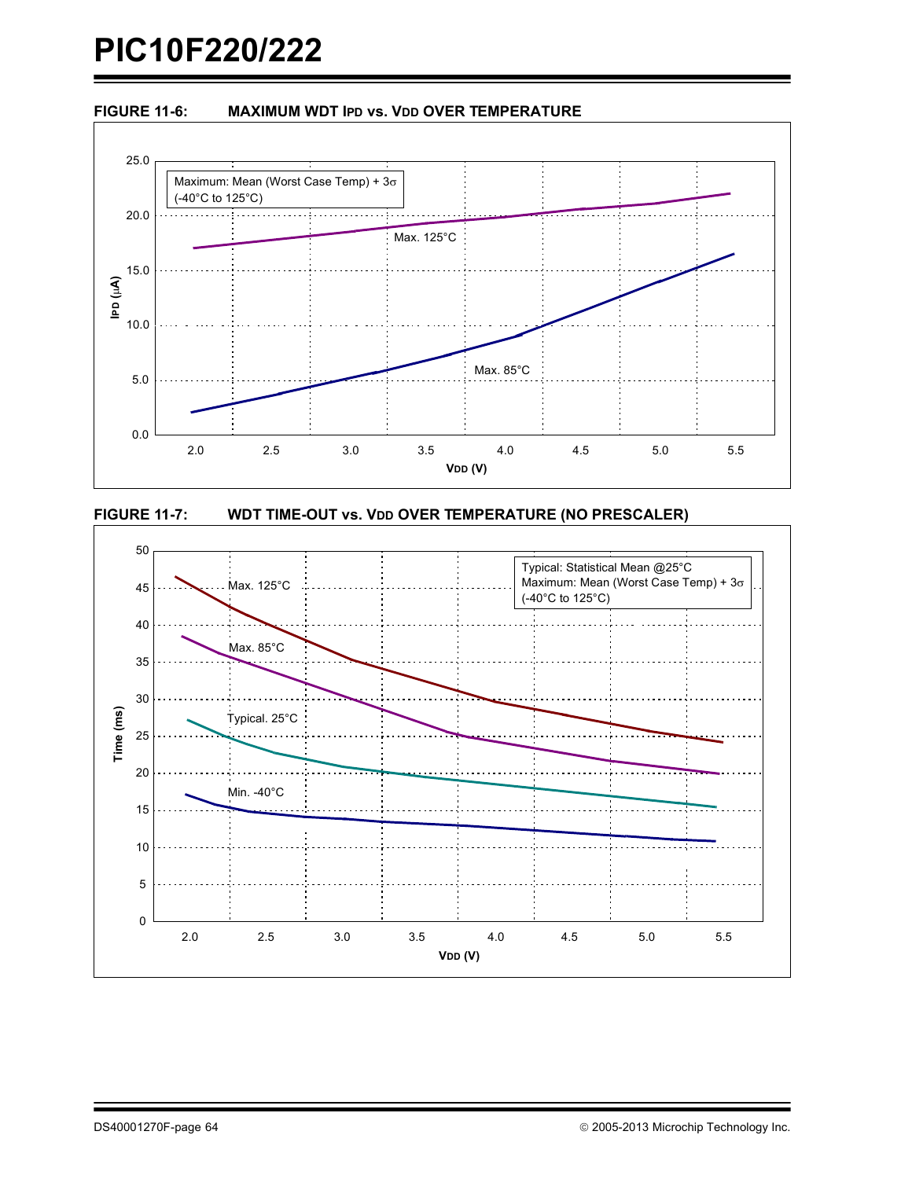**FIGURE 11-6: MAXIMUM WDT $I_{PD}$ vs. $V_{DD}$ OVER TEMPERATURE**

Maximum: Mean (Worst Case Temp) + 3σ
(-40°C to 125°C)

Max. 125°C

Max. 85°C

$I_{PD}$ (μA)

$V_{DD}$ (V)

**FIGURE 11-7: WDT TIME-OUT vs. $V_{DD}$ OVER TEMPERATURE (NO PRESCALER)**

Typical: Statistical Mean @25°C
Maximum: Mean (Worst Case Temp) + 3σ
(-40°C to 125°C)

Max. 125°C

Max. 85°C

Typical. 25°C

Min. -40°C

Time (ms)

$V_{DD}$ (V)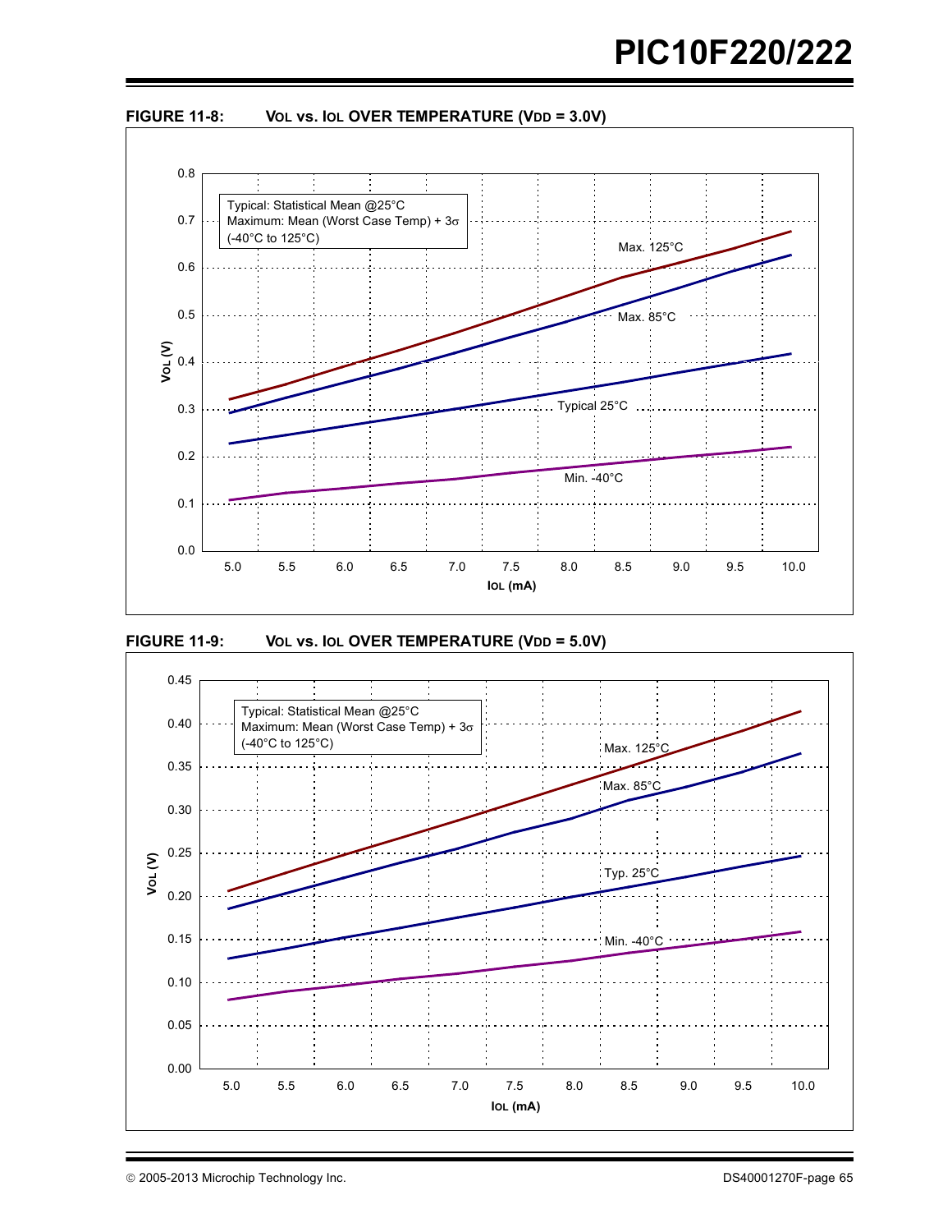**FIGURE 11-8: $V_{OL}$ vs. $I_{OL}$ OVER TEMPERATURE ($V_{DD}$ = 3.0V)**

Typical: Statistical Mean @25°C
Maximum: Mean (Worst Case Temp) + 3σ
(-40°C to 125°C)

Max. 125°C

Max. 85°C

Typical 25°C

Min. -40°C

$V_{OL}$ (V)

$I_{OL}$ (mA)

**FIGURE 11-9: $V_{OL}$ vs. $I_{OL}$ OVER TEMPERATURE ($V_{DD}$ = 5.0V)**

Typical: Statistical Mean @25°C
Maximum: Mean (Worst Case Temp) + 3σ
(-40°C to 125°C)

Max. 125°C

Max. 85°C

Typ. 25°C

Min. -40°C

$V_{OL}$ (V)

$I_{OL}$ (mA)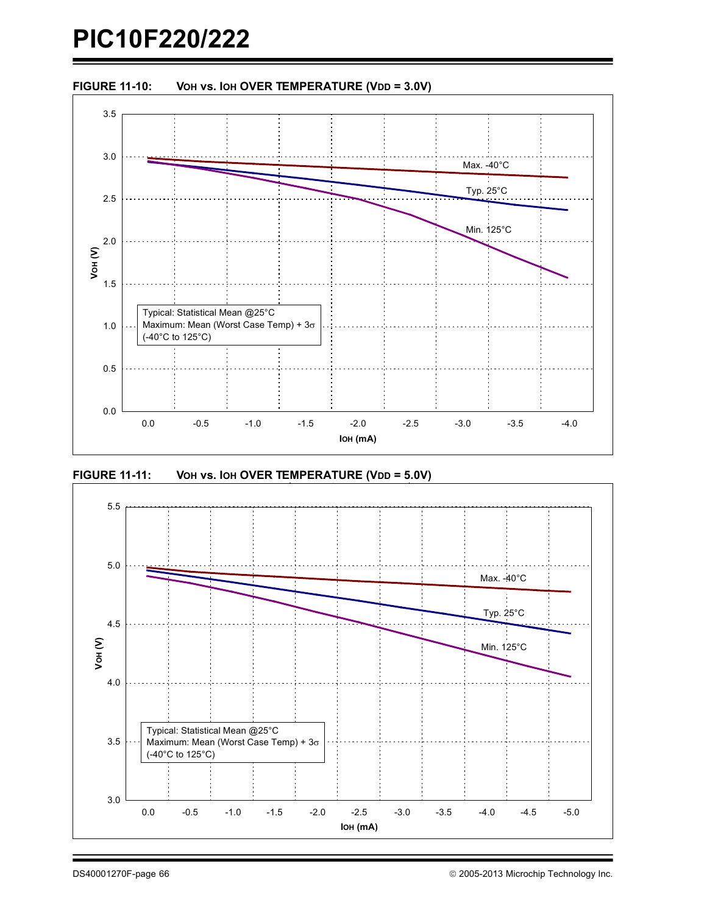**FIGURE 11-10: $V_{OH}$ vs. $I_{OH}$ OVER TEMPERATURE ($V_{DD}$ = 3.0V)**

Typical: Statistical Mean @25°C
Maximum: Mean (Worst Case Temp) + 3σ
(-40°C to 125°C)

Max. -40°C

Typ. 25°C

Min. 125°C

$V_{OH}$ (V)

$I_{OH}$ (mA)

**FIGURE 11-11: $V_{OH}$ vs. $I_{OH}$ OVER TEMPERATURE ($V_{DD}$ = 5.0V)**

Typical: Statistical Mean @25°C
Maximum: Mean (Worst Case Temp) + 3σ
(-40°C to 125°C)

Max. -40°C

Typ. 25°C

Min. 125°C

$V_{OH}$ (V)

$I_{OH}$ (mA)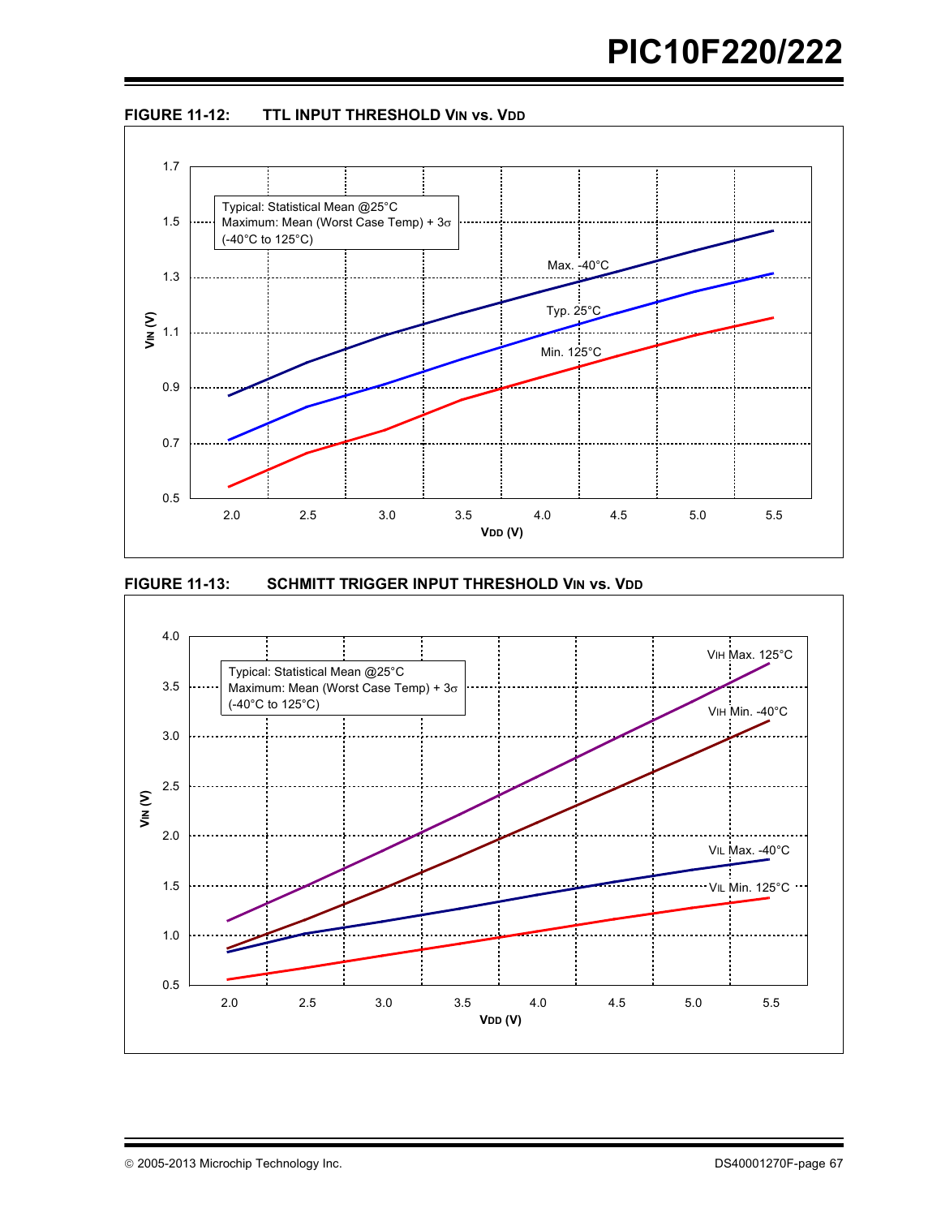**FIGURE 11-12: TTL INPUT THRESHOLD $V_{IN}$ vs. $V_{DD}$**

Typical: Statistical Mean @25°C
Maximum: Mean (Worst Case Temp) + 3σ
(-40°C to 125°C)

Max. -40°C

Typ. 25°C

Min. 125°C

$V_{IN}$ (V)

$V_{DD}$ (V)

**FIGURE 11-13: SCHMITT TRIGGER INPUT THRESHOLD $V_{IN}$ vs. $V_{DD}$**

Typical: Statistical Mean @25°C
Maximum: Mean (Worst Case Temp) + 3σ
(-40°C to 125°C)

$V_{IH}$ Max. 125°C

$V_{IH}$ Min. -40°C

$V_{IL}$ Max. -40°C

$V_{IL}$ Min. 125°C

$V_{IN}$ (V)

$V_{DD}$ (V)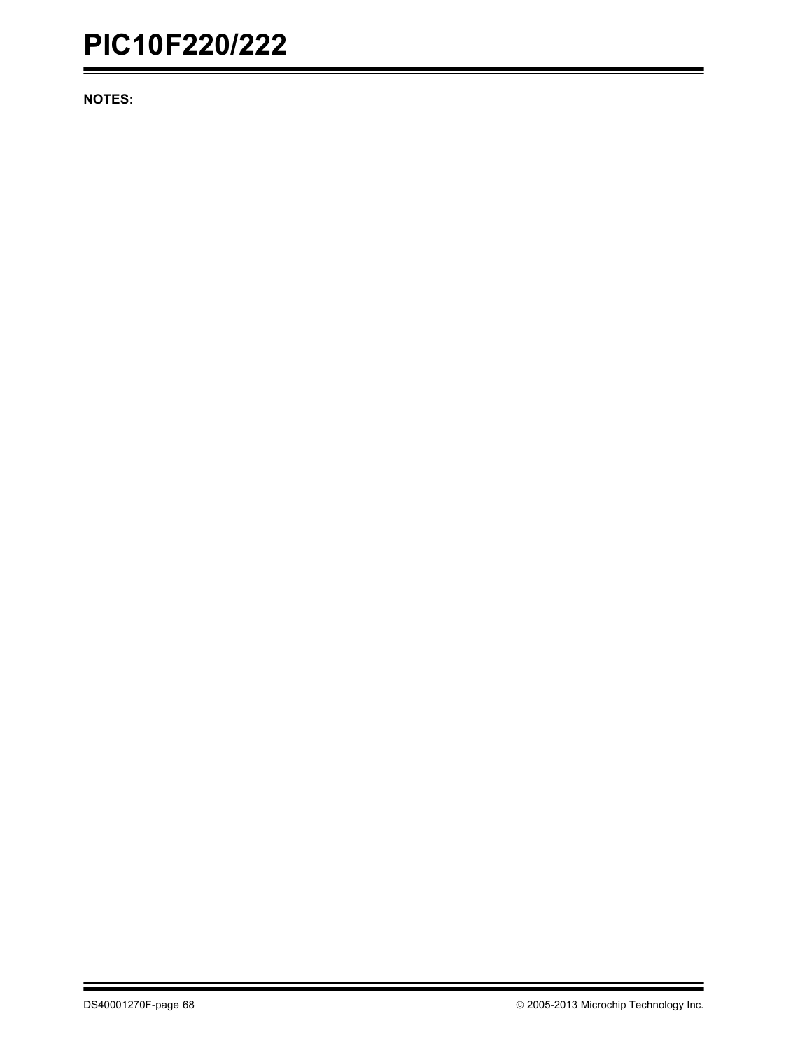**NOTES:**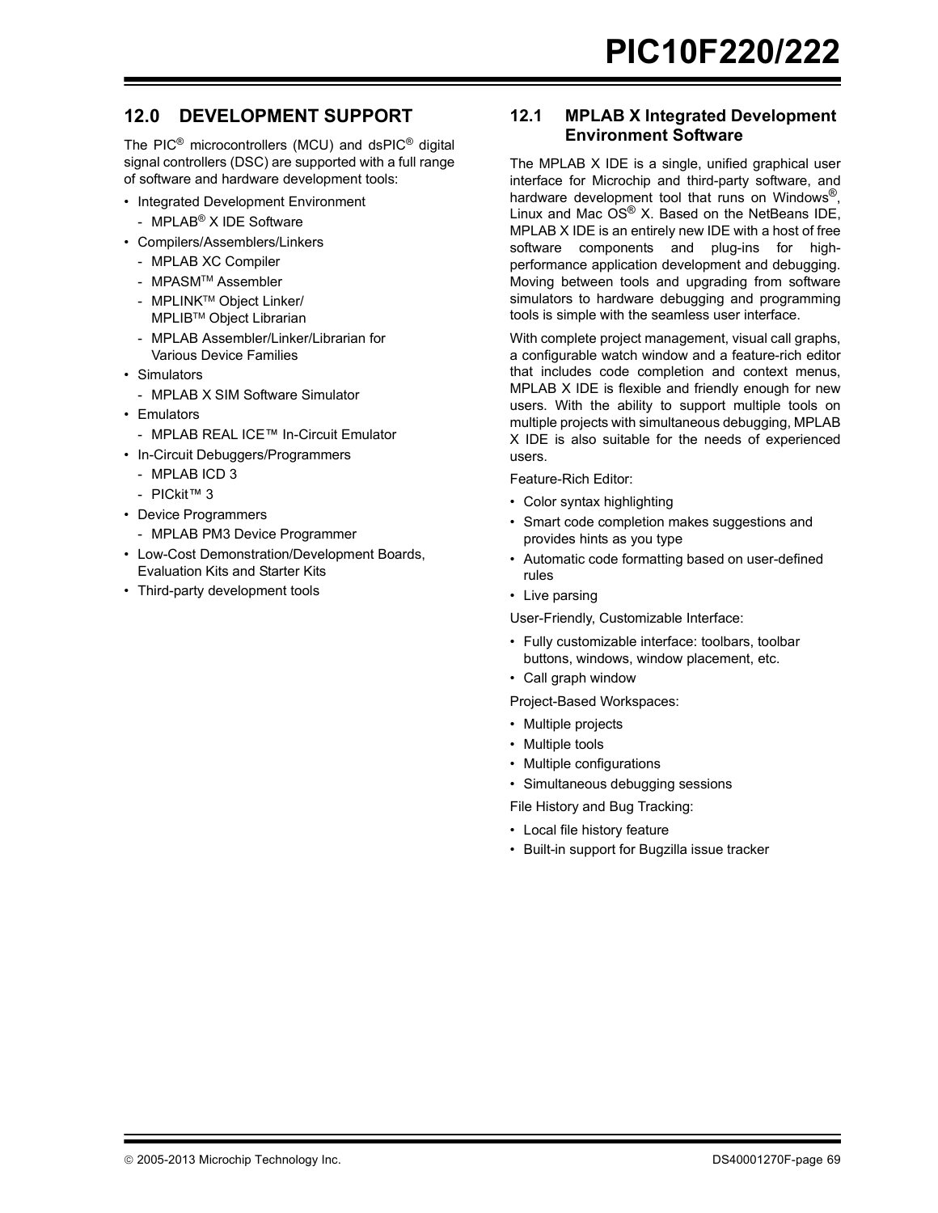## 12.0 DEVELOPMENT SUPPORT

The PIC® microcontrollers (MCU) and dsPIC® digital signal controllers (DSC) are supported with a full range of software and hardware development tools:

- Integrated Development Environment
  - MPLAB® X IDE Software
- Compilers/Assemblers/Linkers
  - MPLAB XC Compiler
  - MPASM™ Assembler
  - MPLINK™ Object Linker/ MPLIB™ Object Librarian
  - MPLAB Assembler/Linker/Librarian for Various Device Families
- Simulators
  - MPLAB X SIM Software Simulator
- Emulators
  - MPLAB REAL ICE™ In-Circuit Emulator
- In-Circuit Debuggers/Programmers
  - MPLAB ICD 3
  - PICkit™ 3
- Device Programmers
  - MPLAB PM3 Device Programmer
- Low-Cost Demonstration/Development Boards, Evaluation Kits and Starter Kits
- Third-party development tools

### 12.1 MPLAB X Integrated Development Environment Software

The MPLAB X IDE is a single, unified graphical user interface for Microchip and third-party software, and hardware development tool that runs on Windows®, Linux and Mac OS® X. Based on the NetBeans IDE, MPLAB X IDE is an entirely new IDE with a host of free software components and plug-ins for high-performance application development and debugging. Moving between tools and upgrading from software simulators to hardware debugging and programming tools is simple with the seamless user interface.

With complete project management, visual call graphs, a configurable watch window and a feature-rich editor that includes code completion and context menus, MPLAB X IDE is flexible and friendly enough for new users. With the ability to support multiple tools on multiple projects with simultaneous debugging, MPLAB X IDE is also suitable for the needs of experienced users.

Feature-Rich Editor:

- Color syntax highlighting
- Smart code completion makes suggestions and provides hints as you type
- Automatic code formatting based on user-defined rules
- Live parsing

User-Friendly, Customizable Interface:

- Fully customizable interface: toolbars, toolbar buttons, windows, window placement, etc.
- Call graph window

Project-Based Workspaces:

- Multiple projects
- Multiple tools
- Multiple configurations
- Simultaneous debugging sessions

File History and Bug Tracking:

- Local file history feature
- Built-in support for Bugzilla issue tracker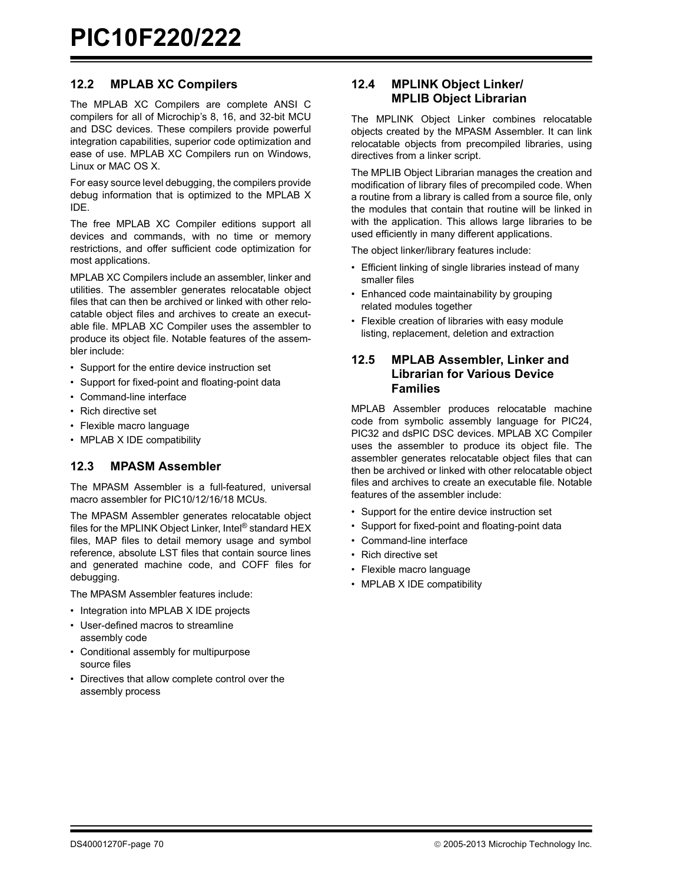## 12.2 MPLAB XC Compilers

The MPLAB XC Compilers are complete ANSI C compilers for all of Microchip's 8, 16, and 32-bit MCU and DSC devices. These compilers provide powerful integration capabilities, superior code optimization and ease of use. MPLAB XC Compilers run on Windows, Linux or MAC OS X.

For easy source level debugging, the compilers provide debug information that is optimized to the MPLAB X IDE.

The free MPLAB XC Compiler editions support all devices and commands, with no time or memory restrictions, and offer sufficient code optimization for most applications.

MPLAB XC Compilers include an assembler, linker and utilities. The assembler generates relocatable object files that can then be archived or linked with other relocatable object files and archives to create an executable file. MPLAB XC Compiler uses the assembler to produce its object file. Notable features of the assembler include:

- Support for the entire device instruction set
- Support for fixed-point and floating-point data
- Command-line interface
- Rich directive set
- Flexible macro language
- MPLAB X IDE compatibility

## 12.3 MPASM Assembler

The MPASM Assembler is a full-featured, universal macro assembler for PIC10/12/16/18 MCUs.

The MPASM Assembler generates relocatable object files for the MPLINK Object Linker, Intel® standard HEX files, MAP files to detail memory usage and symbol reference, absolute LST files that contain source lines and generated machine code, and COFF files for debugging.

The MPASM Assembler features include:

- Integration into MPLAB X IDE projects
- User-defined macros to streamline assembly code
- Conditional assembly for multipurpose source files
- Directives that allow complete control over the assembly process

## 12.4 MPLINK Object Linker/ MPLIB Object Librarian

The MPLINK Object Linker combines relocatable objects created by the MPASM Assembler. It can link relocatable objects from precompiled libraries, using directives from a linker script.

The MPLIB Object Librarian manages the creation and modification of library files of precompiled code. When a routine from a library is called from a source file, only the modules that contain that routine will be linked in with the application. This allows large libraries to be used efficiently in many different applications.

The object linker/library features include:

- Efficient linking of single libraries instead of many smaller files
- Enhanced code maintainability by grouping related modules together
- Flexible creation of libraries with easy module listing, replacement, deletion and extraction

## 12.5 MPLAB Assembler, Linker and Librarian for Various Device Families

MPLAB Assembler produces relocatable machine code from symbolic assembly language for PIC24, PIC32 and dsPIC DSC devices. MPLAB XC Compiler uses the assembler to produce its object file. The assembler generates relocatable object files that can then be archived or linked with other relocatable object files and archives to create an executable file. Notable features of the assembler include:

- Support for the entire device instruction set
- Support for fixed-point and floating-point data
- Command-line interface
- Rich directive set
- Flexible macro language
- MPLAB X IDE compatibility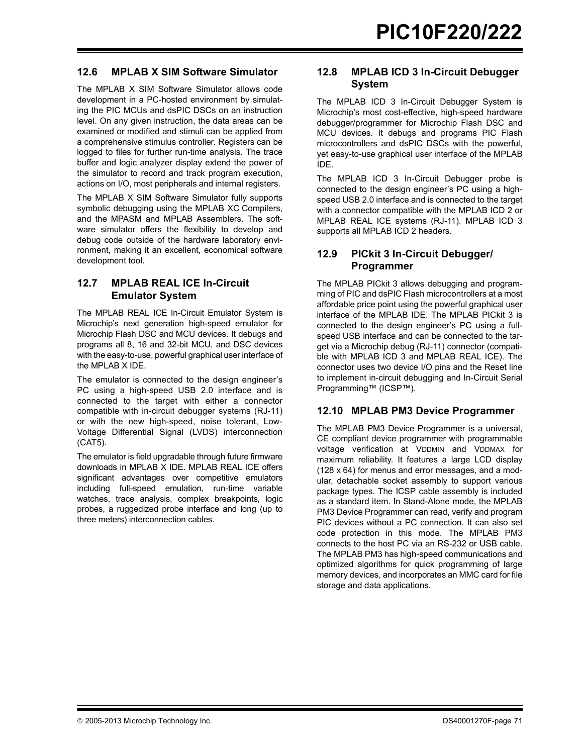## 12.6 MPLAB X SIM Software Simulator

The MPLAB X SIM Software Simulator allows code development in a PC-hosted environment by simulating the PIC MCUs and dsPIC DSCs on an instruction level. On any given instruction, the data areas can be examined or modified and stimuli can be applied from a comprehensive stimulus controller. Registers can be logged to files for further run-time analysis. The trace buffer and logic analyzer display extend the power of the simulator to record and track program execution, actions on I/O, most peripherals and internal registers.

The MPLAB X SIM Software Simulator fully supports symbolic debugging using the MPLAB XC Compilers, and the MPASM and MPLAB Assemblers. The software simulator offers the flexibility to develop and debug code outside of the hardware laboratory environment, making it an excellent, economical software development tool.

## 12.7 MPLAB REAL ICE In-Circuit Emulator System

The MPLAB REAL ICE In-Circuit Emulator System is Microchip's next generation high-speed emulator for Microchip Flash DSC and MCU devices. It debugs and programs all 8, 16 and 32-bit MCU, and DSC devices with the easy-to-use, powerful graphical user interface of the MPLAB X IDE.

The emulator is connected to the design engineer's PC using a high-speed USB 2.0 interface and is connected to the target with either a connector compatible with in-circuit debugger systems (RJ-11) or with the new high-speed, noise tolerant, Low-Voltage Differential Signal (LVDS) interconnection (CAT5).

The emulator is field upgradable through future firmware downloads in MPLAB X IDE. MPLAB REAL ICE offers significant advantages over competitive emulators including full-speed emulation, run-time variable watches, trace analysis, complex breakpoints, logic probes, a ruggedized probe interface and long (up to three meters) interconnection cables.

## 12.8 MPLAB ICD 3 In-Circuit Debugger System

The MPLAB ICD 3 In-Circuit Debugger System is Microchip's most cost-effective, high-speed hardware debugger/programmer for Microchip Flash DSC and MCU devices. It debugs and programs PIC Flash microcontrollers and dsPIC DSCs with the powerful, yet easy-to-use graphical user interface of the MPLAB IDE.

The MPLAB ICD 3 In-Circuit Debugger probe is connected to the design engineer's PC using a high-speed USB 2.0 interface and is connected to the target with a connector compatible with the MPLAB ICD 2 or MPLAB REAL ICE systems (RJ-11). MPLAB ICD 3 supports all MPLAB ICD 2 headers.

## 12.9 PICkit 3 In-Circuit Debugger/Programmer

The MPLAB PICkit 3 allows debugging and programming of PIC and dsPIC Flash microcontrollers at a most affordable price point using the powerful graphical user interface of the MPLAB IDE. The MPLAB PICkit 3 is connected to the design engineer's PC using a full-speed USB interface and can be connected to the target via a Microchip debug (RJ-11) connector (compatible with MPLAB ICD 3 and MPLAB REAL ICE). The connector uses two device I/O pins and the Reset line to implement in-circuit debugging and In-Circuit Serial Programming™ (ICSP™).

## 12.10 MPLAB PM3 Device Programmer

The MPLAB PM3 Device Programmer is a universal, CE compliant device programmer with programmable voltage verification at $V_{DDMIN}$ and $V_{DDMAX}$ for maximum reliability. It features a large LCD display (128 x 64) for menus and error messages, and a modular, detachable socket assembly to support various package types. The ICSP cable assembly is included as a standard item. In Stand-Alone mode, the MPLAB PM3 Device Programmer can read, verify and program PIC devices without a PC connection. It can also set code protection in this mode. The MPLAB PM3 connects to the host PC via an RS-232 or USB cable. The MPLAB PM3 has high-speed communications and optimized algorithms for quick programming of large memory devices, and incorporates an MMC card for file storage and data applications.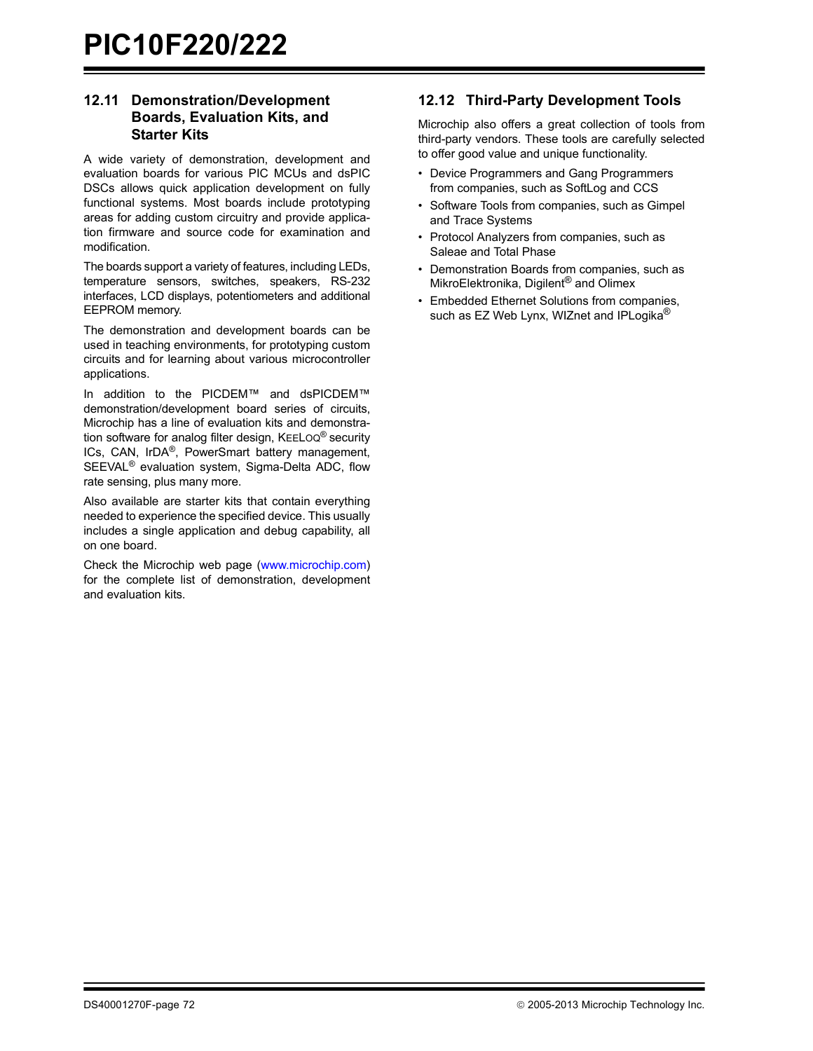## 12.11 Demonstration/Development Boards, Evaluation Kits, and Starter Kits

A wide variety of demonstration, development and evaluation boards for various PIC MCUs and dsPIC DSCs allows quick application development on fully functional systems. Most boards include prototyping areas for adding custom circuitry and provide application firmware and source code for examination and modification.

The boards support a variety of features, including LEDs, temperature sensors, switches, speakers, RS-232 interfaces, LCD displays, potentiometers and additional EEPROM memory.

The demonstration and development boards can be used in teaching environments, for prototyping custom circuits and for learning about various microcontroller applications.

In addition to the PICDEM™ and dsPICDEM™ demonstration/development board series of circuits, Microchip has a line of evaluation kits and demonstration software for analog filter design, KEELOQ® security ICs, CAN, IrDA®, PowerSmart battery management, SEEVAL® evaluation system, Sigma-Delta ADC, flow rate sensing, plus many more.

Also available are starter kits that contain everything needed to experience the specified device. This usually includes a single application and debug capability, all on one board.

Check the Microchip web page (www.microchip.com) for the complete list of demonstration, development and evaluation kits.

## 12.12 Third-Party Development Tools

Microchip also offers a great collection of tools from third-party vendors. These tools are carefully selected to offer good value and unique functionality.

- Device Programmers and Gang Programmers from companies, such as SoftLog and CCS
- Software Tools from companies, such as Gimpel and Trace Systems
- Protocol Analyzers from companies, such as Saleae and Total Phase
- Demonstration Boards from companies, such as MikroElektronika, Digilent® and Olimex
- Embedded Ethernet Solutions from companies, such as EZ Web Lynx, WIZnet and IPLogika®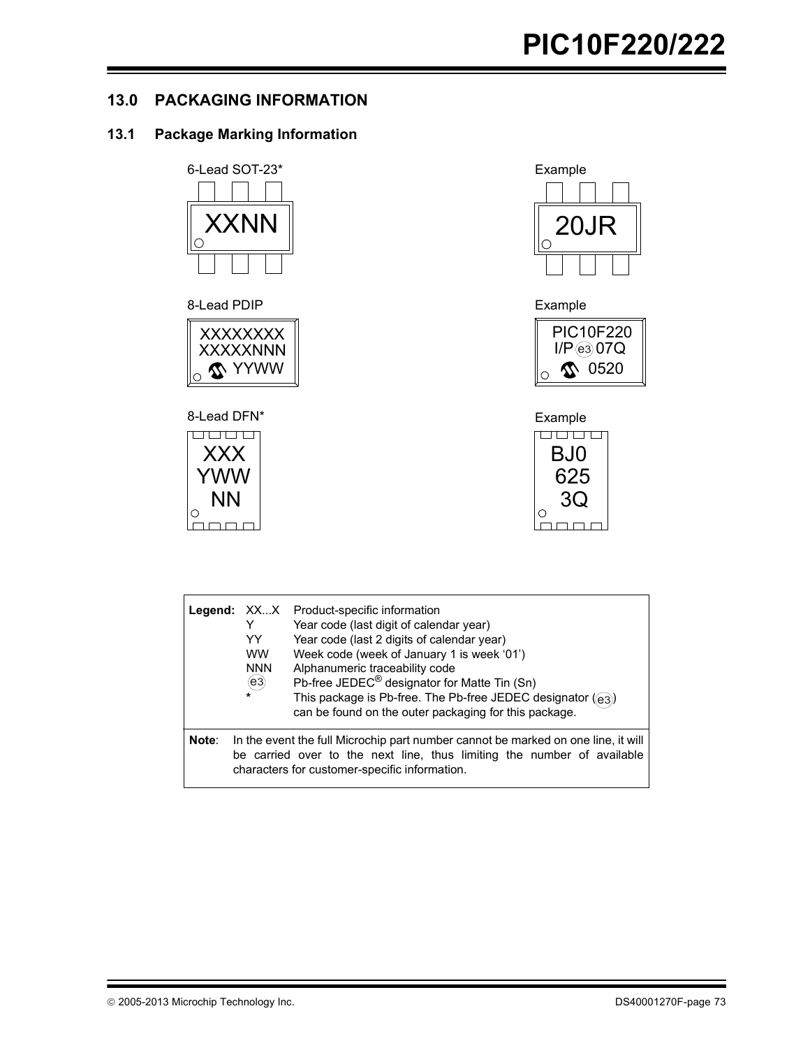## 13.0 PACKAGING INFORMATION

### 13.1 Package Marking Information

6-Lead SOT-23*

```
XXNN
```

Example

```
20JR
```

8-Lead PDIP

```
XXXXXXXX
XXXXXNNN
YYWW
```

Example

```
PIC10F220
I/P (e3) 07Q
0520
```

8-Lead DFN*

```
XXX
YWW
NN
```

Example

```
BJ0
625
3Q
```

| Legend: | | |
|---|---|---|
| | XX...X | Product-specific information |
| | Y | Year code (last digit of calendar year) |
| | YY | Year code (last 2 digits of calendar year) |
| | WW | Week code (week of January 1 is week '01') |
| | NNN | Alphanumeric traceability code |
| | (e3) | Pb-free JEDEC® designator for Matte Tin (Sn) |
| | * | This package is Pb-free. The Pb-free JEDEC designator ((e3)) can be found on the outer packaging for this package. |

**Note**: In the event the full Microchip part number cannot be marked on one line, it will be carried over to the next line, thus limiting the number of available characters for customer-specific information.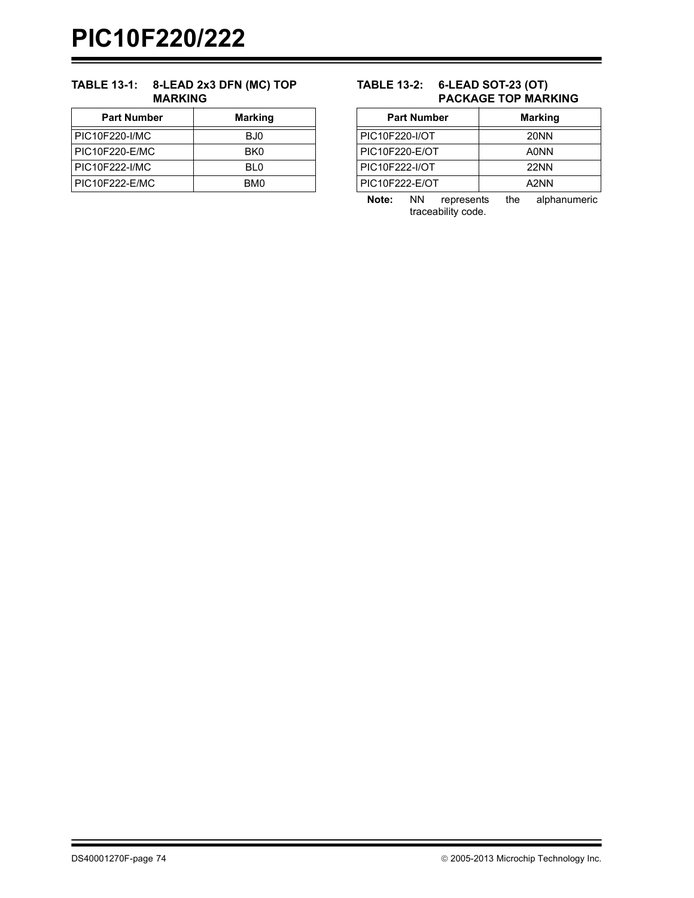**TABLE 13-1: 8-LEAD 2x3 DFN (MC) TOP MARKING**

| Part Number | Marking |
|---|---|
| PIC10F220-I/MC | BJ0 |
| PIC10F220-E/MC | BK0 |
| PIC10F222-I/MC | BL0 |
| PIC10F222-E/MC | BM0 |

**TABLE 13-2: 6-LEAD SOT-23 (OT) PACKAGE TOP MARKING**

| Part Number | Marking |
|---|---|
| PIC10F220-I/OT | 20NN |
| PIC10F220-E/OT | A0NN |
| PIC10F222-I/OT | 22NN |
| PIC10F222-E/OT | A2NN |

**Note:** NN represents the alphanumeric traceability code.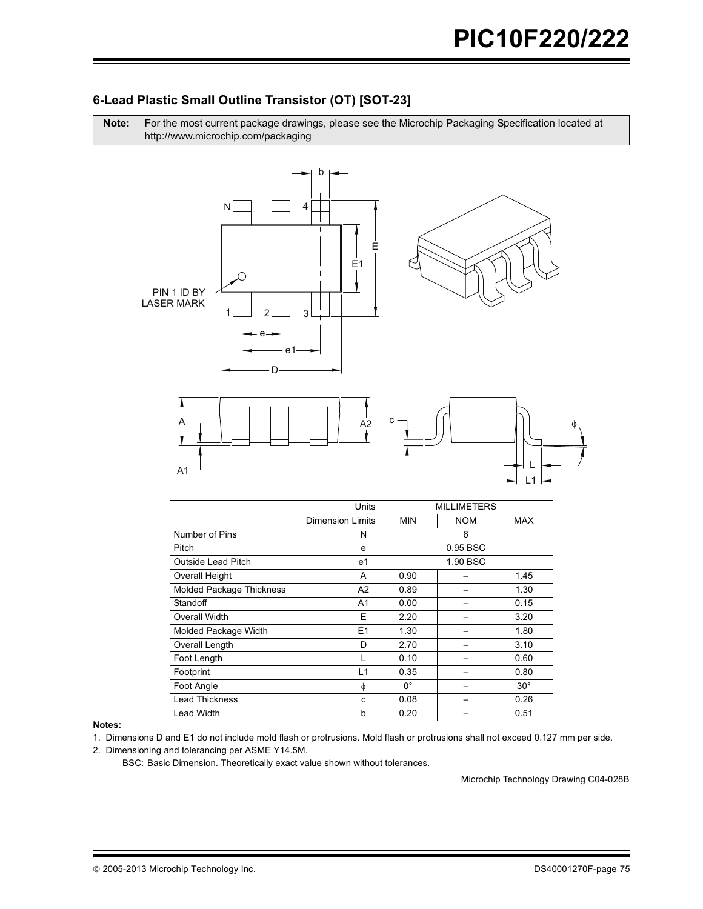## 6-Lead Plastic Small Outline Transistor (OT) [SOT-23]

**Note:** For the most current package drawings, please see the Microchip Packaging Specification located at http://www.microchip.com/packaging

| Units | | MILLIMETERS | | |
|---|---|---|---|---|
| Dimension Limits | | MIN | NOM | MAX |
| Number of Pins | N | | 6 | |
| Pitch | e | | 0.95 BSC | |
| Outside Lead Pitch | e1 | | 1.90 BSC | |
| Overall Height | A | 0.90 | – | 1.45 |
| Molded Package Thickness | A2 | 0.89 | – | 1.30 |
| Standoff | A1 | 0.00 | – | 0.15 |
| Overall Width | E | 2.20 | – | 3.20 |
| Molded Package Width | E1 | 1.30 | – | 1.80 |
| Overall Length | D | 2.70 | – | 3.10 |
| Foot Length | L | 0.10 | – | 0.60 |
| Footprint | L1 | 0.35 | – | 0.80 |
| Foot Angle | ϕ | 0° | – | 30° |
| Lead Thickness | c | 0.08 | – | 0.26 |
| Lead Width | b | 0.20 | – | 0.51 |

**Notes:**

1. Dimensions D and E1 do not include mold flash or protrusions. Mold flash or protrusions shall not exceed 0.127 mm per side.
2. Dimensioning and tolerancing per ASME Y14.5M.

   BSC: Basic Dimension. Theoretically exact value shown without tolerances.

Microchip Technology Drawing C04-028B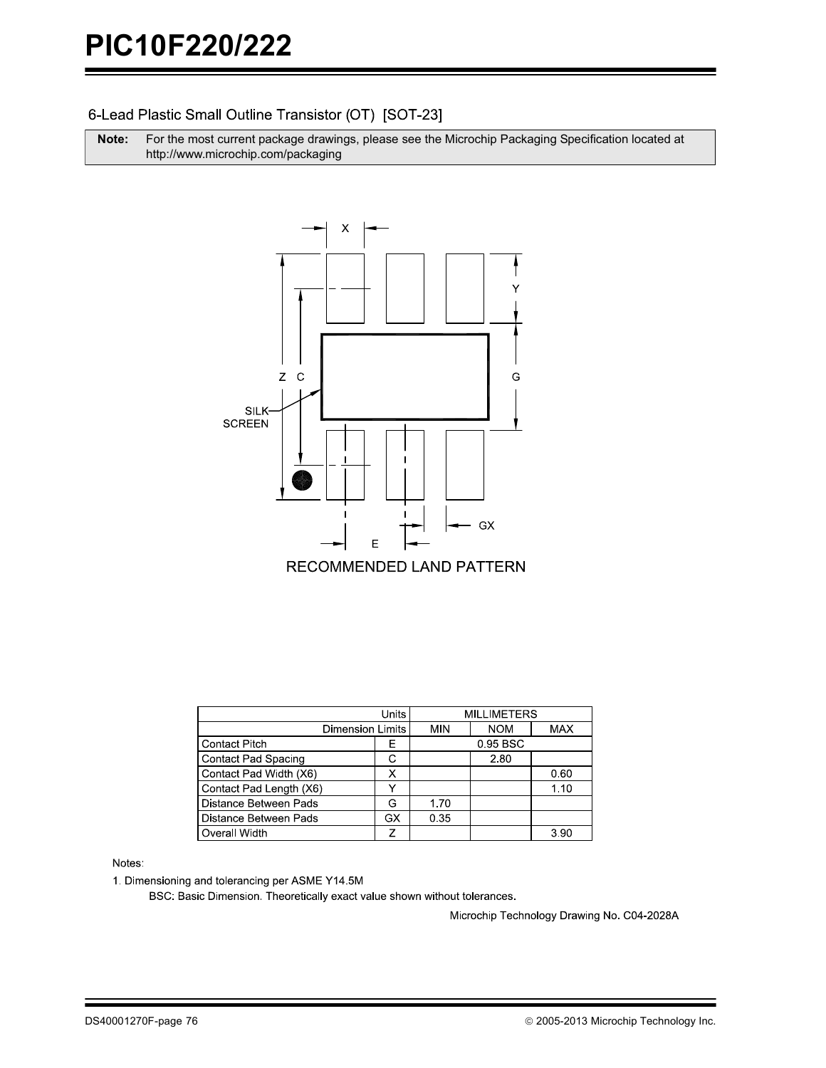## 6-Lead Plastic Small Outline Transistor (OT) [SOT-23]

| **Note:** | For the most current package drawings, please see the Microchip Packaging Specification located at http://www.microchip.com/packaging |
|---|---|

RECOMMENDED LAND PATTERN

| Units | | MILLIMETERS | | |
|---|---|---|---|---|
| Dimension Limits | | MIN | NOM | MAX |
| Contact Pitch | E | | 0.95 BSC | |
| Contact Pad Spacing | C | | 2.80 | |
| Contact Pad Width (X6) | X | | | 0.60 |
| Contact Pad Length (X6) | Y | | | 1.10 |
| Distance Between Pads | G | 1.70 | | |
| Distance Between Pads | GX | 0.35 | | |
| Overall Width | Z | | | 3.90 |

Notes:

1. Dimensioning and tolerancing per ASME Y14.5M

   BSC: Basic Dimension. Theoretically exact value shown without tolerances.

Microchip Technology Drawing No. C04-2028A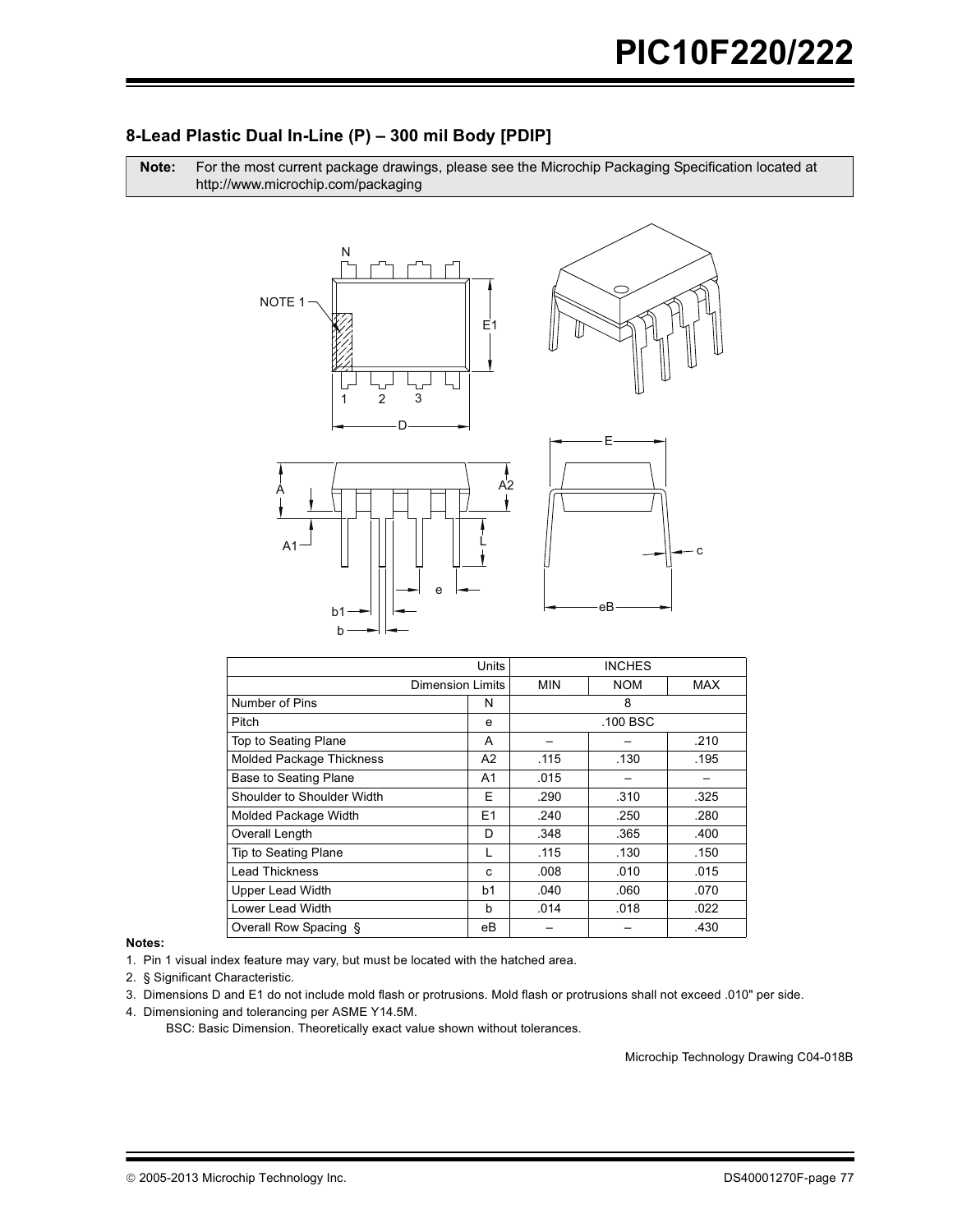## 8-Lead Plastic Dual In-Line (P) – 300 mil Body [PDIP]

**Note:** For the most current package drawings, please see the Microchip Packaging Specification located at http://www.microchip.com/packaging

| Units | | INCHES | | |
|---|---|---|---|---|
| Dimension Limits | | MIN | NOM | MAX |
| Number of Pins | N | | 8 | |
| Pitch | e | | .100 BSC | |
| Top to Seating Plane | A | – | – | .210 |
| Molded Package Thickness | A2 | .115 | .130 | .195 |
| Base to Seating Plane | A1 | .015 | – | – |
| Shoulder to Shoulder Width | E | .290 | .310 | .325 |
| Molded Package Width | E1 | .240 | .250 | .280 |
| Overall Length | D | .348 | .365 | .400 |
| Tip to Seating Plane | L | .115 | .130 | .150 |
| Lead Thickness | c | .008 | .010 | .015 |
| Upper Lead Width | b1 | .040 | .060 | .070 |
| Lower Lead Width | b | .014 | .018 | .022 |
| Overall Row Spacing § | eB | – | – | .430 |

**Notes:**

1. Pin 1 visual index feature may vary, but must be located with the hatched area.
2. § Significant Characteristic.
3. Dimensions D and E1 do not include mold flash or protrusions. Mold flash or protrusions shall not exceed .010" per side.
4. Dimensioning and tolerancing per ASME Y14.5M.

   BSC: Basic Dimension. Theoretically exact value shown without tolerances.

Microchip Technology Drawing C04-018B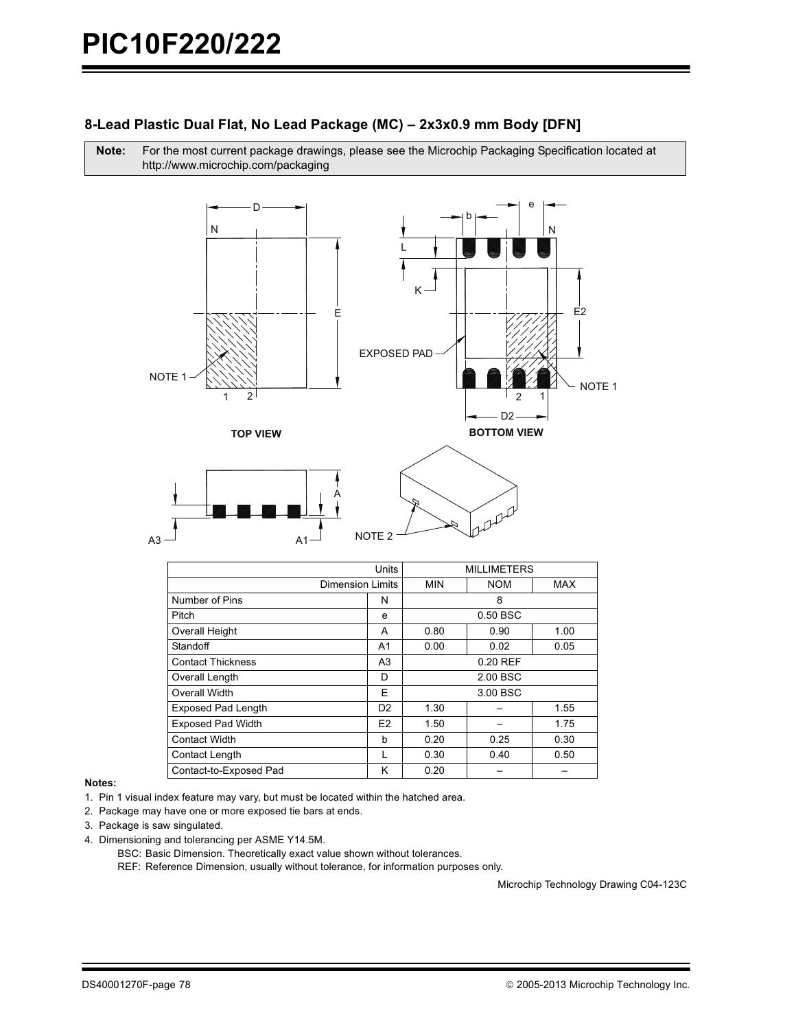## 8-Lead Plastic Dual Flat, No Lead Package (MC) – 2x3x0.9 mm Body [DFN]

**Note:** For the most current package drawings, please see the Microchip Packaging Specification located at http://www.microchip.com/packaging

| Units | | MILLIMETERS | | |
|---|---|---|---|---|
| Dimension Limits | | MIN | NOM | MAX |
| Number of Pins | N | | 8 | |
| Pitch | e | | 0.50 BSC | |
| Overall Height | A | 0.80 | 0.90 | 1.00 |
| Standoff | A1 | 0.00 | 0.02 | 0.05 |
| Contact Thickness | A3 | | 0.20 REF | |
| Overall Length | D | | 2.00 BSC | |
| Overall Width | E | | 3.00 BSC | |
| Exposed Pad Length | D2 | 1.30 | – | 1.55 |
| Exposed Pad Width | E2 | 1.50 | – | 1.75 |
| Contact Width | b | 0.20 | 0.25 | 0.30 |
| Contact Length | L | 0.30 | 0.40 | 0.50 |
| Contact-to-Exposed Pad | K | 0.20 | – | – |

**Notes:**

1. Pin 1 visual index feature may vary, but must be located within the hatched area.
2. Package may have one or more exposed tie bars at ends.
3. Package is saw singulated.
4. Dimensioning and tolerancing per ASME Y14.5M.

   BSC: Basic Dimension. Theoretically exact value shown without tolerances.

   REF: Reference Dimension, usually without tolerance, for information purposes only.

Microchip Technology Drawing C04-123C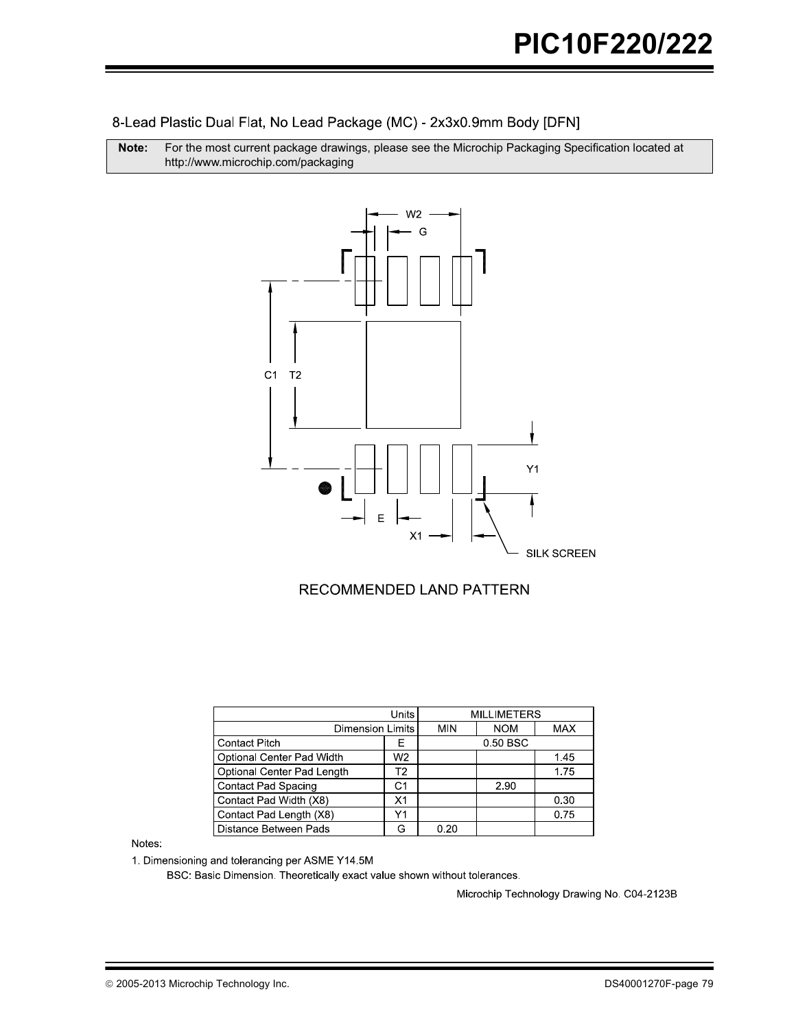## 8-Lead Plastic Dual Flat, No Lead Package (MC) - 2x3x0.9mm Body [DFN]

| **Note:** | For the most current package drawings, please see the Microchip Packaging Specification located at http://www.microchip.com/packaging |
|---|---|

RECOMMENDED LAND PATTERN

| Units | | MILLIMETERS | | |
|---|---|---|---|---|
| Dimension Limits | | MIN | NOM | MAX |
| Contact Pitch | E | | 0.50 BSC | |
| Optional Center Pad Width | W2 | | | 1.45 |
| Optional Center Pad Length | T2 | | | 1.75 |
| Contact Pad Spacing | C1 | | 2.90 | |
| Contact Pad Width (X8) | X1 | | | 0.30 |
| Contact Pad Length (X8) | Y1 | | | 0.75 |
| Distance Between Pads | G | 0.20 | | |

Notes:

1. Dimensioning and tolerancing per ASME Y14.5M

   BSC: Basic Dimension. Theoretically exact value shown without tolerances.

Microchip Technology Drawing No. C04-2123B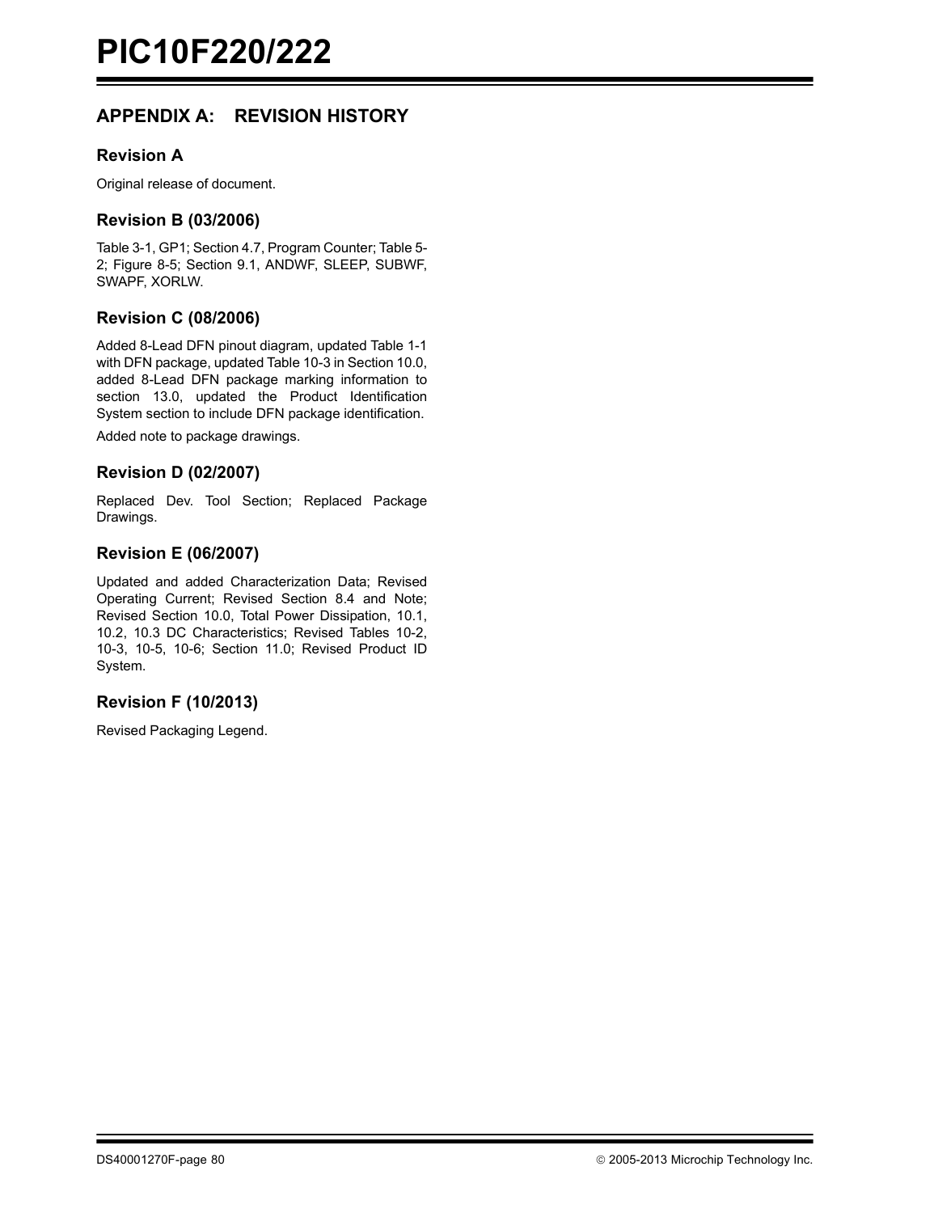## APPENDIX A: REVISION HISTORY

### Revision A

Original release of document.

### Revision B (03/2006)

Table 3-1, GP1; Section 4.7, Program Counter; Table 5-2; Figure 8-5; Section 9.1, ANDWF, SLEEP, SUBWF, SWAPF, XORLW.

### Revision C (08/2006)

Added 8-Lead DFN pinout diagram, updated Table 1-1 with DFN package, updated Table 10-3 in Section 10.0, added 8-Lead DFN package marking information to section 13.0, updated the Product Identification System section to include DFN package identification.

Added note to package drawings.

### Revision D (02/2007)

Replaced Dev. Tool Section; Replaced Package Drawings.

### Revision E (06/2007)

Updated and added Characterization Data; Revised Operating Current; Revised Section 8.4 and Note; Revised Section 10.0, Total Power Dissipation, 10.1, 10.2, 10.3 DC Characteristics; Revised Tables 10-2, 10-3, 10-5, 10-6; Section 11.0; Revised Product ID System.

### Revision F (10/2013)

Revised Packaging Legend.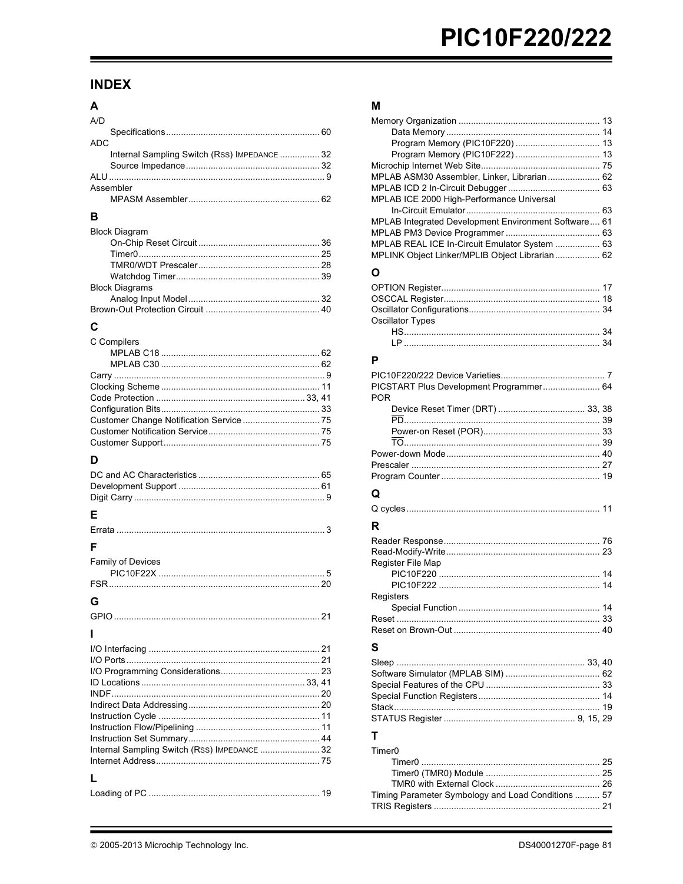# INDEX

## A

A/D
- Specifications ............................................. 60

ADC
- Internal Sampling Switch (RSS) IMPEDANCE ................ 32
- Source Impedance ........................................ 32

ALU ........................................................ 9

Assembler
- MPASM Assembler .......................................... 62

## B

Block Diagram
- On-Chip Reset Circuit .................................... 36
- Timer0 ................................................... 25
- TMR0/WDT Prescaler ....................................... 28
- Watchdog Timer ........................................... 39

Block Diagrams
- Analog Input Model ....................................... 32

Brown-Out Protection Circuit ............................... 40

## C

C Compilers
- MPLAB C18 ................................................ 62
- MPLAB C30 ................................................ 62

Carry ...................................................... 9

Clocking Scheme ............................................ 11

Code Protection ............................................ 33, 41

Configuration Bits ......................................... 33

Customer Change Notification Service ....................... 75

Customer Notification Service .............................. 75

Customer Support ........................................... 75

## D

DC and AC Characteristics .................................. 65

Development Support ........................................ 61

Digit Carry ................................................ 9

## E

Errata ..................................................... 3

## F

Family of Devices
- PIC10F22X ................................................ 5

FSR ........................................................ 20

## G

GPIO ....................................................... 21

## I

I/O Interfacing ............................................ 21

I/O Ports .................................................. 21

I/O Programming Considerations ............................. 23

ID Locations ............................................... 33, 41

INDF ....................................................... 20

Indirect Data Addressing ................................... 20

Instruction Cycle .......................................... 11

Instruction Flow/Pipelining ................................ 11

Instruction Set Summary .................................... 44

Internal Sampling Switch (RSS) IMPEDANCE ................... 32

Internet Address ........................................... 75

## L

Loading of PC .............................................. 19

## M

Memory Organization ........................................ 13
- Data Memory .............................................. 14
- Program Memory (PIC10F220) ............................... 13
- Program Memory (PIC10F222) ............................... 13

Microchip Internet Web Site ................................ 75

MPLAB ASM30 Assembler, Linker, Librarian ................... 62

MPLAB ICD 2 In-Circuit Debugger ............................ 63

MPLAB ICE 2000 High-Performance Universal In-Circuit Emulator ... 63

MPLAB Integrated Development Environment Software ........... 61

MPLAB PM3 Device Programmer ................................ 63

MPLAB REAL ICE In-Circuit Emulator System .................. 63

MPLINK Object Linker/MPLIB Object Librarian ................ 62

## O

OPTION Register ............................................ 17

OSCCAL Register ............................................ 18

Oscillator Configurations .................................. 34

Oscillator Types
- HS ....................................................... 34
- LP ....................................................... 34

## P

PIC10F220/222 Device Varieties ............................. 7

PICSTART Plus Development Programmer ....................... 64

POR
- Device Reset Timer (DRT) ................................. 33, 38
- PD ....................................................... 39
- Power-on Reset (POR) ..................................... 33
- TO ....................................................... 39

Power-down Mode ............................................ 40

Prescaler .................................................. 27

Program Counter ............................................ 19

## Q

Q cycles ................................................... 11

## R

Reader Response ............................................ 76

Read-Modify-Write .......................................... 23

Register File Map
- PIC10F220 ................................................ 14
- PIC10F222 ................................................ 14

Registers
- Special Function ......................................... 14

Reset ...................................................... 33

Reset on Brown-Out ......................................... 40

## S

Sleep ...................................................... 33, 40

Software Simulator (MPLAB SIM) ............................. 62

Special Features of the CPU ................................ 33

Special Function Registers ................................. 14

Stack ...................................................... 19

STATUS Register ............................................ 9, 15, 29

## T

Timer0
- Timer0 ................................................... 25
- Timer0 (TMR0) Module ..................................... 25
- TMR0 with External Clock ................................. 26

Timing Parameter Symbology and Load Conditions .............. 57

TRIS Registers ............................................. 21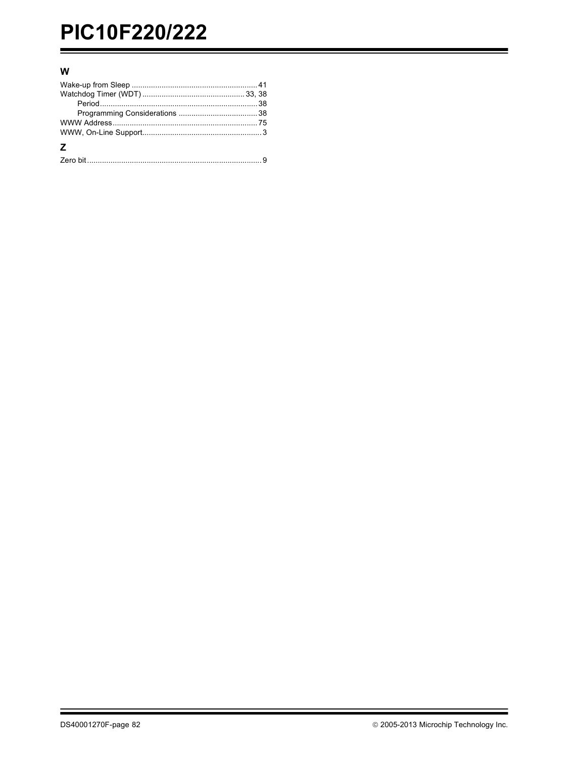## W

Wake-up from Sleep .......................................................... 41
Watchdog Timer (WDT) ................................................ 33, 38
- Period.......................................................................... 38
- Programming Considerations ..................................... 38

WWW Address................................................................... 75
WWW, On-Line Support....................................................... 3

## Z

Zero bit.................................................................................. 9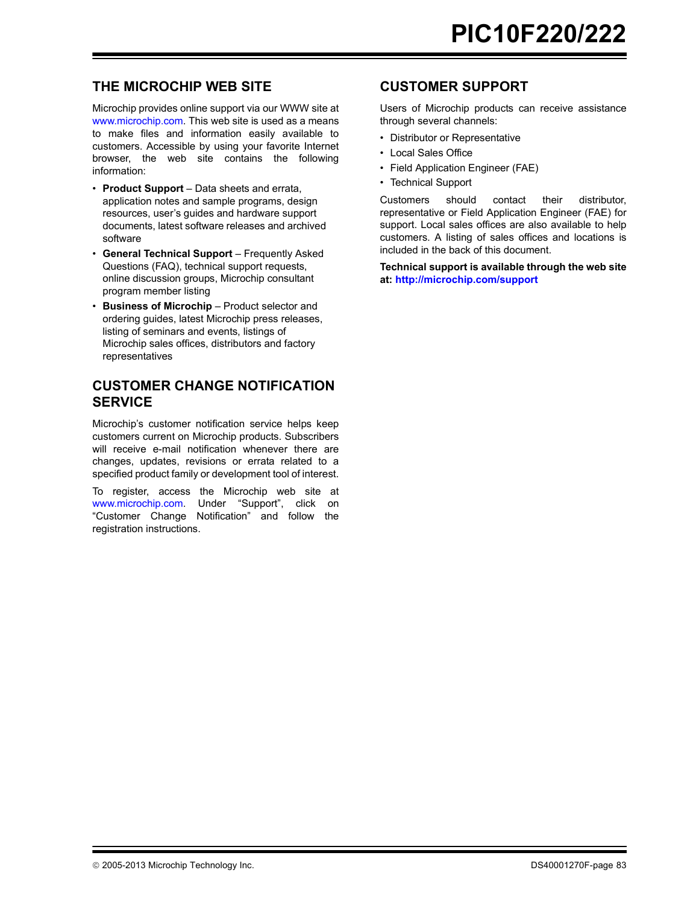## THE MICROCHIP WEB SITE

Microchip provides online support via our WWW site at www.microchip.com. This web site is used as a means to make files and information easily available to customers. Accessible by using your favorite Internet browser, the web site contains the following information:

- **Product Support** – Data sheets and errata, application notes and sample programs, design resources, user's guides and hardware support documents, latest software releases and archived software
- **General Technical Support** – Frequently Asked Questions (FAQ), technical support requests, online discussion groups, Microchip consultant program member listing
- **Business of Microchip** – Product selector and ordering guides, latest Microchip press releases, listing of seminars and events, listings of Microchip sales offices, distributors and factory representatives

## CUSTOMER CHANGE NOTIFICATION SERVICE

Microchip's customer notification service helps keep customers current on Microchip products. Subscribers will receive e-mail notification whenever there are changes, updates, revisions or errata related to a specified product family or development tool of interest.

To register, access the Microchip web site at www.microchip.com. Under "Support", click on "Customer Change Notification" and follow the registration instructions.

## CUSTOMER SUPPORT

Users of Microchip products can receive assistance through several channels:

- Distributor or Representative
- Local Sales Office
- Field Application Engineer (FAE)
- Technical Support

Customers should contact their distributor, representative or Field Application Engineer (FAE) for support. Local sales offices are also available to help customers. A listing of sales offices and locations is included in the back of this document.

**Technical support is available through the web site at: http://microchip.com/support**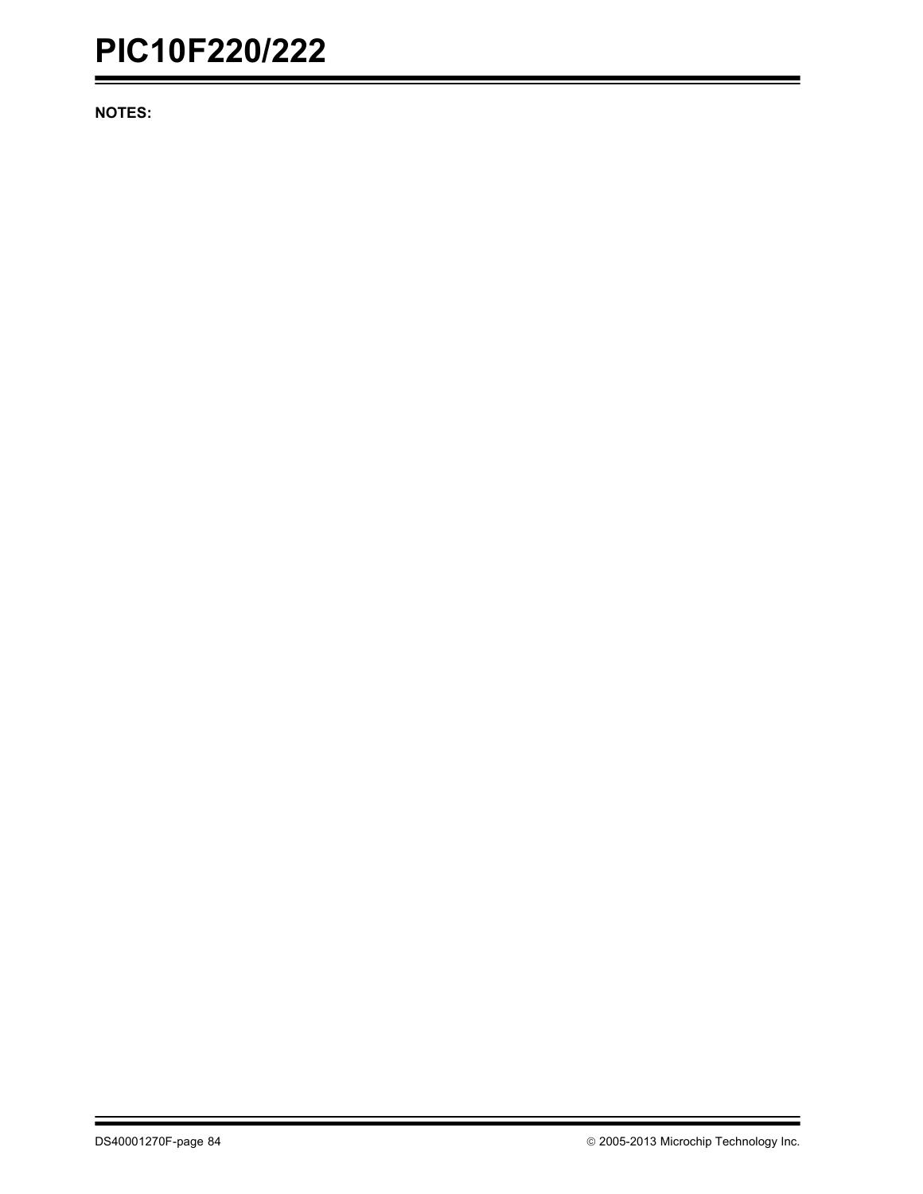**NOTES:**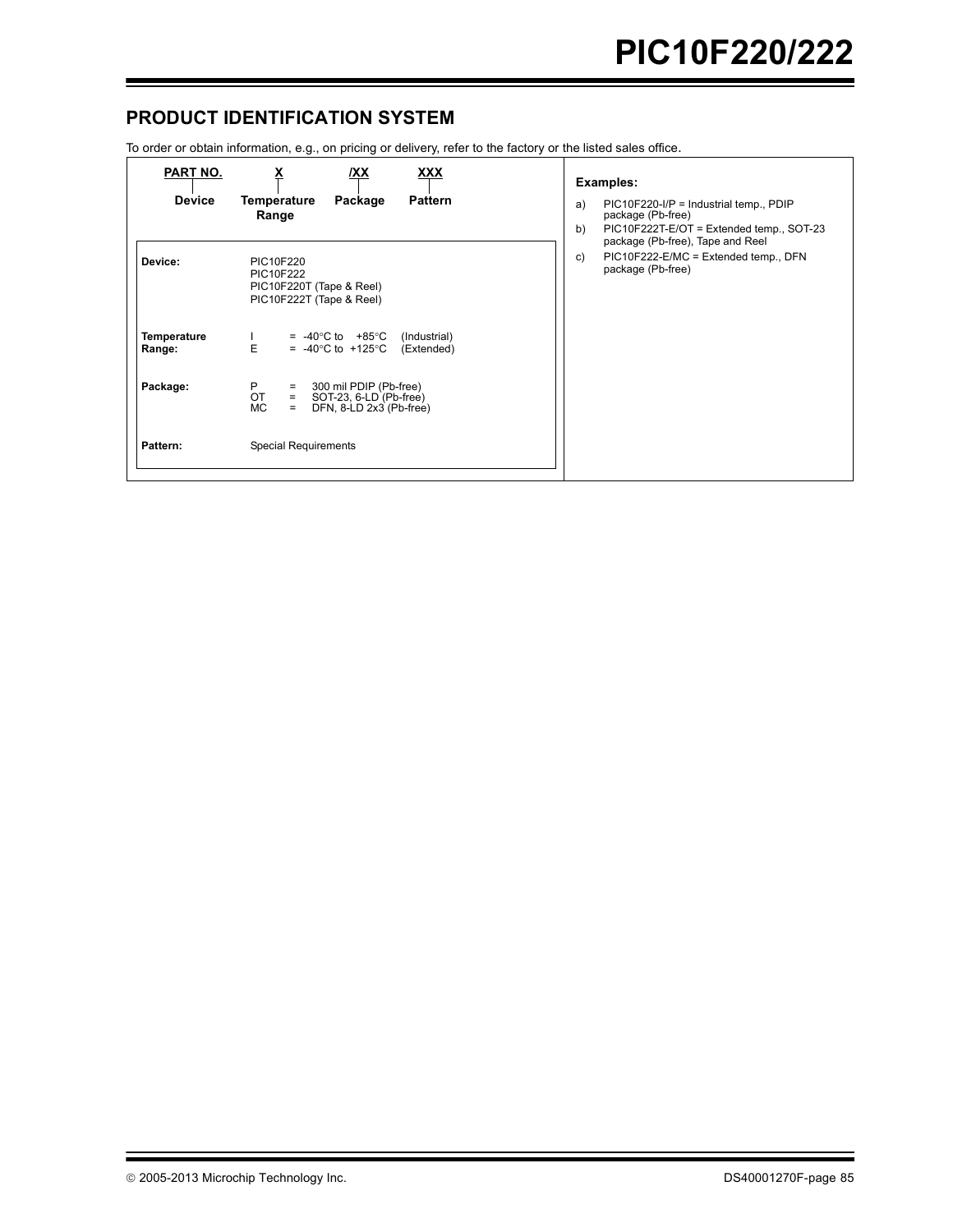## PRODUCT IDENTIFICATION SYSTEM

To order or obtain information, e.g., on pricing or delivery, refer to the factory or the listed sales office.

| PART NO. | X | /XX | XXX |
|---|---|---|---|
| Device | Temperature Range | Package | Pattern |

| | |
|---|---|
| **Device:** | PIC10F220<br>PIC10F222<br>PIC10F220T (Tape & Reel)<br>PIC10F222T (Tape & Reel) |
| **Temperature Range:** | I = -40°C to +85°C (Industrial)<br>E = -40°C to +125°C (Extended) |
| **Package:** | P = 300 mil PDIP (Pb-free)<br>OT = SOT-23, 6-LD (Pb-free)<br>MC = DFN, 8-LD 2x3 (Pb-free) |
| **Pattern:** | Special Requirements |

**Examples:**

a) PIC10F220-I/P = Industrial temp., PDIP package (Pb-free)

b) PIC10F222T-E/OT = Extended temp., SOT-23 package (Pb-free), Tape and Reel

c) PIC10F222-E/MC = Extended temp., DFN package (Pb-free)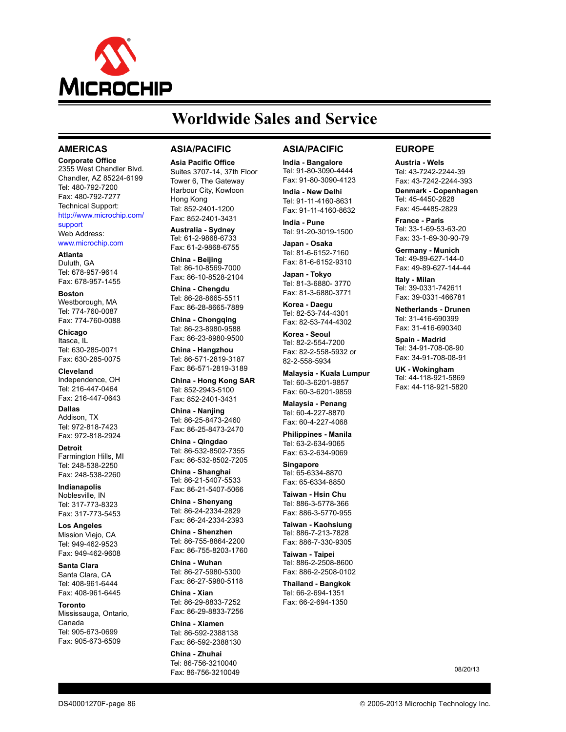# Worldwide Sales and Service

## AMERICAS

**Corporate Office**
2355 West Chandler Blvd.
Chandler, AZ 85224-6199
Tel: 480-792-7200
Fax: 480-792-7277
Technical Support:
http://www.microchip.com/support
Web Address:
www.microchip.com

**Atlanta**
Duluth, GA
Tel: 678-957-9614
Fax: 678-957-1455

**Boston**
Westborough, MA
Tel: 774-760-0087
Fax: 774-760-0088

**Chicago**
Itasca, IL
Tel: 630-285-0071
Fax: 630-285-0075

**Cleveland**
Independence, OH
Tel: 216-447-0464
Fax: 216-447-0643

**Dallas**
Addison, TX
Tel: 972-818-7423
Fax: 972-818-2924

**Detroit**
Farmington Hills, MI
Tel: 248-538-2250
Fax: 248-538-2260

**Indianapolis**
Noblesville, IN
Tel: 317-773-8323
Fax: 317-773-5453

**Los Angeles**
Mission Viejo, CA
Tel: 949-462-9523
Fax: 949-462-9608

**Santa Clara**
Santa Clara, CA
Tel: 408-961-6444
Fax: 408-961-6445

**Toronto**
Mississauga, Ontario,
Canada
Tel: 905-673-0699
Fax: 905-673-6509

## ASIA/PACIFIC

**Asia Pacific Office**
Suites 3707-14, 37th Floor
Tower 6, The Gateway
Harbour City, Kowloon
Hong Kong
Tel: 852-2401-1200
Fax: 852-2401-3431

**Australia - Sydney**
Tel: 61-2-9868-6733
Fax: 61-2-9868-6755

**China - Beijing**
Tel: 86-10-8569-7000
Fax: 86-10-8528-2104

**China - Chengdu**
Tel: 86-28-8665-5511
Fax: 86-28-8665-7889

**China - Chongqing**
Tel: 86-23-8980-9588
Fax: 86-23-8980-9500

**China - Hangzhou**
Tel: 86-571-2819-3187
Fax: 86-571-2819-3189

**China - Hong Kong SAR**
Tel: 852-2943-5100
Fax: 852-2401-3431

**China - Nanjing**
Tel: 86-25-8473-2460
Fax: 86-25-8473-2470

**China - Qingdao**
Tel: 86-532-8502-7355
Fax: 86-532-8502-7205

**China - Shanghai**
Tel: 86-21-5407-5533
Fax: 86-21-5407-5066

**China - Shenyang**
Tel: 86-24-2334-2829
Fax: 86-24-2334-2393

**China - Shenzhen**
Tel: 86-755-8864-2200
Fax: 86-755-8203-1760

**China - Wuhan**
Tel: 86-27-5980-5300
Fax: 86-27-5980-5118

**China - Xian**
Tel: 86-29-8833-7252
Fax: 86-29-8833-7256

**China - Xiamen**
Tel: 86-592-2388138
Fax: 86-592-2388130

**China - Zhuhai**
Tel: 86-756-3210040
Fax: 86-756-3210049

## ASIA/PACIFIC

**India - Bangalore**
Tel: 91-80-3090-4444
Fax: 91-80-3090-4123

**India - New Delhi**
Tel: 91-11-4160-8631
Fax: 91-11-4160-8632

**India - Pune**
Tel: 91-20-3019-1500

**Japan - Osaka**
Tel: 81-6-6152-7160
Fax: 81-6-6152-9310

**Japan - Tokyo**
Tel: 81-3-6880- 3770
Fax: 81-3-6880-3771

**Korea - Daegu**
Tel: 82-53-744-4301
Fax: 82-53-744-4302

**Korea - Seoul**
Tel: 82-2-554-7200
Fax: 82-2-558-5932 or
82-2-558-5934

**Malaysia - Kuala Lumpur**
Tel: 60-3-6201-9857
Fax: 60-3-6201-9859

**Malaysia - Penang**
Tel: 60-4-227-8870
Fax: 60-4-227-4068

**Philippines - Manila**
Tel: 63-2-634-9065
Fax: 63-2-634-9069

**Singapore**
Tel: 65-6334-8870
Fax: 65-6334-8850

**Taiwan - Hsin Chu**
Tel: 886-3-5778-366
Fax: 886-3-5770-955

**Taiwan - Kaohsiung**
Tel: 886-7-213-7828
Fax: 886-7-330-9305

**Taiwan - Taipei**
Tel: 886-2-2508-8600
Fax: 886-2-2508-0102

**Thailand - Bangkok**
Tel: 66-2-694-1351
Fax: 66-2-694-1350

## EUROPE

**Austria - Wels**
Tel: 43-7242-2244-39
Fax: 43-7242-2244-393

**Denmark - Copenhagen**
Tel: 45-4450-2828
Fax: 45-4485-2829

**France - Paris**
Tel: 33-1-69-53-63-20
Fax: 33-1-69-30-90-79

**Germany - Munich**
Tel: 49-89-627-144-0
Fax: 49-89-627-144-44

**Italy - Milan**
Tel: 39-0331-742611
Fax: 39-0331-466781

**Netherlands - Drunen**
Tel: 31-416-690399
Fax: 31-416-690340

**Spain - Madrid**
Tel: 34-91-708-08-90
Fax: 34-91-708-08-91

**UK - Wokingham**
Tel: 44-118-921-5869
Fax: 44-118-921-5820

08/20/13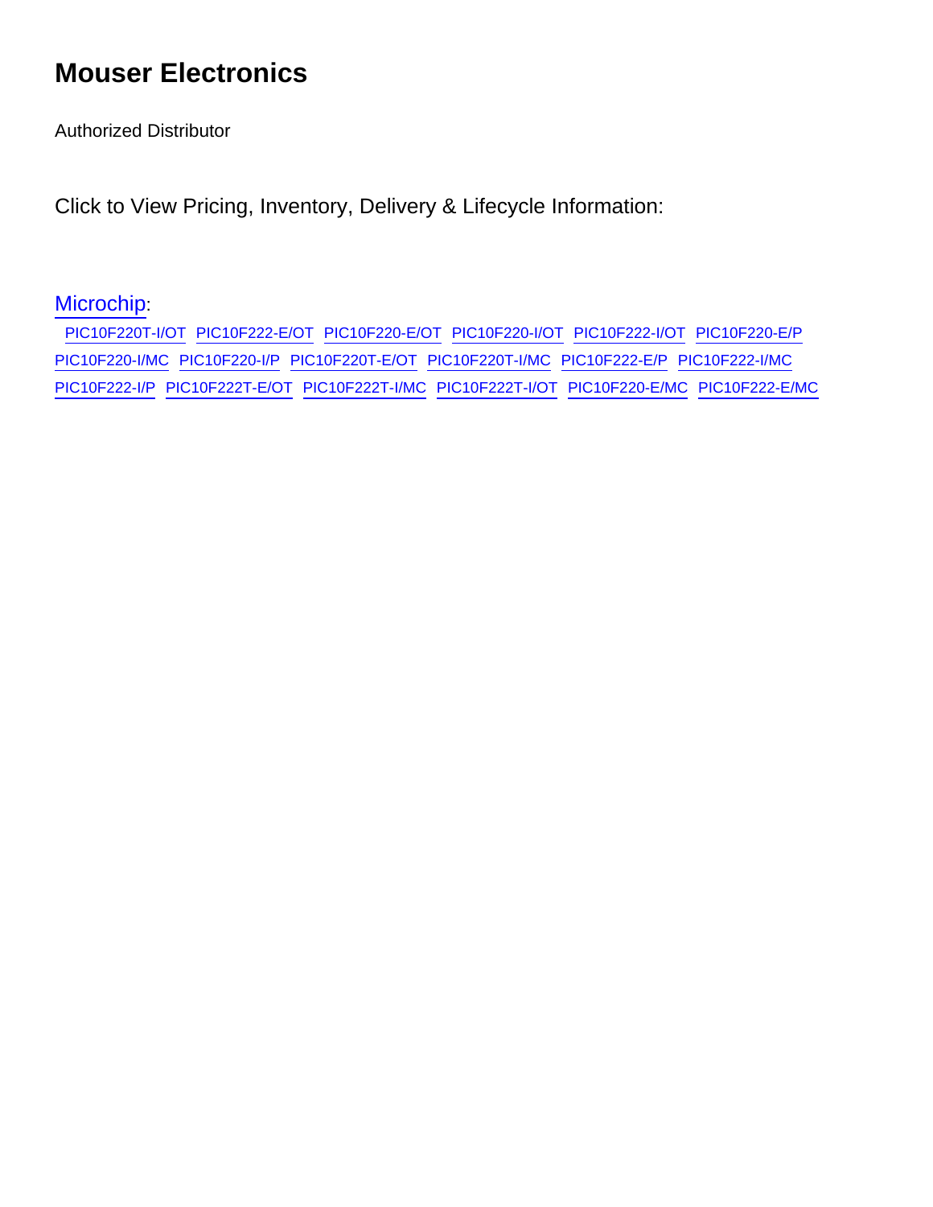# Mouser Electronics

Authorized Distributor

Click to View Pricing, Inventory, Delivery & Lifecycle Information:

Microchip:

PIC10F220T-I/OT PIC10F222-E/OT PIC10F220-E/OT PIC10F220-I/OT PIC10F222-I/OT PIC10F220-E/P PIC10F220-I/MC PIC10F220-I/P PIC10F220T-E/OT PIC10F220T-I/MC PIC10F222-E/P PIC10F222-I/MC PIC10F222-I/P PIC10F222T-E/OT PIC10F222T-I/MC PIC10F222T-I/OT PIC10F220-E/MC PIC10F222-E/MC